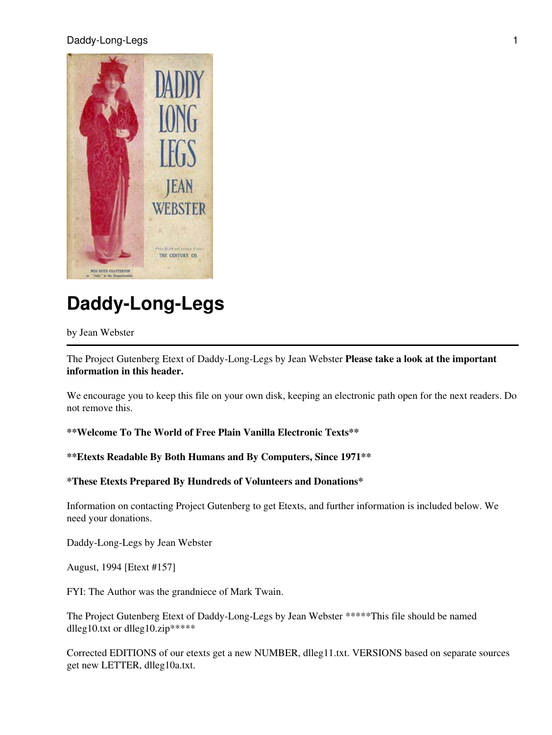# Daddy-Long-Legs

by Jean Webster

---

The Project Gutenberg Etext of Daddy-Long-Legs by Jean Webster **Please take a look at the important information in this header.**

We encourage you to keep this file on your own disk, keeping an electronic path open for the next readers. Do not remove this.

**\*\*Welcome To The World of Free Plain Vanilla Electronic Texts\*\***

**\*\*Etexts Readable By Both Humans and By Computers, Since 1971\*\***

**\*These Etexts Prepared By Hundreds of Volunteers and Donations\***

Information on contacting Project Gutenberg to get Etexts, and further information is included below. We need your donations.

Daddy-Long-Legs by Jean Webster

August, 1994 [Etext #157]

FYI: The Author was the grandniece of Mark Twain.

The Project Gutenberg Etext of Daddy-Long-Legs by Jean Webster *****This file should be named dlleg10.txt or dlleg10.zip*****

Corrected EDITIONS of our etexts get a new NUMBER, dlleg11.txt. VERSIONS based on separate sources get new LETTER, dlleg10a.txt.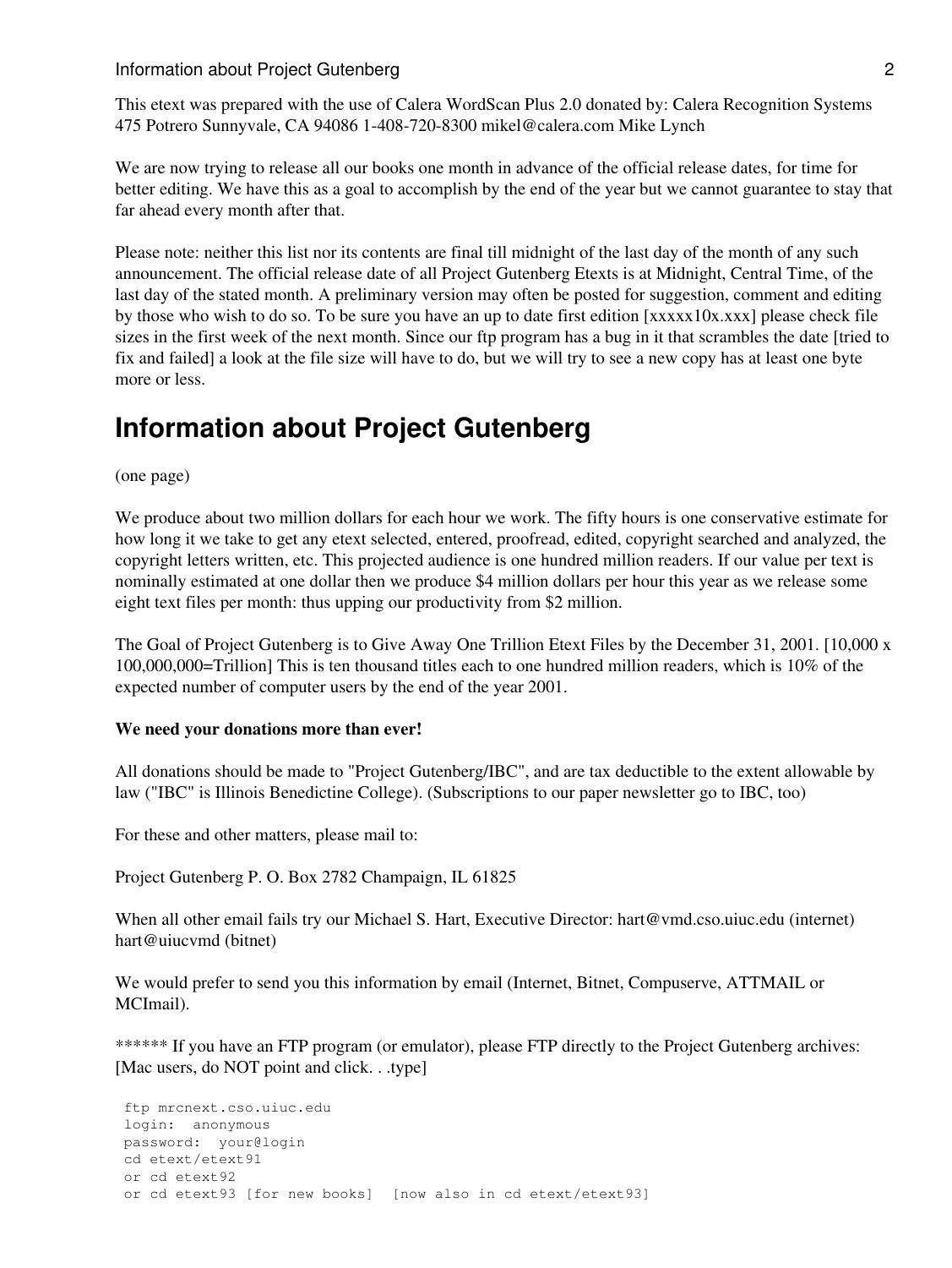This etext was prepared with the use of Calera WordScan Plus 2.0 donated by: Calera Recognition Systems 475 Potrero Sunnyvale, CA 94086 1-408-720-8300 mikel@calera.com Mike Lynch

We are now trying to release all our books one month in advance of the official release dates, for time for better editing. We have this as a goal to accomplish by the end of the year but we cannot guarantee to stay that far ahead every month after that.

Please note: neither this list nor its contents are final till midnight of the last day of the month of any such announcement. The official release date of all Project Gutenberg Etexts is at Midnight, Central Time, of the last day of the stated month. A preliminary version may often be posted for suggestion, comment and editing by those who wish to do so. To be sure you have an up to date first edition [xxxxx10x.xxx] please check file sizes in the first week of the next month. Since our ftp program has a bug in it that scrambles the date [tried to fix and failed] a look at the file size will have to do, but we will try to see a new copy has at least one byte more or less.

# Information about Project Gutenberg

(one page)

We produce about two million dollars for each hour we work. The fifty hours is one conservative estimate for how long it we take to get any etext selected, entered, proofread, edited, copyright searched and analyzed, the copyright letters written, etc. This projected audience is one hundred million readers. If our value per text is nominally estimated at one dollar then we produce $4 million dollars per hour this year as we release some eight text files per month: thus upping our productivity from $2 million.

The Goal of Project Gutenberg is to Give Away One Trillion Etext Files by the December 31, 2001. [10,000 x 100,000,000=Trillion] This is ten thousand titles each to one hundred million readers, which is 10% of the expected number of computer users by the end of the year 2001.

**We need your donations more than ever!**

All donations should be made to "Project Gutenberg/IBC", and are tax deductible to the extent allowable by law ("IBC" is Illinois Benedictine College). (Subscriptions to our paper newsletter go to IBC, too)

For these and other matters, please mail to:

Project Gutenberg P. O. Box 2782 Champaign, IL 61825

When all other email fails try our Michael S. Hart, Executive Director: hart@vmd.cso.uiuc.edu (internet) hart@uiucvmd (bitnet)

We would prefer to send you this information by email (Internet, Bitnet, Compuserve, ATTMAIL or MCImail).

****** If you have an FTP program (or emulator), please FTP directly to the Project Gutenberg archives: [Mac users, do NOT point and click. . .type]

```
ftp mrcnext.cso.uiuc.edu
login:  anonymous
password:  your@login
cd etext/etext91
or cd etext92
or cd etext93 [for new books]  [now also in cd etext/etext93]
```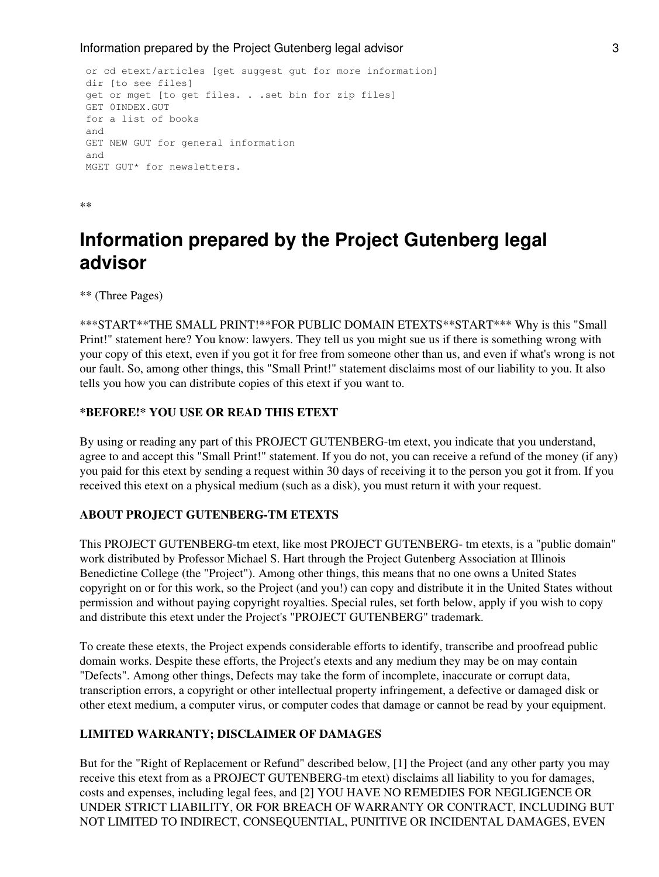```
or cd etext/articles [get suggest gut for more information]
dir [to see files]
get or mget [to get files. . .set bin for zip files]
GET 0INDEX.GUT
for a list of books
and
GET NEW GUT for general information
and
MGET GUT* for newsletters.
```

**

# Information prepared by the Project Gutenberg legal advisor

** (Three Pages)

***START**THE SMALL PRINT!**FOR PUBLIC DOMAIN ETEXTS**START*** Why is this "Small Print!" statement here? You know: lawyers. They tell us you might sue us if there is something wrong with your copy of this etext, even if you got it for free from someone other than us, and even if what's wrong is not our fault. So, among other things, this "Small Print!" statement disclaims most of our liability to you. It also tells you how you can distribute copies of this etext if you want to.

### *BEFORE!* YOU USE OR READ THIS ETEXT

By using or reading any part of this PROJECT GUTENBERG-tm etext, you indicate that you understand, agree to and accept this "Small Print!" statement. If you do not, you can receive a refund of the money (if any) you paid for this etext by sending a request within 30 days of receiving it to the person you got it from. If you received this etext on a physical medium (such as a disk), you must return it with your request.

### ABOUT PROJECT GUTENBERG-TM ETEXTS

This PROJECT GUTENBERG-tm etext, like most PROJECT GUTENBERG- tm etexts, is a "public domain" work distributed by Professor Michael S. Hart through the Project Gutenberg Association at Illinois Benedictine College (the "Project"). Among other things, this means that no one owns a United States copyright on or for this work, so the Project (and you!) can copy and distribute it in the United States without permission and without paying copyright royalties. Special rules, set forth below, apply if you wish to copy and distribute this etext under the Project's "PROJECT GUTENBERG" trademark.

To create these etexts, the Project expends considerable efforts to identify, transcribe and proofread public domain works. Despite these efforts, the Project's etexts and any medium they may be on may contain "Defects". Among other things, Defects may take the form of incomplete, inaccurate or corrupt data, transcription errors, a copyright or other intellectual property infringement, a defective or damaged disk or other etext medium, a computer virus, or computer codes that damage or cannot be read by your equipment.

### LIMITED WARRANTY; DISCLAIMER OF DAMAGES

But for the "Right of Replacement or Refund" described below, [1] the Project (and any other party you may receive this etext from as a PROJECT GUTENBERG-tm etext) disclaims all liability to you for damages, costs and expenses, including legal fees, and [2] YOU HAVE NO REMEDIES FOR NEGLIGENCE OR UNDER STRICT LIABILITY, OR FOR BREACH OF WARRANTY OR CONTRACT, INCLUDING BUT NOT LIMITED TO INDIRECT, CONSEQUENTIAL, PUNITIVE OR INCIDENTAL DAMAGES, EVEN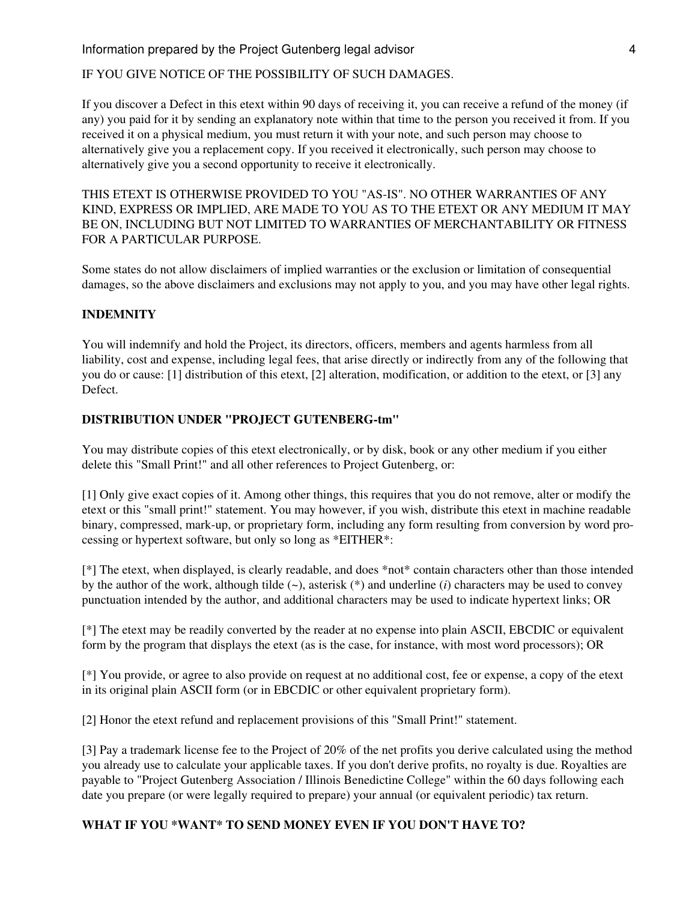IF YOU GIVE NOTICE OF THE POSSIBILITY OF SUCH DAMAGES.

If you discover a Defect in this etext within 90 days of receiving it, you can receive a refund of the money (if any) you paid for it by sending an explanatory note within that time to the person you received it from. If you received it on a physical medium, you must return it with your note, and such person may choose to alternatively give you a replacement copy. If you received it electronically, such person may choose to alternatively give you a second opportunity to receive it electronically.

THIS ETEXT IS OTHERWISE PROVIDED TO YOU "AS-IS". NO OTHER WARRANTIES OF ANY KIND, EXPRESS OR IMPLIED, ARE MADE TO YOU AS TO THE ETEXT OR ANY MEDIUM IT MAY BE ON, INCLUDING BUT NOT LIMITED TO WARRANTIES OF MERCHANTABILITY OR FITNESS FOR A PARTICULAR PURPOSE.

Some states do not allow disclaimers of implied warranties or the exclusion or limitation of consequential damages, so the above disclaimers and exclusions may not apply to you, and you may have other legal rights.

**INDEMNITY**

You will indemnify and hold the Project, its directors, officers, members and agents harmless from all liability, cost and expense, including legal fees, that arise directly or indirectly from any of the following that you do or cause: [1] distribution of this etext, [2] alteration, modification, or addition to the etext, or [3] any Defect.

**DISTRIBUTION UNDER "PROJECT GUTENBERG-tm"**

You may distribute copies of this etext electronically, or by disk, book or any other medium if you either delete this "Small Print!" and all other references to Project Gutenberg, or:

[1] Only give exact copies of it. Among other things, this requires that you do not remove, alter or modify the etext or this "small print!" statement. You may however, if you wish, distribute this etext in machine readable binary, compressed, mark-up, or proprietary form, including any form resulting from conversion by word processing or hypertext software, but only so long as *EITHER*:

[*] The etext, when displayed, is clearly readable, and does *not* contain characters other than those intended by the author of the work, although tilde (~), asterisk (*) and underline (_) characters may be used to convey punctuation intended by the author, and additional characters may be used to indicate hypertext links; OR

[*] The etext may be readily converted by the reader at no expense into plain ASCII, EBCDIC or equivalent form by the program that displays the etext (as is the case, for instance, with most word processors); OR

[*] You provide, or agree to also provide on request at no additional cost, fee or expense, a copy of the etext in its original plain ASCII form (or in EBCDIC or other equivalent proprietary form).

[2] Honor the etext refund and replacement provisions of this "Small Print!" statement.

[3] Pay a trademark license fee to the Project of 20% of the net profits you derive calculated using the method you already use to calculate your applicable taxes. If you don't derive profits, no royalty is due. Royalties are payable to "Project Gutenberg Association / Illinois Benedictine College" within the 60 days following each date you prepare (or were legally required to prepare) your annual (or equivalent periodic) tax return.

**WHAT IF YOU *WANT* TO SEND MONEY EVEN IF YOU DON'T HAVE TO?**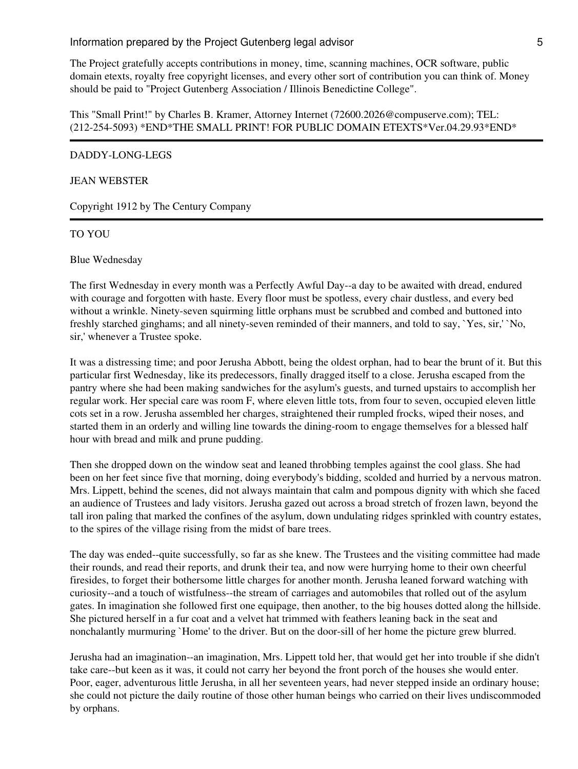The Project gratefully accepts contributions in money, time, scanning machines, OCR software, public domain etexts, royalty free copyright licenses, and every other sort of contribution you can think of. Money should be paid to "Project Gutenberg Association / Illinois Benedictine College".

This "Small Print!" by Charles B. Kramer, Attorney Internet (72600.2026@compuserve.com); TEL: (212-254-5093) *END*THE SMALL PRINT! FOR PUBLIC DOMAIN ETEXTS*Ver.04.29.93*END*

---

DADDY-LONG-LEGS

JEAN WEBSTER

Copyright 1912 by The Century Company

---

TO YOU

Blue Wednesday

The first Wednesday in every month was a Perfectly Awful Day--a day to be awaited with dread, endured with courage and forgotten with haste. Every floor must be spotless, every chair dustless, and every bed without a wrinkle. Ninety-seven squirming little orphans must be scrubbed and combed and buttoned into freshly starched ginghams; and all ninety-seven reminded of their manners, and told to say, `Yes, sir,' `No, sir,' whenever a Trustee spoke.

It was a distressing time; and poor Jerusha Abbott, being the oldest orphan, had to bear the brunt of it. But this particular first Wednesday, like its predecessors, finally dragged itself to a close. Jerusha escaped from the pantry where she had been making sandwiches for the asylum's guests, and turned upstairs to accomplish her regular work. Her special care was room F, where eleven little tots, from four to seven, occupied eleven little cots set in a row. Jerusha assembled her charges, straightened their rumpled frocks, wiped their noses, and started them in an orderly and willing line towards the dining-room to engage themselves for a blessed half hour with bread and milk and prune pudding.

Then she dropped down on the window seat and leaned throbbing temples against the cool glass. She had been on her feet since five that morning, doing everybody's bidding, scolded and hurried by a nervous matron. Mrs. Lippett, behind the scenes, did not always maintain that calm and pompous dignity with which she faced an audience of Trustees and lady visitors. Jerusha gazed out across a broad stretch of frozen lawn, beyond the tall iron paling that marked the confines of the asylum, down undulating ridges sprinkled with country estates, to the spires of the village rising from the midst of bare trees.

The day was ended--quite successfully, so far as she knew. The Trustees and the visiting committee had made their rounds, and read their reports, and drunk their tea, and now were hurrying home to their own cheerful firesides, to forget their bothersome little charges for another month. Jerusha leaned forward watching with curiosity--and a touch of wistfulness--the stream of carriages and automobiles that rolled out of the asylum gates. In imagination she followed first one equipage, then another, to the big houses dotted along the hillside. She pictured herself in a fur coat and a velvet hat trimmed with feathers leaning back in the seat and nonchalantly murmuring `Home' to the driver. But on the door-sill of her home the picture grew blurred.

Jerusha had an imagination--an imagination, Mrs. Lippett told her, that would get her into trouble if she didn't take care--but keen as it was, it could not carry her beyond the front porch of the houses she would enter. Poor, eager, adventurous little Jerusha, in all her seventeen years, had never stepped inside an ordinary house; she could not picture the daily routine of those other human beings who carried on their lives undiscommoded by orphans.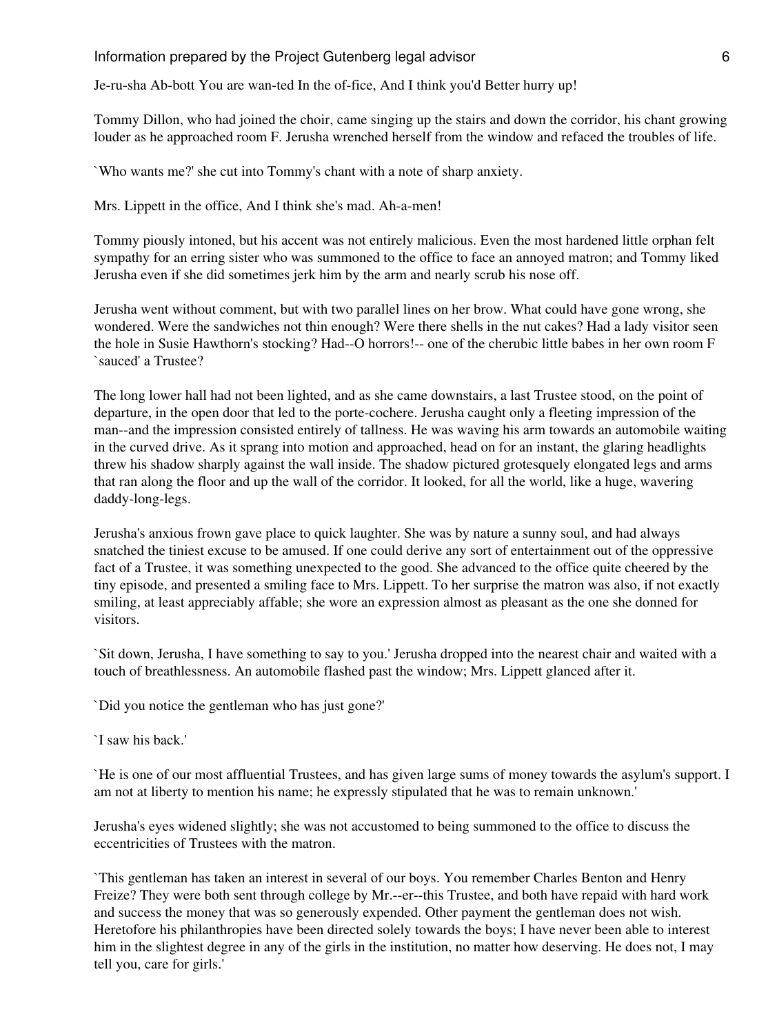Je-ru-sha Ab-bott You are wan-ted In the of-fice, And I think you'd Better hurry up!

Tommy Dillon, who had joined the choir, came singing up the stairs and down the corridor, his chant growing louder as he approached room F. Jerusha wrenched herself from the window and refaced the troubles of life.

`Who wants me?' she cut into Tommy's chant with a note of sharp anxiety.

Mrs. Lippett in the office, And I think she's mad. Ah-a-men!

Tommy piously intoned, but his accent was not entirely malicious. Even the most hardened little orphan felt sympathy for an erring sister who was summoned to the office to face an annoyed matron; and Tommy liked Jerusha even if she did sometimes jerk him by the arm and nearly scrub his nose off.

Jerusha went without comment, but with two parallel lines on her brow. What could have gone wrong, she wondered. Were the sandwiches not thin enough? Were there shells in the nut cakes? Had a lady visitor seen the hole in Susie Hawthorn's stocking? Had--O horrors!-- one of the cherubic little babes in her own room F `sauced' a Trustee?

The long lower hall had not been lighted, and as she came downstairs, a last Trustee stood, on the point of departure, in the open door that led to the porte-cochere. Jerusha caught only a fleeting impression of the man--and the impression consisted entirely of tallness. He was waving his arm towards an automobile waiting in the curved drive. As it sprang into motion and approached, head on for an instant, the glaring headlights threw his shadow sharply against the wall inside. The shadow pictured grotesquely elongated legs and arms that ran along the floor and up the wall of the corridor. It looked, for all the world, like a huge, wavering daddy-long-legs.

Jerusha's anxious frown gave place to quick laughter. She was by nature a sunny soul, and had always snatched the tiniest excuse to be amused. If one could derive any sort of entertainment out of the oppressive fact of a Trustee, it was something unexpected to the good. She advanced to the office quite cheered by the tiny episode, and presented a smiling face to Mrs. Lippett. To her surprise the matron was also, if not exactly smiling, at least appreciably affable; she wore an expression almost as pleasant as the one she donned for visitors.

`Sit down, Jerusha, I have something to say to you.' Jerusha dropped into the nearest chair and waited with a touch of breathlessness. An automobile flashed past the window; Mrs. Lippett glanced after it.

`Did you notice the gentleman who has just gone?'

`I saw his back.'

`He is one of our most affluential Trustees, and has given large sums of money towards the asylum's support. I am not at liberty to mention his name; he expressly stipulated that he was to remain unknown.'

Jerusha's eyes widened slightly; she was not accustomed to being summoned to the office to discuss the eccentricities of Trustees with the matron.

`This gentleman has taken an interest in several of our boys. You remember Charles Benton and Henry Freize? They were both sent through college by Mr.--er--this Trustee, and both have repaid with hard work and success the money that was so generously expended. Other payment the gentleman does not wish. Heretofore his philanthropies have been directed solely towards the boys; I have never been able to interest him in the slightest degree in any of the girls in the institution, no matter how deserving. He does not, I may tell you, care for girls.'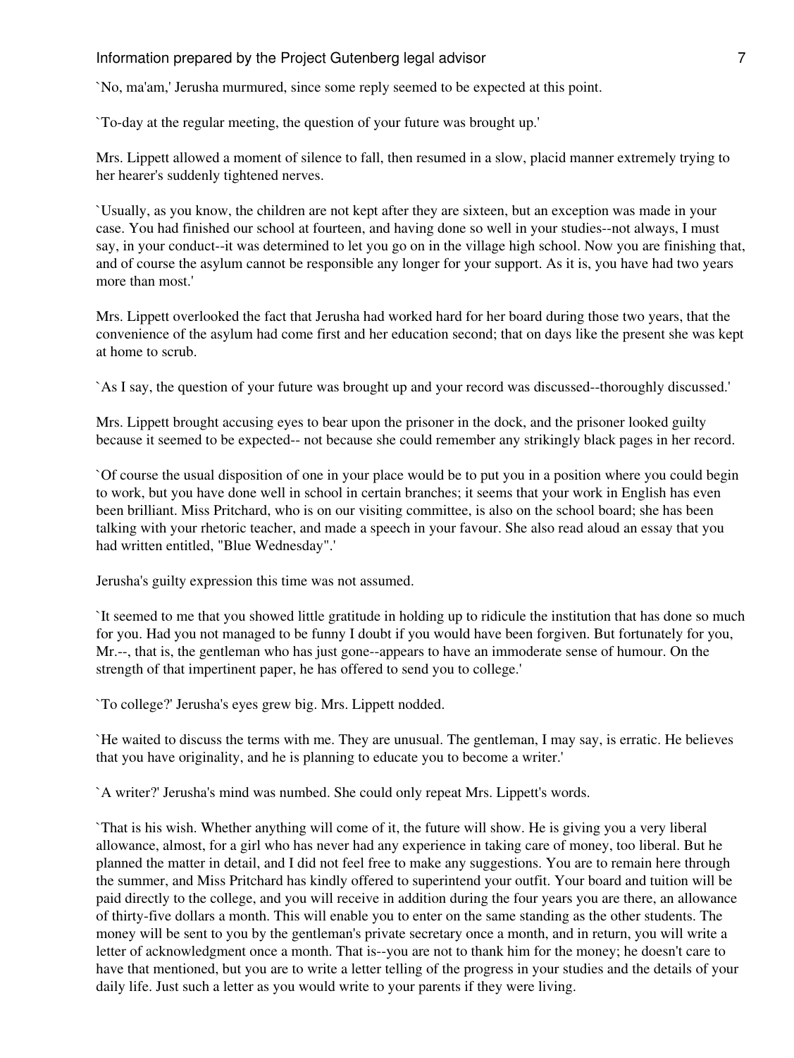`No, ma'am,' Jerusha murmured, since some reply seemed to be expected at this point.

`To-day at the regular meeting, the question of your future was brought up.'

Mrs. Lippett allowed a moment of silence to fall, then resumed in a slow, placid manner extremely trying to her hearer's suddenly tightened nerves.

`Usually, as you know, the children are not kept after they are sixteen, but an exception was made in your case. You had finished our school at fourteen, and having done so well in your studies--not always, I must say, in your conduct--it was determined to let you go on in the village high school. Now you are finishing that, and of course the asylum cannot be responsible any longer for your support. As it is, you have had two years more than most.'

Mrs. Lippett overlooked the fact that Jerusha had worked hard for her board during those two years, that the convenience of the asylum had come first and her education second; that on days like the present she was kept at home to scrub.

`As I say, the question of your future was brought up and your record was discussed--thoroughly discussed.'

Mrs. Lippett brought accusing eyes to bear upon the prisoner in the dock, and the prisoner looked guilty because it seemed to be expected-- not because she could remember any strikingly black pages in her record.

`Of course the usual disposition of one in your place would be to put you in a position where you could begin to work, but you have done well in school in certain branches; it seems that your work in English has even been brilliant. Miss Pritchard, who is on our visiting committee, is also on the school board; she has been talking with your rhetoric teacher, and made a speech in your favour. She also read aloud an essay that you had written entitled, "Blue Wednesday".'

Jerusha's guilty expression this time was not assumed.

`It seemed to me that you showed little gratitude in holding up to ridicule the institution that has done so much for you. Had you not managed to be funny I doubt if you would have been forgiven. But fortunately for you, Mr.--, that is, the gentleman who has just gone--appears to have an immoderate sense of humour. On the strength of that impertinent paper, he has offered to send you to college.'

`To college?' Jerusha's eyes grew big. Mrs. Lippett nodded.

`He waited to discuss the terms with me. They are unusual. The gentleman, I may say, is erratic. He believes that you have originality, and he is planning to educate you to become a writer.'

`A writer?' Jerusha's mind was numbed. She could only repeat Mrs. Lippett's words.

`That is his wish. Whether anything will come of it, the future will show. He is giving you a very liberal allowance, almost, for a girl who has never had any experience in taking care of money, too liberal. But he planned the matter in detail, and I did not feel free to make any suggestions. You are to remain here through the summer, and Miss Pritchard has kindly offered to superintend your outfit. Your board and tuition will be paid directly to the college, and you will receive in addition during the four years you are there, an allowance of thirty-five dollars a month. This will enable you to enter on the same standing as the other students. The money will be sent to you by the gentleman's private secretary once a month, and in return, you will write a letter of acknowledgment once a month. That is--you are not to thank him for the money; he doesn't care to have that mentioned, but you are to write a letter telling of the progress in your studies and the details of your daily life. Just such a letter as you would write to your parents if they were living.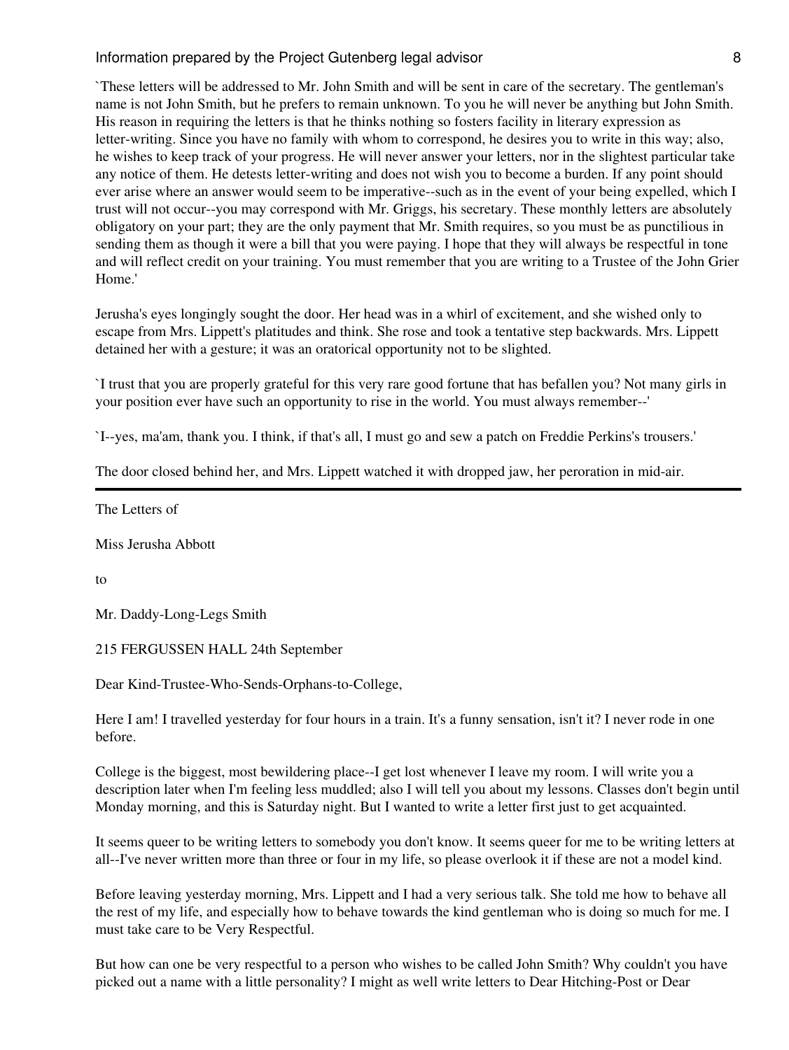`These letters will be addressed to Mr. John Smith and will be sent in care of the secretary. The gentleman's name is not John Smith, but he prefers to remain unknown. To you he will never be anything but John Smith. His reason in requiring the letters is that he thinks nothing so fosters facility in literary expression as letter-writing. Since you have no family with whom to correspond, he desires you to write in this way; also, he wishes to keep track of your progress. He will never answer your letters, nor in the slightest particular take any notice of them. He detests letter-writing and does not wish you to become a burden. If any point should ever arise where an answer would seem to be imperative--such as in the event of your being expelled, which I trust will not occur--you may correspond with Mr. Griggs, his secretary. These monthly letters are absolutely obligatory on your part; they are the only payment that Mr. Smith requires, so you must be as punctilious in sending them as though it were a bill that you were paying. I hope that they will always be respectful in tone and will reflect credit on your training. You must remember that you are writing to a Trustee of the John Grier Home.'

Jerusha's eyes longingly sought the door. Her head was in a whirl of excitement, and she wished only to escape from Mrs. Lippett's platitudes and think. She rose and took a tentative step backwards. Mrs. Lippett detained her with a gesture; it was an oratorical opportunity not to be slighted.

`I trust that you are properly grateful for this very rare good fortune that has befallen you? Not many girls in your position ever have such an opportunity to rise in the world. You must always remember--'

`I--yes, ma'am, thank you. I think, if that's all, I must go and sew a patch on Freddie Perkins's trousers.'

The door closed behind her, and Mrs. Lippett watched it with dropped jaw, her peroration in mid-air.

---

The Letters of

Miss Jerusha Abbott

to

Mr. Daddy-Long-Legs Smith

215 FERGUSSEN HALL 24th September

Dear Kind-Trustee-Who-Sends-Orphans-to-College,

Here I am! I travelled yesterday for four hours in a train. It's a funny sensation, isn't it? I never rode in one before.

College is the biggest, most bewildering place--I get lost whenever I leave my room. I will write you a description later when I'm feeling less muddled; also I will tell you about my lessons. Classes don't begin until Monday morning, and this is Saturday night. But I wanted to write a letter first just to get acquainted.

It seems queer to be writing letters to somebody you don't know. It seems queer for me to be writing letters at all--I've never written more than three or four in my life, so please overlook it if these are not a model kind.

Before leaving yesterday morning, Mrs. Lippett and I had a very serious talk. She told me how to behave all the rest of my life, and especially how to behave towards the kind gentleman who is doing so much for me. I must take care to be Very Respectful.

But how can one be very respectful to a person who wishes to be called John Smith? Why couldn't you have picked out a name with a little personality? I might as well write letters to Dear Hitching-Post or Dear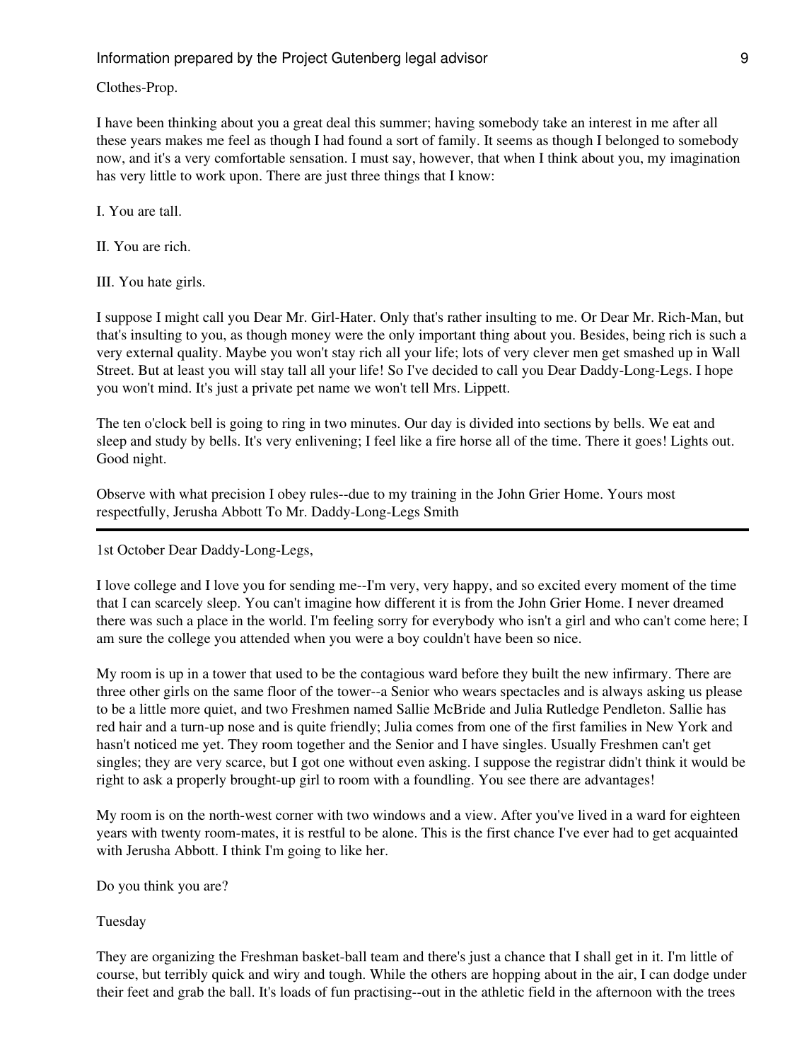Clothes-Prop.

I have been thinking about you a great deal this summer; having somebody take an interest in me after all these years makes me feel as though I had found a sort of family. It seems as though I belonged to somebody now, and it's a very comfortable sensation. I must say, however, that when I think about you, my imagination has very little to work upon. There are just three things that I know:

I. You are tall.

II. You are rich.

III. You hate girls.

I suppose I might call you Dear Mr. Girl-Hater. Only that's rather insulting to me. Or Dear Mr. Rich-Man, but that's insulting to you, as though money were the only important thing about you. Besides, being rich is such a very external quality. Maybe you won't stay rich all your life; lots of very clever men get smashed up in Wall Street. But at least you will stay tall all your life! So I've decided to call you Dear Daddy-Long-Legs. I hope you won't mind. It's just a private pet name we won't tell Mrs. Lippett.

The ten o'clock bell is going to ring in two minutes. Our day is divided into sections by bells. We eat and sleep and study by bells. It's very enlivening; I feel like a fire horse all of the time. There it goes! Lights out. Good night.

Observe with what precision I obey rules--due to my training in the John Grier Home. Yours most respectfully, Jerusha Abbott To Mr. Daddy-Long-Legs Smith

---

1st October Dear Daddy-Long-Legs,

I love college and I love you for sending me--I'm very, very happy, and so excited every moment of the time that I can scarcely sleep. You can't imagine how different it is from the John Grier Home. I never dreamed there was such a place in the world. I'm feeling sorry for everybody who isn't a girl and who can't come here; I am sure the college you attended when you were a boy couldn't have been so nice.

My room is up in a tower that used to be the contagious ward before they built the new infirmary. There are three other girls on the same floor of the tower--a Senior who wears spectacles and is always asking us please to be a little more quiet, and two Freshmen named Sallie McBride and Julia Rutledge Pendleton. Sallie has red hair and a turn-up nose and is quite friendly; Julia comes from one of the first families in New York and hasn't noticed me yet. They room together and the Senior and I have singles. Usually Freshmen can't get singles; they are very scarce, but I got one without even asking. I suppose the registrar didn't think it would be right to ask a properly brought-up girl to room with a foundling. You see there are advantages!

My room is on the north-west corner with two windows and a view. After you've lived in a ward for eighteen years with twenty room-mates, it is restful to be alone. This is the first chance I've ever had to get acquainted with Jerusha Abbott. I think I'm going to like her.

Do you think you are?

Tuesday

They are organizing the Freshman basket-ball team and there's just a chance that I shall get in it. I'm little of course, but terribly quick and wiry and tough. While the others are hopping about in the air, I can dodge under their feet and grab the ball. It's loads of fun practising--out in the athletic field in the afternoon with the trees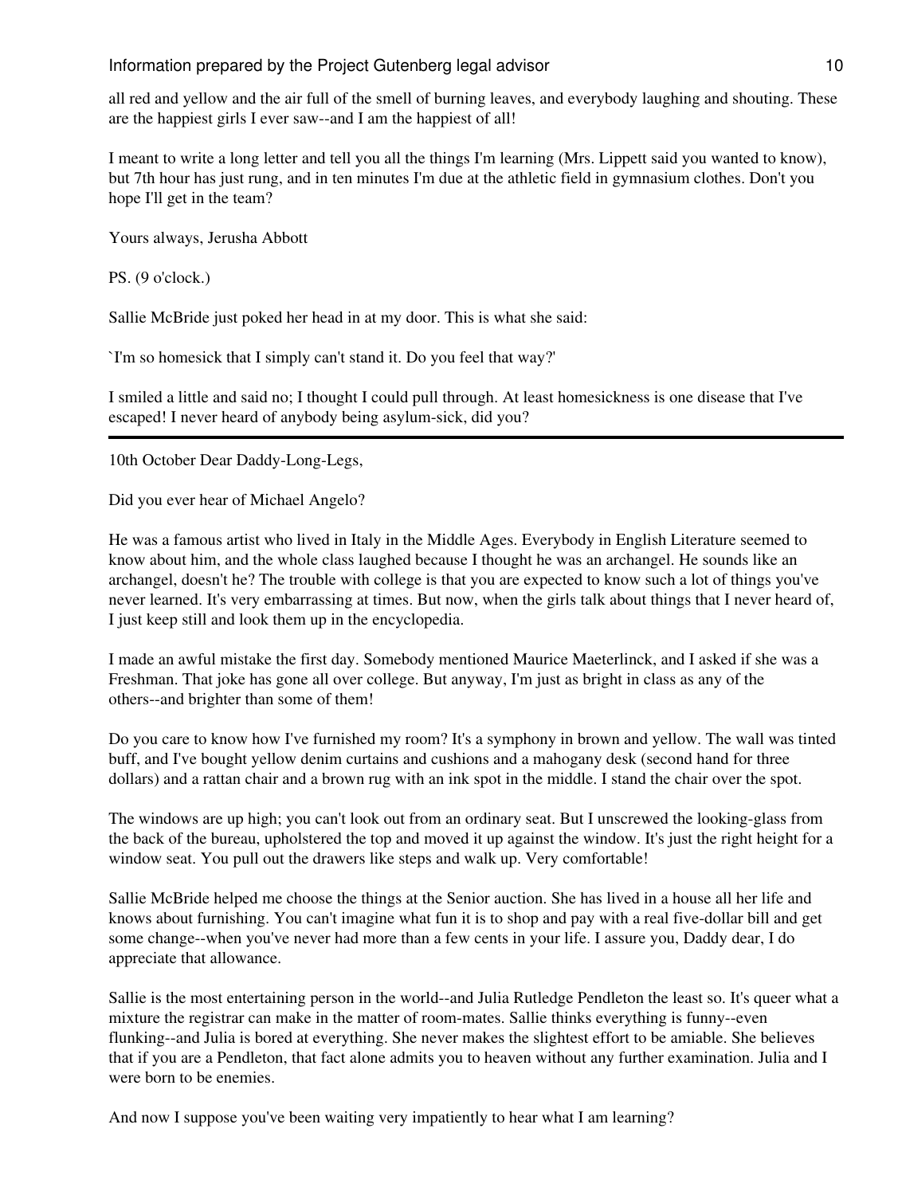all red and yellow and the air full of the smell of burning leaves, and everybody laughing and shouting. These are the happiest girls I ever saw--and I am the happiest of all!

I meant to write a long letter and tell you all the things I'm learning (Mrs. Lippett said you wanted to know), but 7th hour has just rung, and in ten minutes I'm due at the athletic field in gymnasium clothes. Don't you hope I'll get in the team?

Yours always, Jerusha Abbott

PS. (9 o'clock.)

Sallie McBride just poked her head in at my door. This is what she said:

`I'm so homesick that I simply can't stand it. Do you feel that way?'

I smiled a little and said no; I thought I could pull through. At least homesickness is one disease that I've escaped! I never heard of anybody being asylum-sick, did you?

---

10th October Dear Daddy-Long-Legs,

Did you ever hear of Michael Angelo?

He was a famous artist who lived in Italy in the Middle Ages. Everybody in English Literature seemed to know about him, and the whole class laughed because I thought he was an archangel. He sounds like an archangel, doesn't he? The trouble with college is that you are expected to know such a lot of things you've never learned. It's very embarrassing at times. But now, when the girls talk about things that I never heard of, I just keep still and look them up in the encyclopedia.

I made an awful mistake the first day. Somebody mentioned Maurice Maeterlinck, and I asked if she was a Freshman. That joke has gone all over college. But anyway, I'm just as bright in class as any of the others--and brighter than some of them!

Do you care to know how I've furnished my room? It's a symphony in brown and yellow. The wall was tinted buff, and I've bought yellow denim curtains and cushions and a mahogany desk (second hand for three dollars) and a rattan chair and a brown rug with an ink spot in the middle. I stand the chair over the spot.

The windows are up high; you can't look out from an ordinary seat. But I unscrewed the looking-glass from the back of the bureau, upholstered the top and moved it up against the window. It's just the right height for a window seat. You pull out the drawers like steps and walk up. Very comfortable!

Sallie McBride helped me choose the things at the Senior auction. She has lived in a house all her life and knows about furnishing. You can't imagine what fun it is to shop and pay with a real five-dollar bill and get some change--when you've never had more than a few cents in your life. I assure you, Daddy dear, I do appreciate that allowance.

Sallie is the most entertaining person in the world--and Julia Rutledge Pendleton the least so. It's queer what a mixture the registrar can make in the matter of room-mates. Sallie thinks everything is funny--even flunking--and Julia is bored at everything. She never makes the slightest effort to be amiable. She believes that if you are a Pendleton, that fact alone admits you to heaven without any further examination. Julia and I were born to be enemies.

And now I suppose you've been waiting very impatiently to hear what I am learning?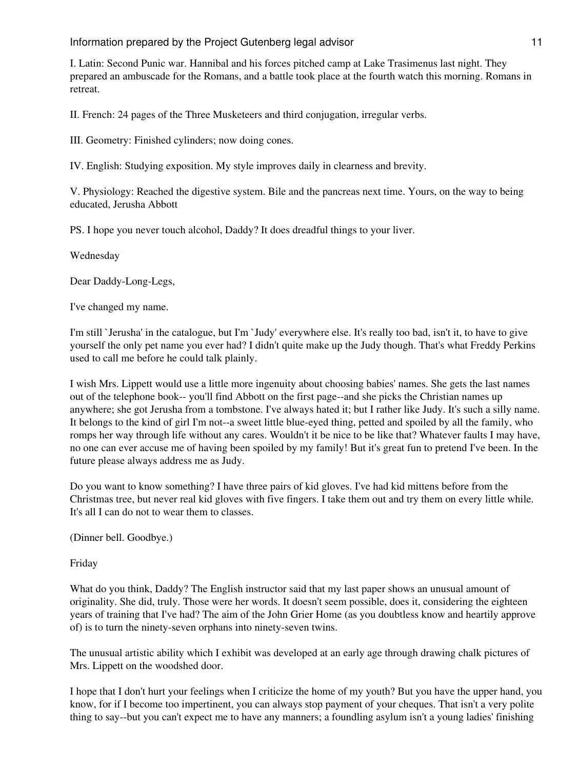I. Latin: Second Punic war. Hannibal and his forces pitched camp at Lake Trasimenus last night. They prepared an ambuscade for the Romans, and a battle took place at the fourth watch this morning. Romans in retreat.

II. French: 24 pages of the Three Musketeers and third conjugation, irregular verbs.

III. Geometry: Finished cylinders; now doing cones.

IV. English: Studying exposition. My style improves daily in clearness and brevity.

V. Physiology: Reached the digestive system. Bile and the pancreas next time. Yours, on the way to being educated, Jerusha Abbott

PS. I hope you never touch alcohol, Daddy? It does dreadful things to your liver.

Wednesday

Dear Daddy-Long-Legs,

I've changed my name.

I'm still `Jerusha' in the catalogue, but I'm `Judy' everywhere else. It's really too bad, isn't it, to have to give yourself the only pet name you ever had? I didn't quite make up the Judy though. That's what Freddy Perkins used to call me before he could talk plainly.

I wish Mrs. Lippett would use a little more ingenuity about choosing babies' names. She gets the last names out of the telephone book-- you'll find Abbott on the first page--and she picks the Christian names up anywhere; she got Jerusha from a tombstone. I've always hated it; but I rather like Judy. It's such a silly name. It belongs to the kind of girl I'm not--a sweet little blue-eyed thing, petted and spoiled by all the family, who romps her way through life without any cares. Wouldn't it be nice to be like that? Whatever faults I may have, no one can ever accuse me of having been spoiled by my family! But it's great fun to pretend I've been. In the future please always address me as Judy.

Do you want to know something? I have three pairs of kid gloves. I've had kid mittens before from the Christmas tree, but never real kid gloves with five fingers. I take them out and try them on every little while. It's all I can do not to wear them to classes.

(Dinner bell. Goodbye.)

Friday

What do you think, Daddy? The English instructor said that my last paper shows an unusual amount of originality. She did, truly. Those were her words. It doesn't seem possible, does it, considering the eighteen years of training that I've had? The aim of the John Grier Home (as you doubtless know and heartily approve of) is to turn the ninety-seven orphans into ninety-seven twins.

The unusual artistic ability which I exhibit was developed at an early age through drawing chalk pictures of Mrs. Lippett on the woodshed door.

I hope that I don't hurt your feelings when I criticize the home of my youth? But you have the upper hand, you know, for if I become too impertinent, you can always stop payment of your cheques. That isn't a very polite thing to say--but you can't expect me to have any manners; a foundling asylum isn't a young ladies' finishing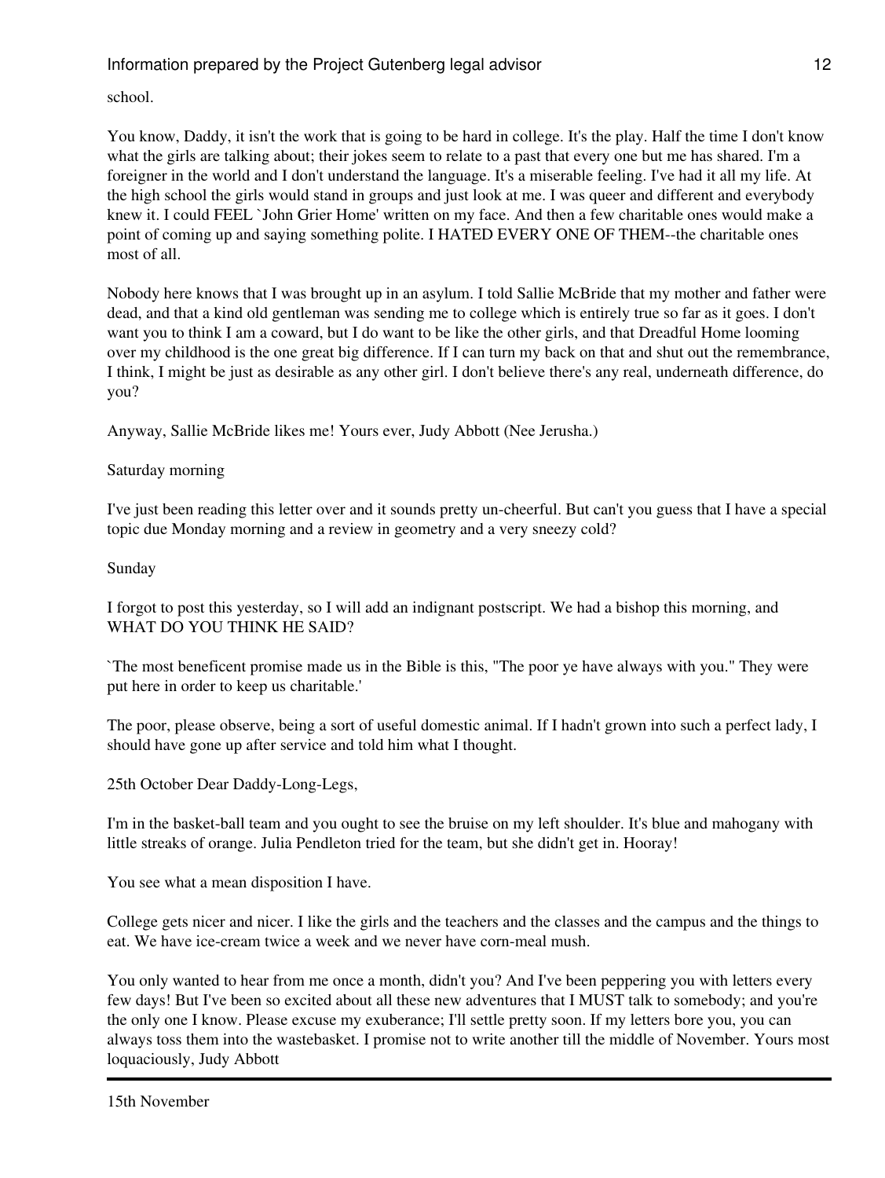school.

You know, Daddy, it isn't the work that is going to be hard in college. It's the play. Half the time I don't know what the girls are talking about; their jokes seem to relate to a past that every one but me has shared. I'm a foreigner in the world and I don't understand the language. It's a miserable feeling. I've had it all my life. At the high school the girls would stand in groups and just look at me. I was queer and different and everybody knew it. I could FEEL `John Grier Home' written on my face. And then a few charitable ones would make a point of coming up and saying something polite. I HATED EVERY ONE OF THEM--the charitable ones most of all.

Nobody here knows that I was brought up in an asylum. I told Sallie McBride that my mother and father were dead, and that a kind old gentleman was sending me to college which is entirely true so far as it goes. I don't want you to think I am a coward, but I do want to be like the other girls, and that Dreadful Home looming over my childhood is the one great big difference. If I can turn my back on that and shut out the remembrance, I think, I might be just as desirable as any other girl. I don't believe there's any real, underneath difference, do you?

Anyway, Sallie McBride likes me! Yours ever, Judy Abbott (Nee Jerusha.)

Saturday morning

I've just been reading this letter over and it sounds pretty un-cheerful. But can't you guess that I have a special topic due Monday morning and a review in geometry and a very sneezy cold?

Sunday

I forgot to post this yesterday, so I will add an indignant postscript. We had a bishop this morning, and WHAT DO YOU THINK HE SAID?

`The most beneficent promise made us in the Bible is this, "The poor ye have always with you." They were put here in order to keep us charitable.'

The poor, please observe, being a sort of useful domestic animal. If I hadn't grown into such a perfect lady, I should have gone up after service and told him what I thought.

25th October Dear Daddy-Long-Legs,

I'm in the basket-ball team and you ought to see the bruise on my left shoulder. It's blue and mahogany with little streaks of orange. Julia Pendleton tried for the team, but she didn't get in. Hooray!

You see what a mean disposition I have.

College gets nicer and nicer. I like the girls and the teachers and the classes and the campus and the things to eat. We have ice-cream twice a week and we never have corn-meal mush.

You only wanted to hear from me once a month, didn't you? And I've been peppering you with letters every few days! But I've been so excited about all these new adventures that I MUST talk to somebody; and you're the only one I know. Please excuse my exuberance; I'll settle pretty soon. If my letters bore you, you can always toss them into the wastebasket. I promise not to write another till the middle of November. Yours most loquaciously, Judy Abbott

---

15th November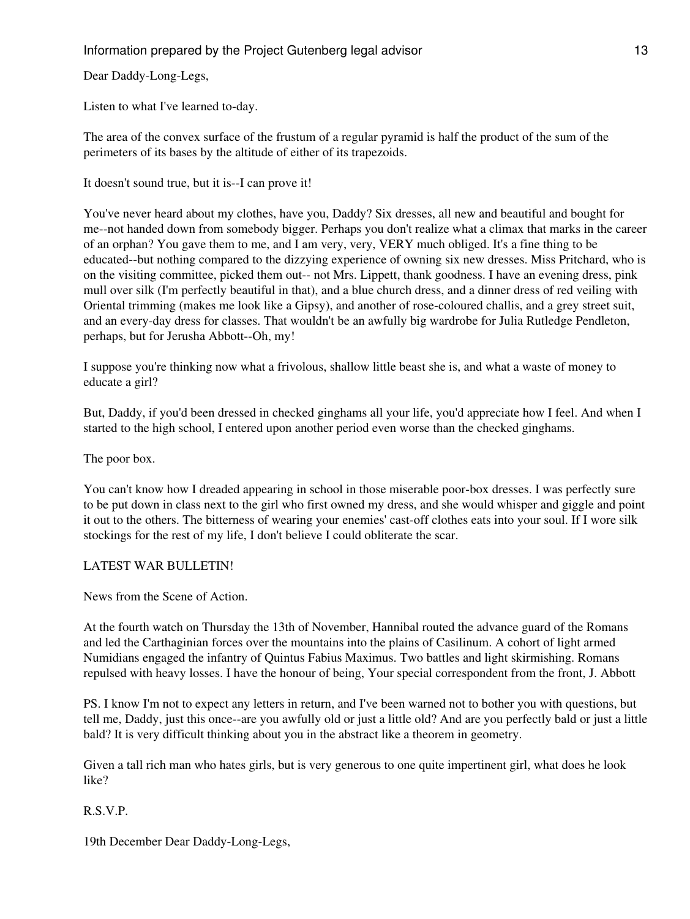Dear Daddy-Long-Legs,

Listen to what I've learned to-day.

The area of the convex surface of the frustum of a regular pyramid is half the product of the sum of the perimeters of its bases by the altitude of either of its trapezoids.

It doesn't sound true, but it is--I can prove it!

You've never heard about my clothes, have you, Daddy? Six dresses, all new and beautiful and bought for me--not handed down from somebody bigger. Perhaps you don't realize what a climax that marks in the career of an orphan? You gave them to me, and I am very, very, VERY much obliged. It's a fine thing to be educated--but nothing compared to the dizzying experience of owning six new dresses. Miss Pritchard, who is on the visiting committee, picked them out-- not Mrs. Lippett, thank goodness. I have an evening dress, pink mull over silk (I'm perfectly beautiful in that), and a blue church dress, and a dinner dress of red veiling with Oriental trimming (makes me look like a Gipsy), and another of rose-coloured challis, and a grey street suit, and an every-day dress for classes. That wouldn't be an awfully big wardrobe for Julia Rutledge Pendleton, perhaps, but for Jerusha Abbott--Oh, my!

I suppose you're thinking now what a frivolous, shallow little beast she is, and what a waste of money to educate a girl?

But, Daddy, if you'd been dressed in checked ginghams all your life, you'd appreciate how I feel. And when I started to the high school, I entered upon another period even worse than the checked ginghams.

The poor box.

You can't know how I dreaded appearing in school in those miserable poor-box dresses. I was perfectly sure to be put down in class next to the girl who first owned my dress, and she would whisper and giggle and point it out to the others. The bitterness of wearing your enemies' cast-off clothes eats into your soul. If I wore silk stockings for the rest of my life, I don't believe I could obliterate the scar.

LATEST WAR BULLETIN!

News from the Scene of Action.

At the fourth watch on Thursday the 13th of November, Hannibal routed the advance guard of the Romans and led the Carthaginian forces over the mountains into the plains of Casilinum. A cohort of light armed Numidians engaged the infantry of Quintus Fabius Maximus. Two battles and light skirmishing. Romans repulsed with heavy losses. I have the honour of being, Your special correspondent from the front, J. Abbott

PS. I know I'm not to expect any letters in return, and I've been warned not to bother you with questions, but tell me, Daddy, just this once--are you awfully old or just a little old? And are you perfectly bald or just a little bald? It is very difficult thinking about you in the abstract like a theorem in geometry.

Given a tall rich man who hates girls, but is very generous to one quite impertinent girl, what does he look like?

R.S.V.P.

19th December Dear Daddy-Long-Legs,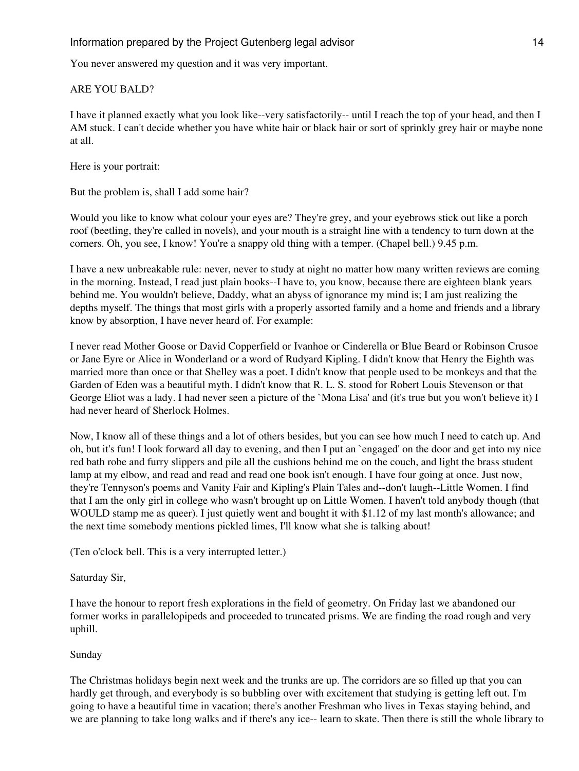You never answered my question and it was very important.

ARE YOU BALD?

I have it planned exactly what you look like--very satisfactorily-- until I reach the top of your head, and then I AM stuck. I can't decide whether you have white hair or black hair or sort of sprinkly grey hair or maybe none at all.

Here is your portrait:

But the problem is, shall I add some hair?

Would you like to know what colour your eyes are? They're grey, and your eyebrows stick out like a porch roof (beetling, they're called in novels), and your mouth is a straight line with a tendency to turn down at the corners. Oh, you see, I know! You're a snappy old thing with a temper. (Chapel bell.) 9.45 p.m.

I have a new unbreakable rule: never, never to study at night no matter how many written reviews are coming in the morning. Instead, I read just plain books--I have to, you know, because there are eighteen blank years behind me. You wouldn't believe, Daddy, what an abyss of ignorance my mind is; I am just realizing the depths myself. The things that most girls with a properly assorted family and a home and friends and a library know by absorption, I have never heard of. For example:

I never read Mother Goose or David Copperfield or Ivanhoe or Cinderella or Blue Beard or Robinson Crusoe or Jane Eyre or Alice in Wonderland or a word of Rudyard Kipling. I didn't know that Henry the Eighth was married more than once or that Shelley was a poet. I didn't know that people used to be monkeys and that the Garden of Eden was a beautiful myth. I didn't know that R. L. S. stood for Robert Louis Stevenson or that George Eliot was a lady. I had never seen a picture of the `Mona Lisa' and (it's true but you won't believe it) I had never heard of Sherlock Holmes.

Now, I know all of these things and a lot of others besides, but you can see how much I need to catch up. And oh, but it's fun! I look forward all day to evening, and then I put an `engaged' on the door and get into my nice red bath robe and furry slippers and pile all the cushions behind me on the couch, and light the brass student lamp at my elbow, and read and read and read one book isn't enough. I have four going at once. Just now, they're Tennyson's poems and Vanity Fair and Kipling's Plain Tales and--don't laugh--Little Women. I find that I am the only girl in college who wasn't brought up on Little Women. I haven't told anybody though (that WOULD stamp me as queer). I just quietly went and bought it with $1.12 of my last month's allowance; and the next time somebody mentions pickled limes, I'll know what she is talking about!

(Ten o'clock bell. This is a very interrupted letter.)

Saturday Sir,

I have the honour to report fresh explorations in the field of geometry. On Friday last we abandoned our former works in parallelopipeds and proceeded to truncated prisms. We are finding the road rough and very uphill.

Sunday

The Christmas holidays begin next week and the trunks are up. The corridors are so filled up that you can hardly get through, and everybody is so bubbling over with excitement that studying is getting left out. I'm going to have a beautiful time in vacation; there's another Freshman who lives in Texas staying behind, and we are planning to take long walks and if there's any ice-- learn to skate. Then there is still the whole library to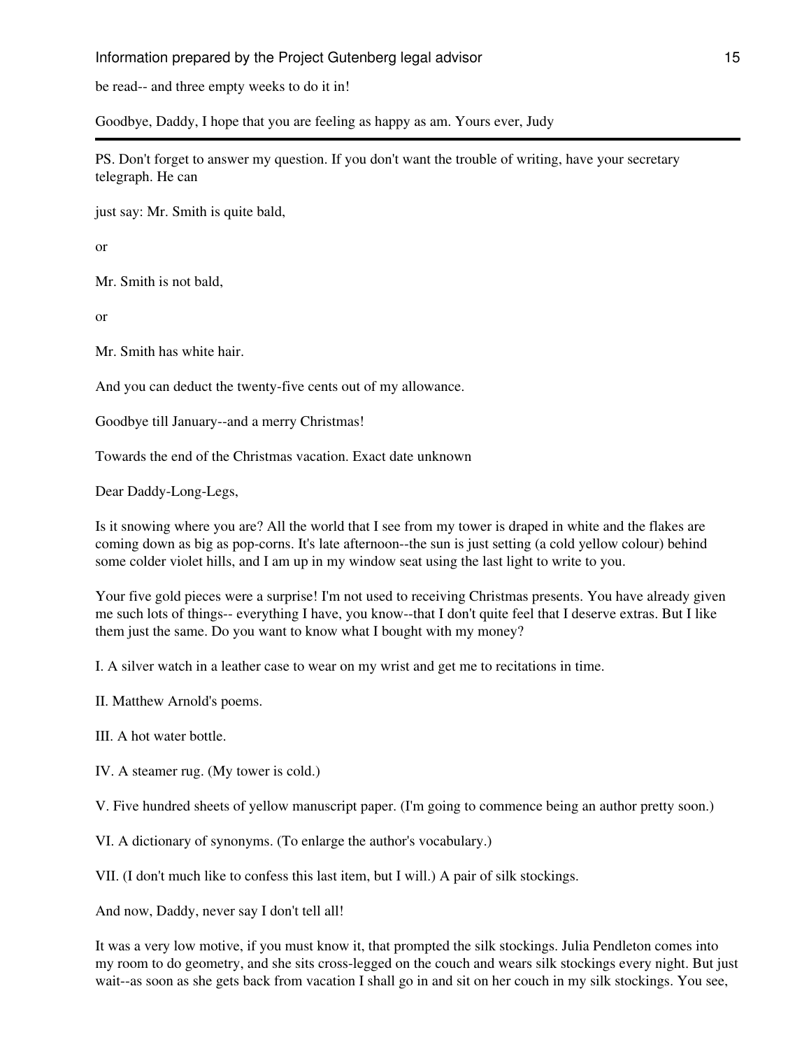be read-- and three empty weeks to do it in!

Goodbye, Daddy, I hope that you are feeling as happy as am. Yours ever, Judy

---

PS. Don't forget to answer my question. If you don't want the trouble of writing, have your secretary telegraph. He can

just say: Mr. Smith is quite bald,

or

Mr. Smith is not bald,

or

Mr. Smith has white hair.

And you can deduct the twenty-five cents out of my allowance.

Goodbye till January--and a merry Christmas!

Towards the end of the Christmas vacation. Exact date unknown

Dear Daddy-Long-Legs,

Is it snowing where you are? All the world that I see from my tower is draped in white and the flakes are coming down as big as pop-corns. It's late afternoon--the sun is just setting (a cold yellow colour) behind some colder violet hills, and I am up in my window seat using the last light to write to you.

Your five gold pieces were a surprise! I'm not used to receiving Christmas presents. You have already given me such lots of things-- everything I have, you know--that I don't quite feel that I deserve extras. But I like them just the same. Do you want to know what I bought with my money?

I. A silver watch in a leather case to wear on my wrist and get me to recitations in time.

II. Matthew Arnold's poems.

III. A hot water bottle.

IV. A steamer rug. (My tower is cold.)

V. Five hundred sheets of yellow manuscript paper. (I'm going to commence being an author pretty soon.)

VI. A dictionary of synonyms. (To enlarge the author's vocabulary.)

VII. (I don't much like to confess this last item, but I will.) A pair of silk stockings.

And now, Daddy, never say I don't tell all!

It was a very low motive, if you must know it, that prompted the silk stockings. Julia Pendleton comes into my room to do geometry, and she sits cross-legged on the couch and wears silk stockings every night. But just wait--as soon as she gets back from vacation I shall go in and sit on her couch in my silk stockings. You see,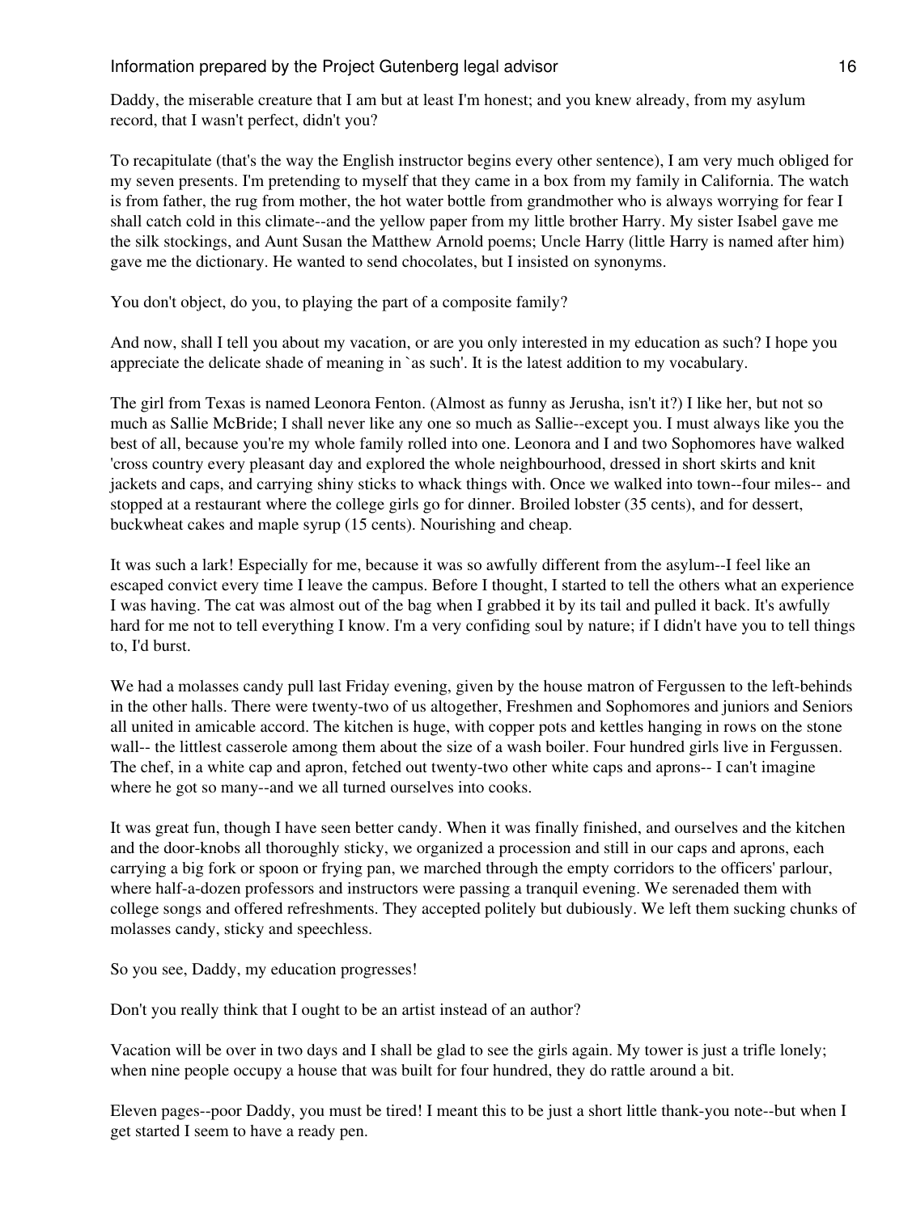Daddy, the miserable creature that I am but at least I'm honest; and you knew already, from my asylum record, that I wasn't perfect, didn't you?

To recapitulate (that's the way the English instructor begins every other sentence), I am very much obliged for my seven presents. I'm pretending to myself that they came in a box from my family in California. The watch is from father, the rug from mother, the hot water bottle from grandmother who is always worrying for fear I shall catch cold in this climate--and the yellow paper from my little brother Harry. My sister Isabel gave me the silk stockings, and Aunt Susan the Matthew Arnold poems; Uncle Harry (little Harry is named after him) gave me the dictionary. He wanted to send chocolates, but I insisted on synonyms.

You don't object, do you, to playing the part of a composite family?

And now, shall I tell you about my vacation, or are you only interested in my education as such? I hope you appreciate the delicate shade of meaning in `as such'. It is the latest addition to my vocabulary.

The girl from Texas is named Leonora Fenton. (Almost as funny as Jerusha, isn't it?) I like her, but not so much as Sallie McBride; I shall never like any one so much as Sallie--except you. I must always like you the best of all, because you're my whole family rolled into one. Leonora and I and two Sophomores have walked 'cross country every pleasant day and explored the whole neighbourhood, dressed in short skirts and knit jackets and caps, and carrying shiny sticks to whack things with. Once we walked into town--four miles-- and stopped at a restaurant where the college girls go for dinner. Broiled lobster (35 cents), and for dessert, buckwheat cakes and maple syrup (15 cents). Nourishing and cheap.

It was such a lark! Especially for me, because it was so awfully different from the asylum--I feel like an escaped convict every time I leave the campus. Before I thought, I started to tell the others what an experience I was having. The cat was almost out of the bag when I grabbed it by its tail and pulled it back. It's awfully hard for me not to tell everything I know. I'm a very confiding soul by nature; if I didn't have you to tell things to, I'd burst.

We had a molasses candy pull last Friday evening, given by the house matron of Fergussen to the left-behinds in the other halls. There were twenty-two of us altogether, Freshmen and Sophomores and juniors and Seniors all united in amicable accord. The kitchen is huge, with copper pots and kettles hanging in rows on the stone wall-- the littlest casserole among them about the size of a wash boiler. Four hundred girls live in Fergussen. The chef, in a white cap and apron, fetched out twenty-two other white caps and aprons-- I can't imagine where he got so many--and we all turned ourselves into cooks.

It was great fun, though I have seen better candy. When it was finally finished, and ourselves and the kitchen and the door-knobs all thoroughly sticky, we organized a procession and still in our caps and aprons, each carrying a big fork or spoon or frying pan, we marched through the empty corridors to the officers' parlour, where half-a-dozen professors and instructors were passing a tranquil evening. We serenaded them with college songs and offered refreshments. They accepted politely but dubiously. We left them sucking chunks of molasses candy, sticky and speechless.

So you see, Daddy, my education progresses!

Don't you really think that I ought to be an artist instead of an author?

Vacation will be over in two days and I shall be glad to see the girls again. My tower is just a trifle lonely; when nine people occupy a house that was built for four hundred, they do rattle around a bit.

Eleven pages--poor Daddy, you must be tired! I meant this to be just a short little thank-you note--but when I get started I seem to have a ready pen.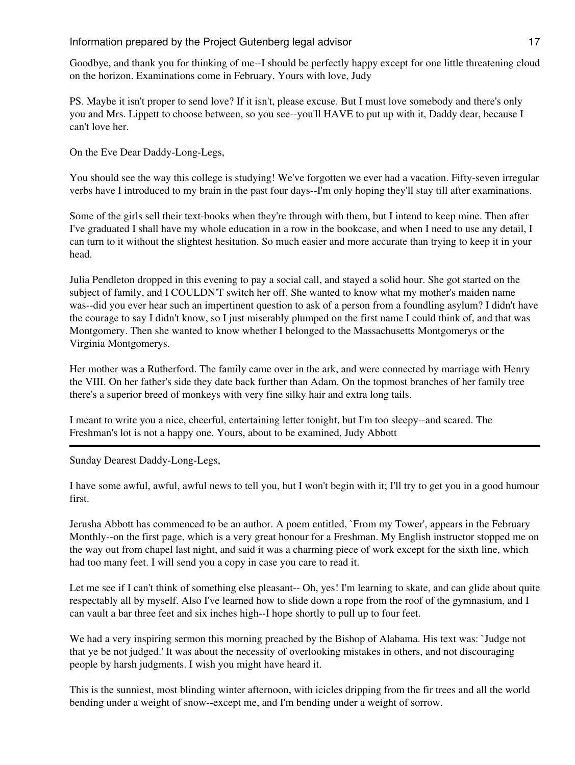Goodbye, and thank you for thinking of me--I should be perfectly happy except for one little threatening cloud on the horizon. Examinations come in February. Yours with love, Judy

PS. Maybe it isn't proper to send love? If it isn't, please excuse. But I must love somebody and there's only you and Mrs. Lippett to choose between, so you see--you'll HAVE to put up with it, Daddy dear, because I can't love her.

On the Eve Dear Daddy-Long-Legs,

You should see the way this college is studying! We've forgotten we ever had a vacation. Fifty-seven irregular verbs have I introduced to my brain in the past four days--I'm only hoping they'll stay till after examinations.

Some of the girls sell their text-books when they're through with them, but I intend to keep mine. Then after I've graduated I shall have my whole education in a row in the bookcase, and when I need to use any detail, I can turn to it without the slightest hesitation. So much easier and more accurate than trying to keep it in your head.

Julia Pendleton dropped in this evening to pay a social call, and stayed a solid hour. She got started on the subject of family, and I COULDN'T switch her off. She wanted to know what my mother's maiden name was--did you ever hear such an impertinent question to ask of a person from a foundling asylum? I didn't have the courage to say I didn't know, so I just miserably plumped on the first name I could think of, and that was Montgomery. Then she wanted to know whether I belonged to the Massachusetts Montgomerys or the Virginia Montgomerys.

Her mother was a Rutherford. The family came over in the ark, and were connected by marriage with Henry the VIII. On her father's side they date back further than Adam. On the topmost branches of her family tree there's a superior breed of monkeys with very fine silky hair and extra long tails.

I meant to write you a nice, cheerful, entertaining letter tonight, but I'm too sleepy--and scared. The Freshman's lot is not a happy one. Yours, about to be examined, Judy Abbott

---

Sunday Dearest Daddy-Long-Legs,

I have some awful, awful, awful news to tell you, but I won't begin with it; I'll try to get you in a good humour first.

Jerusha Abbott has commenced to be an author. A poem entitled, `From my Tower', appears in the February Monthly--on the first page, which is a very great honour for a Freshman. My English instructor stopped me on the way out from chapel last night, and said it was a charming piece of work except for the sixth line, which had too many feet. I will send you a copy in case you care to read it.

Let me see if I can't think of something else pleasant-- Oh, yes! I'm learning to skate, and can glide about quite respectably all by myself. Also I've learned how to slide down a rope from the roof of the gymnasium, and I can vault a bar three feet and six inches high--I hope shortly to pull up to four feet.

We had a very inspiring sermon this morning preached by the Bishop of Alabama. His text was: `Judge not that ye be not judged.' It was about the necessity of overlooking mistakes in others, and not discouraging people by harsh judgments. I wish you might have heard it.

This is the sunniest, most blinding winter afternoon, with icicles dripping from the fir trees and all the world bending under a weight of snow--except me, and I'm bending under a weight of sorrow.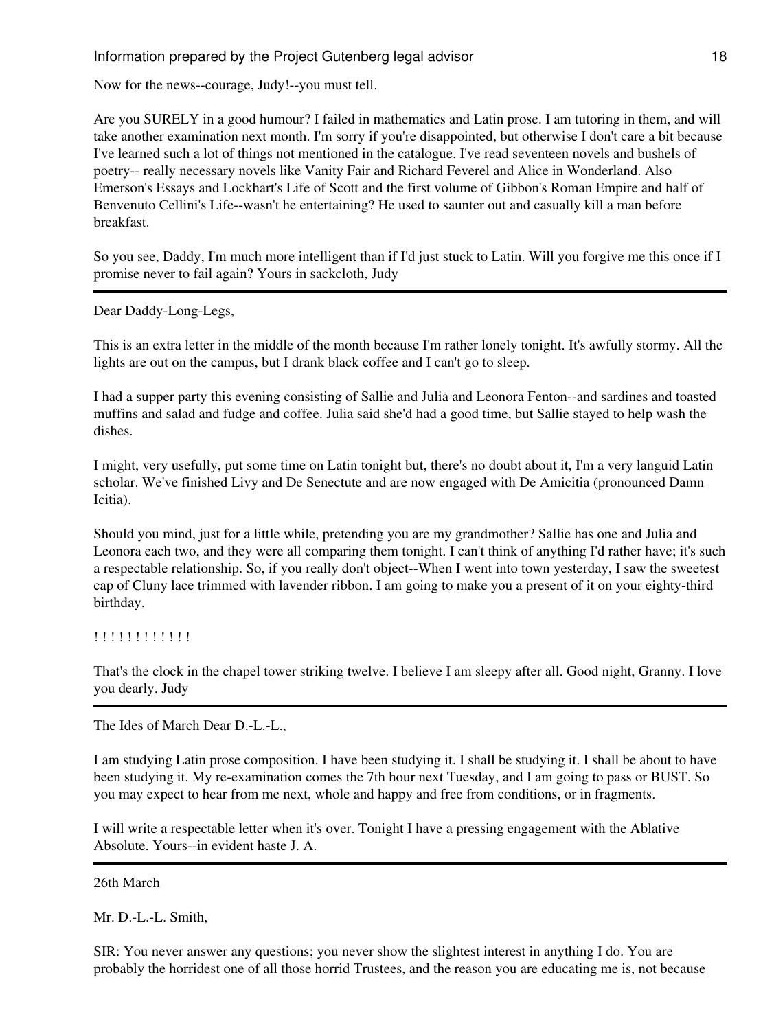Now for the news--courage, Judy!--you must tell.

Are you SURELY in a good humour? I failed in mathematics and Latin prose. I am tutoring in them, and will take another examination next month. I'm sorry if you're disappointed, but otherwise I don't care a bit because I've learned such a lot of things not mentioned in the catalogue. I've read seventeen novels and bushels of poetry-- really necessary novels like Vanity Fair and Richard Feverel and Alice in Wonderland. Also Emerson's Essays and Lockhart's Life of Scott and the first volume of Gibbon's Roman Empire and half of Benvenuto Cellini's Life--wasn't he entertaining? He used to saunter out and casually kill a man before breakfast.

So you see, Daddy, I'm much more intelligent than if I'd just stuck to Latin. Will you forgive me this once if I promise never to fail again? Yours in sackcloth, Judy

---

Dear Daddy-Long-Legs,

This is an extra letter in the middle of the month because I'm rather lonely tonight. It's awfully stormy. All the lights are out on the campus, but I drank black coffee and I can't go to sleep.

I had a supper party this evening consisting of Sallie and Julia and Leonora Fenton--and sardines and toasted muffins and salad and fudge and coffee. Julia said she'd had a good time, but Sallie stayed to help wash the dishes.

I might, very usefully, put some time on Latin tonight but, there's no doubt about it, I'm a very languid Latin scholar. We've finished Livy and De Senectute and are now engaged with De Amicitia (pronounced Damn Icitia).

Should you mind, just for a little while, pretending you are my grandmother? Sallie has one and Julia and Leonora each two, and they were all comparing them tonight. I can't think of anything I'd rather have; it's such a respectable relationship. So, if you really don't object--When I went into town yesterday, I saw the sweetest cap of Cluny lace trimmed with lavender ribbon. I am going to make you a present of it on your eighty-third birthday.

! ! ! ! ! ! ! ! ! ! ! !

That's the clock in the chapel tower striking twelve. I believe I am sleepy after all. Good night, Granny. I love you dearly. Judy

---

The Ides of March Dear D.-L.-L.,

I am studying Latin prose composition. I have been studying it. I shall be studying it. I shall be about to have been studying it. My re-examination comes the 7th hour next Tuesday, and I am going to pass or BUST. So you may expect to hear from me next, whole and happy and free from conditions, or in fragments.

I will write a respectable letter when it's over. Tonight I have a pressing engagement with the Ablative Absolute. Yours--in evident haste J. A.

---

26th March

Mr. D.-L.-L. Smith,

SIR: You never answer any questions; you never show the slightest interest in anything I do. You are probably the horridest one of all those horrid Trustees, and the reason you are educating me is, not because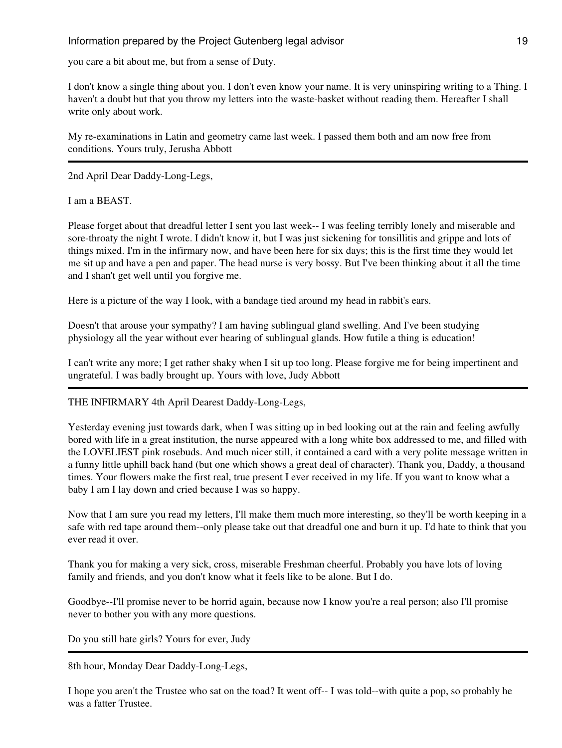you care a bit about me, but from a sense of Duty.

I don't know a single thing about you. I don't even know your name. It is very uninspiring writing to a Thing. I haven't a doubt but that you throw my letters into the waste-basket without reading them. Hereafter I shall write only about work.

My re-examinations in Latin and geometry came last week. I passed them both and am now free from conditions. Yours truly, Jerusha Abbott

---

2nd April Dear Daddy-Long-Legs,

I am a BEAST.

Please forget about that dreadful letter I sent you last week-- I was feeling terribly lonely and miserable and sore-throaty the night I wrote. I didn't know it, but I was just sickening for tonsillitis and grippe and lots of things mixed. I'm in the infirmary now, and have been here for six days; this is the first time they would let me sit up and have a pen and paper. The head nurse is very bossy. But I've been thinking about it all the time and I shan't get well until you forgive me.

Here is a picture of the way I look, with a bandage tied around my head in rabbit's ears.

Doesn't that arouse your sympathy? I am having sublingual gland swelling. And I've been studying physiology all the year without ever hearing of sublingual glands. How futile a thing is education!

I can't write any more; I get rather shaky when I sit up too long. Please forgive me for being impertinent and ungrateful. I was badly brought up. Yours with love, Judy Abbott

---

THE INFIRMARY 4th April Dearest Daddy-Long-Legs,

Yesterday evening just towards dark, when I was sitting up in bed looking out at the rain and feeling awfully bored with life in a great institution, the nurse appeared with a long white box addressed to me, and filled with the LOVELIEST pink rosebuds. And much nicer still, it contained a card with a very polite message written in a funny little uphill back hand (but one which shows a great deal of character). Thank you, Daddy, a thousand times. Your flowers make the first real, true present I ever received in my life. If you want to know what a baby I am I lay down and cried because I was so happy.

Now that I am sure you read my letters, I'll make them much more interesting, so they'll be worth keeping in a safe with red tape around them--only please take out that dreadful one and burn it up. I'd hate to think that you ever read it over.

Thank you for making a very sick, cross, miserable Freshman cheerful. Probably you have lots of loving family and friends, and you don't know what it feels like to be alone. But I do.

Goodbye--I'll promise never to be horrid again, because now I know you're a real person; also I'll promise never to bother you with any more questions.

Do you still hate girls? Yours for ever, Judy

---

8th hour, Monday Dear Daddy-Long-Legs,

I hope you aren't the Trustee who sat on the toad? It went off-- I was told--with quite a pop, so probably he was a fatter Trustee.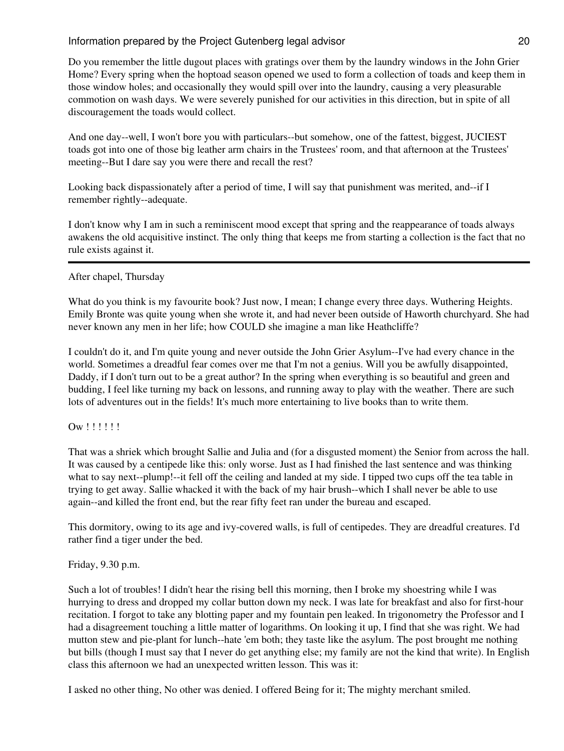Do you remember the little dugout places with gratings over them by the laundry windows in the John Grier Home? Every spring when the hoptoad season opened we used to form a collection of toads and keep them in those window holes; and occasionally they would spill over into the laundry, causing a very pleasurable commotion on wash days. We were severely punished for our activities in this direction, but in spite of all discouragement the toads would collect.

And one day--well, I won't bore you with particulars--but somehow, one of the fattest, biggest, JUCIEST toads got into one of those big leather arm chairs in the Trustees' room, and that afternoon at the Trustees' meeting--But I dare say you were there and recall the rest?

Looking back dispassionately after a period of time, I will say that punishment was merited, and--if I remember rightly--adequate.

I don't know why I am in such a reminiscent mood except that spring and the reappearance of toads always awakens the old acquisitive instinct. The only thing that keeps me from starting a collection is the fact that no rule exists against it.

---

After chapel, Thursday

What do you think is my favourite book? Just now, I mean; I change every three days. Wuthering Heights. Emily Bronte was quite young when she wrote it, and had never been outside of Haworth churchyard. She had never known any men in her life; how COULD she imagine a man like Heathcliffe?

I couldn't do it, and I'm quite young and never outside the John Grier Asylum--I've had every chance in the world. Sometimes a dreadful fear comes over me that I'm not a genius. Will you be awfully disappointed, Daddy, if I don't turn out to be a great author? In the spring when everything is so beautiful and green and budding, I feel like turning my back on lessons, and running away to play with the weather. There are such lots of adventures out in the fields! It's much more entertaining to live books than to write them.

Ow ! ! ! ! ! !

That was a shriek which brought Sallie and Julia and (for a disgusted moment) the Senior from across the hall. It was caused by a centipede like this: only worse. Just as I had finished the last sentence and was thinking what to say next--plump!--it fell off the ceiling and landed at my side. I tipped two cups off the tea table in trying to get away. Sallie whacked it with the back of my hair brush--which I shall never be able to use again--and killed the front end, but the rear fifty feet ran under the bureau and escaped.

This dormitory, owing to its age and ivy-covered walls, is full of centipedes. They are dreadful creatures. I'd rather find a tiger under the bed.

Friday, 9.30 p.m.

Such a lot of troubles! I didn't hear the rising bell this morning, then I broke my shoestring while I was hurrying to dress and dropped my collar button down my neck. I was late for breakfast and also for first-hour recitation. I forgot to take any blotting paper and my fountain pen leaked. In trigonometry the Professor and I had a disagreement touching a little matter of logarithms. On looking it up, I find that she was right. We had mutton stew and pie-plant for lunch--hate 'em both; they taste like the asylum. The post brought me nothing but bills (though I must say that I never do get anything else; my family are not the kind that write). In English class this afternoon we had an unexpected written lesson. This was it:

I asked no other thing, No other was denied. I offered Being for it; The mighty merchant smiled.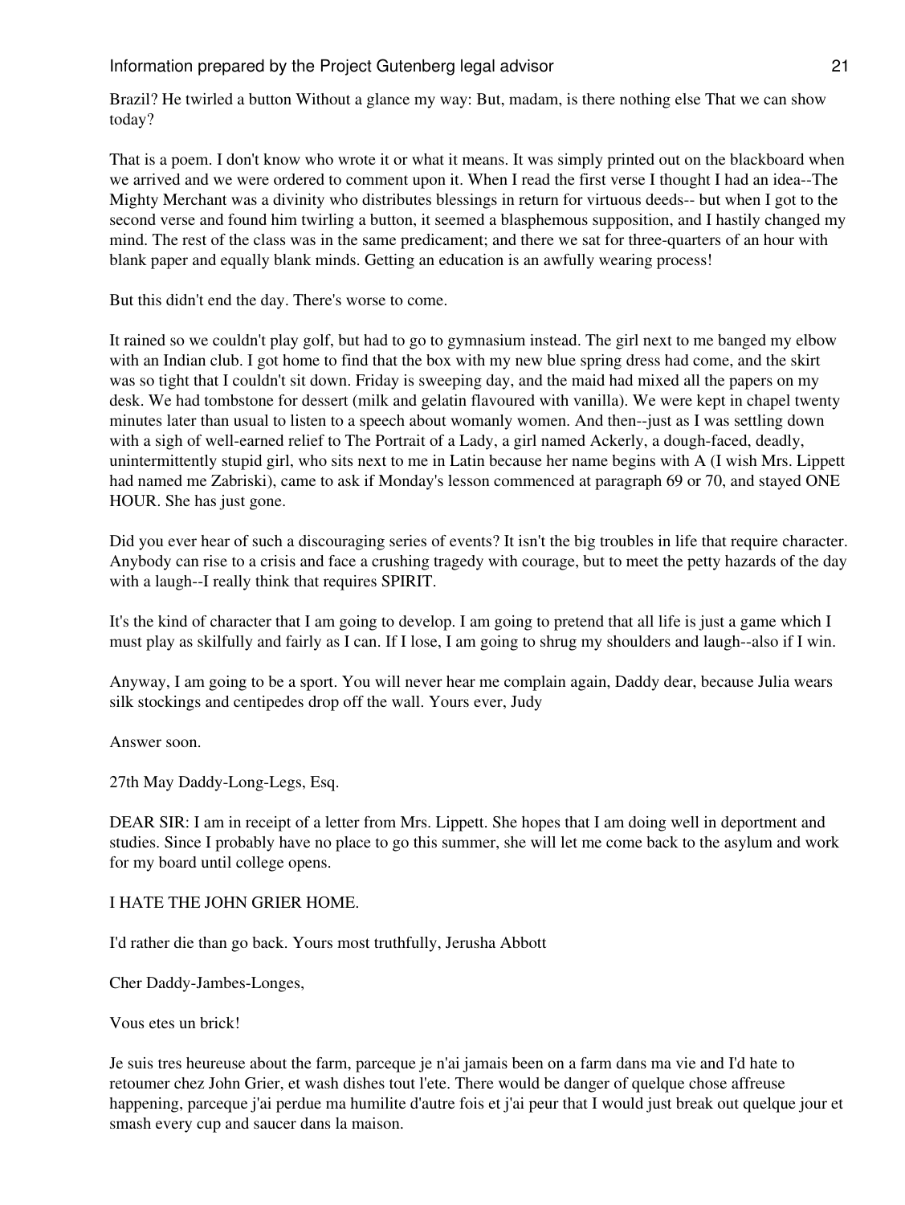Brazil? He twirled a button Without a glance my way: But, madam, is there nothing else That we can show today?

That is a poem. I don't know who wrote it or what it means. It was simply printed out on the blackboard when we arrived and we were ordered to comment upon it. When I read the first verse I thought I had an idea--The Mighty Merchant was a divinity who distributes blessings in return for virtuous deeds-- but when I got to the second verse and found him twirling a button, it seemed a blasphemous supposition, and I hastily changed my mind. The rest of the class was in the same predicament; and there we sat for three-quarters of an hour with blank paper and equally blank minds. Getting an education is an awfully wearing process!

But this didn't end the day. There's worse to come.

It rained so we couldn't play golf, but had to go to gymnasium instead. The girl next to me banged my elbow with an Indian club. I got home to find that the box with my new blue spring dress had come, and the skirt was so tight that I couldn't sit down. Friday is sweeping day, and the maid had mixed all the papers on my desk. We had tombstone for dessert (milk and gelatin flavoured with vanilla). We were kept in chapel twenty minutes later than usual to listen to a speech about womanly women. And then--just as I was settling down with a sigh of well-earned relief to The Portrait of a Lady, a girl named Ackerly, a dough-faced, deadly, unintermittently stupid girl, who sits next to me in Latin because her name begins with A (I wish Mrs. Lippett had named me Zabriski), came to ask if Monday's lesson commenced at paragraph 69 or 70, and stayed ONE HOUR. She has just gone.

Did you ever hear of such a discouraging series of events? It isn't the big troubles in life that require character. Anybody can rise to a crisis and face a crushing tragedy with courage, but to meet the petty hazards of the day with a laugh--I really think that requires SPIRIT.

It's the kind of character that I am going to develop. I am going to pretend that all life is just a game which I must play as skilfully and fairly as I can. If I lose, I am going to shrug my shoulders and laugh--also if I win.

Anyway, I am going to be a sport. You will never hear me complain again, Daddy dear, because Julia wears silk stockings and centipedes drop off the wall. Yours ever, Judy

Answer soon.

27th May Daddy-Long-Legs, Esq.

DEAR SIR: I am in receipt of a letter from Mrs. Lippett. She hopes that I am doing well in deportment and studies. Since I probably have no place to go this summer, she will let me come back to the asylum and work for my board until college opens.

I HATE THE JOHN GRIER HOME.

I'd rather die than go back. Yours most truthfully, Jerusha Abbott

Cher Daddy-Jambes-Longes,

Vous etes un brick!

Je suis tres heureuse about the farm, parceque je n'ai jamais been on a farm dans ma vie and I'd hate to retoumer chez John Grier, et wash dishes tout l'ete. There would be danger of quelque chose affreuse happening, parceque j'ai perdue ma humilite d'autre fois et j'ai peur that I would just break out quelque jour et smash every cup and saucer dans la maison.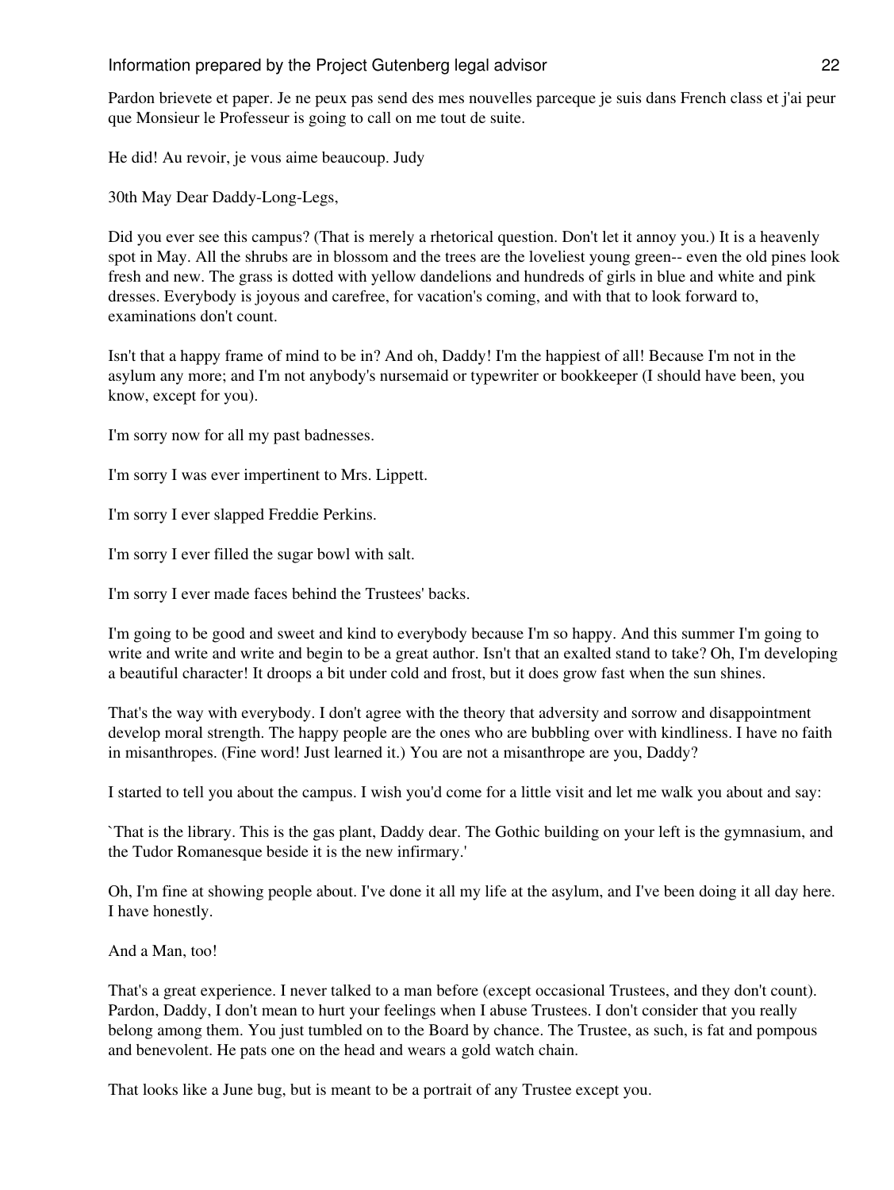Pardon brievete et paper. Je ne peux pas send des mes nouvelles parceque je suis dans French class et j'ai peur que Monsieur le Professeur is going to call on me tout de suite.

He did! Au revoir, je vous aime beaucoup. Judy

30th May Dear Daddy-Long-Legs,

Did you ever see this campus? (That is merely a rhetorical question. Don't let it annoy you.) It is a heavenly spot in May. All the shrubs are in blossom and the trees are the loveliest young green-- even the old pines look fresh and new. The grass is dotted with yellow dandelions and hundreds of girls in blue and white and pink dresses. Everybody is joyous and carefree, for vacation's coming, and with that to look forward to, examinations don't count.

Isn't that a happy frame of mind to be in? And oh, Daddy! I'm the happiest of all! Because I'm not in the asylum any more; and I'm not anybody's nursemaid or typewriter or bookkeeper (I should have been, you know, except for you).

I'm sorry now for all my past badnesses.

I'm sorry I was ever impertinent to Mrs. Lippett.

I'm sorry I ever slapped Freddie Perkins.

I'm sorry I ever filled the sugar bowl with salt.

I'm sorry I ever made faces behind the Trustees' backs.

I'm going to be good and sweet and kind to everybody because I'm so happy. And this summer I'm going to write and write and write and begin to be a great author. Isn't that an exalted stand to take? Oh, I'm developing a beautiful character! It droops a bit under cold and frost, but it does grow fast when the sun shines.

That's the way with everybody. I don't agree with the theory that adversity and sorrow and disappointment develop moral strength. The happy people are the ones who are bubbling over with kindliness. I have no faith in misanthropes. (Fine word! Just learned it.) You are not a misanthrope are you, Daddy?

I started to tell you about the campus. I wish you'd come for a little visit and let me walk you about and say:

`That is the library. This is the gas plant, Daddy dear. The Gothic building on your left is the gymnasium, and the Tudor Romanesque beside it is the new infirmary.'

Oh, I'm fine at showing people about. I've done it all my life at the asylum, and I've been doing it all day here. I have honestly.

And a Man, too!

That's a great experience. I never talked to a man before (except occasional Trustees, and they don't count). Pardon, Daddy, I don't mean to hurt your feelings when I abuse Trustees. I don't consider that you really belong among them. You just tumbled on to the Board by chance. The Trustee, as such, is fat and pompous and benevolent. He pats one on the head and wears a gold watch chain.

That looks like a June bug, but is meant to be a portrait of any Trustee except you.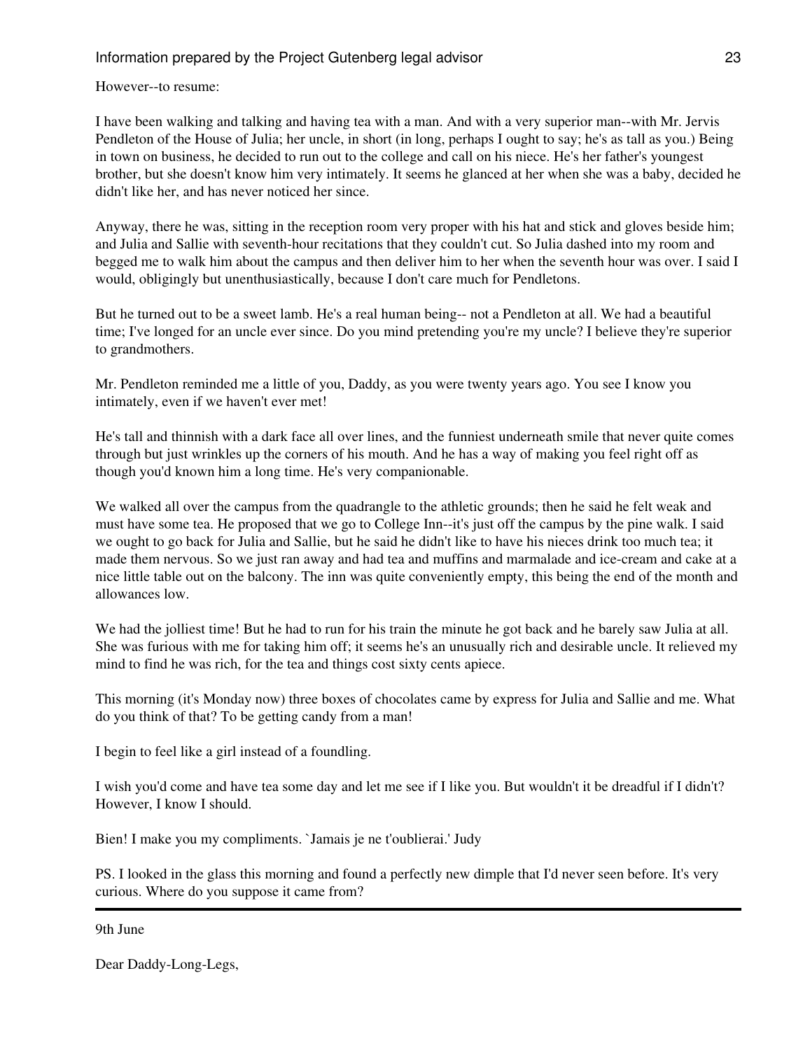However--to resume:

I have been walking and talking and having tea with a man. And with a very superior man--with Mr. Jervis Pendleton of the House of Julia; her uncle, in short (in long, perhaps I ought to say; he's as tall as you.) Being in town on business, he decided to run out to the college and call on his niece. He's her father's youngest brother, but she doesn't know him very intimately. It seems he glanced at her when she was a baby, decided he didn't like her, and has never noticed her since.

Anyway, there he was, sitting in the reception room very proper with his hat and stick and gloves beside him; and Julia and Sallie with seventh-hour recitations that they couldn't cut. So Julia dashed into my room and begged me to walk him about the campus and then deliver him to her when the seventh hour was over. I said I would, obligingly but unenthusiastically, because I don't care much for Pendletons.

But he turned out to be a sweet lamb. He's a real human being-- not a Pendleton at all. We had a beautiful time; I've longed for an uncle ever since. Do you mind pretending you're my uncle? I believe they're superior to grandmothers.

Mr. Pendleton reminded me a little of you, Daddy, as you were twenty years ago. You see I know you intimately, even if we haven't ever met!

He's tall and thinnish with a dark face all over lines, and the funniest underneath smile that never quite comes through but just wrinkles up the corners of his mouth. And he has a way of making you feel right off as though you'd known him a long time. He's very companionable.

We walked all over the campus from the quadrangle to the athletic grounds; then he said he felt weak and must have some tea. He proposed that we go to College Inn--it's just off the campus by the pine walk. I said we ought to go back for Julia and Sallie, but he said he didn't like to have his nieces drink too much tea; it made them nervous. So we just ran away and had tea and muffins and marmalade and ice-cream and cake at a nice little table out on the balcony. The inn was quite conveniently empty, this being the end of the month and allowances low.

We had the jolliest time! But he had to run for his train the minute he got back and he barely saw Julia at all. She was furious with me for taking him off; it seems he's an unusually rich and desirable uncle. It relieved my mind to find he was rich, for the tea and things cost sixty cents apiece.

This morning (it's Monday now) three boxes of chocolates came by express for Julia and Sallie and me. What do you think of that? To be getting candy from a man!

I begin to feel like a girl instead of a foundling.

I wish you'd come and have tea some day and let me see if I like you. But wouldn't it be dreadful if I didn't? However, I know I should.

Bien! I make you my compliments. `Jamais je ne t'oublierai.' Judy

PS. I looked in the glass this morning and found a perfectly new dimple that I'd never seen before. It's very curious. Where do you suppose it came from?

---

9th June

Dear Daddy-Long-Legs,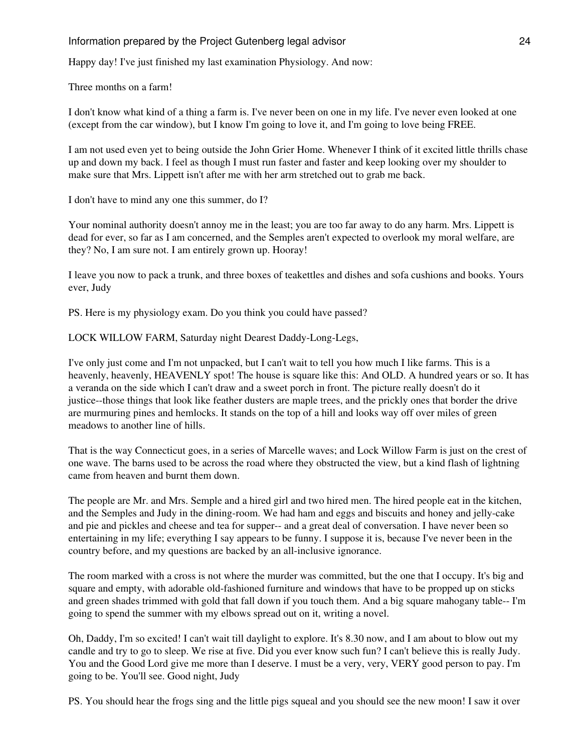Happy day! I've just finished my last examination Physiology. And now:

Three months on a farm!

I don't know what kind of a thing a farm is. I've never been on one in my life. I've never even looked at one (except from the car window), but I know I'm going to love it, and I'm going to love being FREE.

I am not used even yet to being outside the John Grier Home. Whenever I think of it excited little thrills chase up and down my back. I feel as though I must run faster and faster and keep looking over my shoulder to make sure that Mrs. Lippett isn't after me with her arm stretched out to grab me back.

I don't have to mind any one this summer, do I?

Your nominal authority doesn't annoy me in the least; you are too far away to do any harm. Mrs. Lippett is dead for ever, so far as I am concerned, and the Semples aren't expected to overlook my moral welfare, are they? No, I am sure not. I am entirely grown up. Hooray!

I leave you now to pack a trunk, and three boxes of teakettles and dishes and sofa cushions and books. Yours ever, Judy

PS. Here is my physiology exam. Do you think you could have passed?

LOCK WILLOW FARM, Saturday night Dearest Daddy-Long-Legs,

I've only just come and I'm not unpacked, but I can't wait to tell you how much I like farms. This is a heavenly, heavenly, HEAVENLY spot! The house is square like this: And OLD. A hundred years or so. It has a veranda on the side which I can't draw and a sweet porch in front. The picture really doesn't do it justice--those things that look like feather dusters are maple trees, and the prickly ones that border the drive are murmuring pines and hemlocks. It stands on the top of a hill and looks way off over miles of green meadows to another line of hills.

That is the way Connecticut goes, in a series of Marcelle waves; and Lock Willow Farm is just on the crest of one wave. The barns used to be across the road where they obstructed the view, but a kind flash of lightning came from heaven and burnt them down.

The people are Mr. and Mrs. Semple and a hired girl and two hired men. The hired people eat in the kitchen, and the Semples and Judy in the dining-room. We had ham and eggs and biscuits and honey and jelly-cake and pie and pickles and cheese and tea for supper-- and a great deal of conversation. I have never been so entertaining in my life; everything I say appears to be funny. I suppose it is, because I've never been in the country before, and my questions are backed by an all-inclusive ignorance.

The room marked with a cross is not where the murder was committed, but the one that I occupy. It's big and square and empty, with adorable old-fashioned furniture and windows that have to be propped up on sticks and green shades trimmed with gold that fall down if you touch them. And a big square mahogany table-- I'm going to spend the summer with my elbows spread out on it, writing a novel.

Oh, Daddy, I'm so excited! I can't wait till daylight to explore. It's 8.30 now, and I am about to blow out my candle and try to go to sleep. We rise at five. Did you ever know such fun? I can't believe this is really Judy. You and the Good Lord give me more than I deserve. I must be a very, very, VERY good person to pay. I'm going to be. You'll see. Good night, Judy

PS. You should hear the frogs sing and the little pigs squeal and you should see the new moon! I saw it over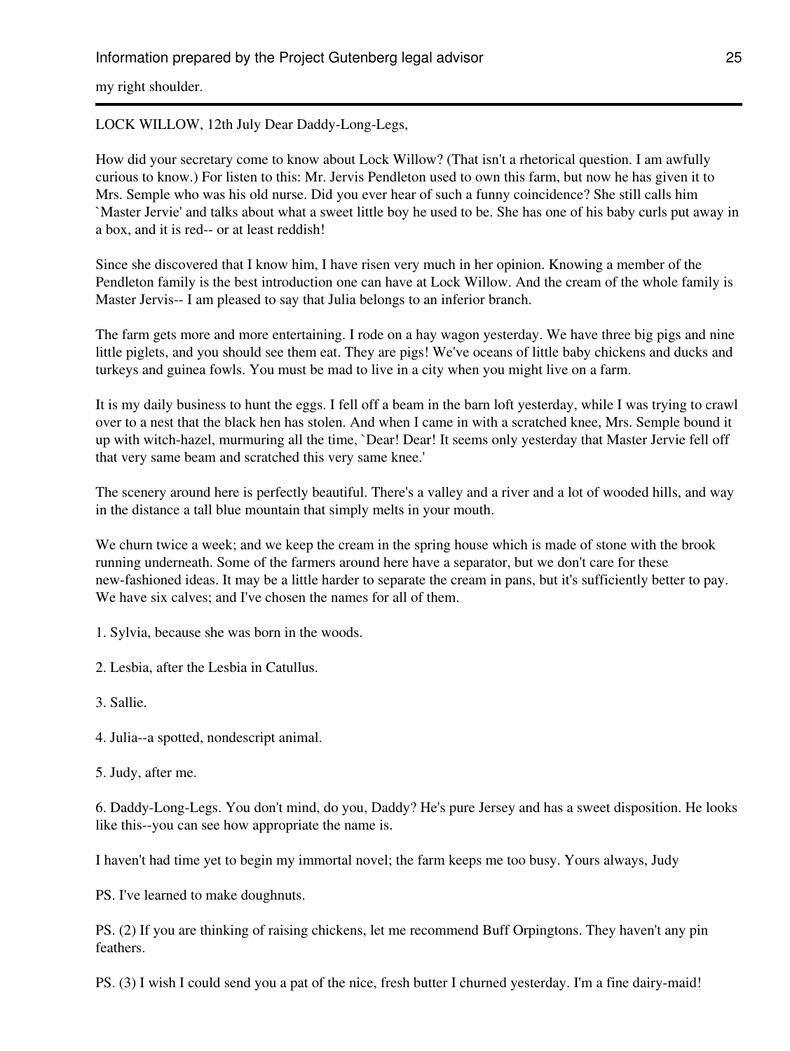my right shoulder.

---

LOCK WILLOW, 12th July Dear Daddy-Long-Legs,

How did your secretary come to know about Lock Willow? (That isn't a rhetorical question. I am awfully curious to know.) For listen to this: Mr. Jervis Pendleton used to own this farm, but now he has given it to Mrs. Semple who was his old nurse. Did you ever hear of such a funny coincidence? She still calls him `Master Jervie' and talks about what a sweet little boy he used to be. She has one of his baby curls put away in a box, and it is red-- or at least reddish!

Since she discovered that I know him, I have risen very much in her opinion. Knowing a member of the Pendleton family is the best introduction one can have at Lock Willow. And the cream of the whole family is Master Jervis-- I am pleased to say that Julia belongs to an inferior branch.

The farm gets more and more entertaining. I rode on a hay wagon yesterday. We have three big pigs and nine little piglets, and you should see them eat. They are pigs! We've oceans of little baby chickens and ducks and turkeys and guinea fowls. You must be mad to live in a city when you might live on a farm.

It is my daily business to hunt the eggs. I fell off a beam in the barn loft yesterday, while I was trying to crawl over to a nest that the black hen has stolen. And when I came in with a scratched knee, Mrs. Semple bound it up with witch-hazel, murmuring all the time, `Dear! Dear! It seems only yesterday that Master Jervie fell off that very same beam and scratched this very same knee.'

The scenery around here is perfectly beautiful. There's a valley and a river and a lot of wooded hills, and way in the distance a tall blue mountain that simply melts in your mouth.

We churn twice a week; and we keep the cream in the spring house which is made of stone with the brook running underneath. Some of the farmers around here have a separator, but we don't care for these new-fashioned ideas. It may be a little harder to separate the cream in pans, but it's sufficiently better to pay. We have six calves; and I've chosen the names for all of them.

1. Sylvia, because she was born in the woods.

2. Lesbia, after the Lesbia in Catullus.

3. Sallie.

4. Julia--a spotted, nondescript animal.

5. Judy, after me.

6. Daddy-Long-Legs. You don't mind, do you, Daddy? He's pure Jersey and has a sweet disposition. He looks like this--you can see how appropriate the name is.

I haven't had time yet to begin my immortal novel; the farm keeps me too busy. Yours always, Judy

PS. I've learned to make doughnuts.

PS. (2) If you are thinking of raising chickens, let me recommend Buff Orpingtons. They haven't any pin feathers.

PS. (3) I wish I could send you a pat of the nice, fresh butter I churned yesterday. I'm a fine dairy-maid!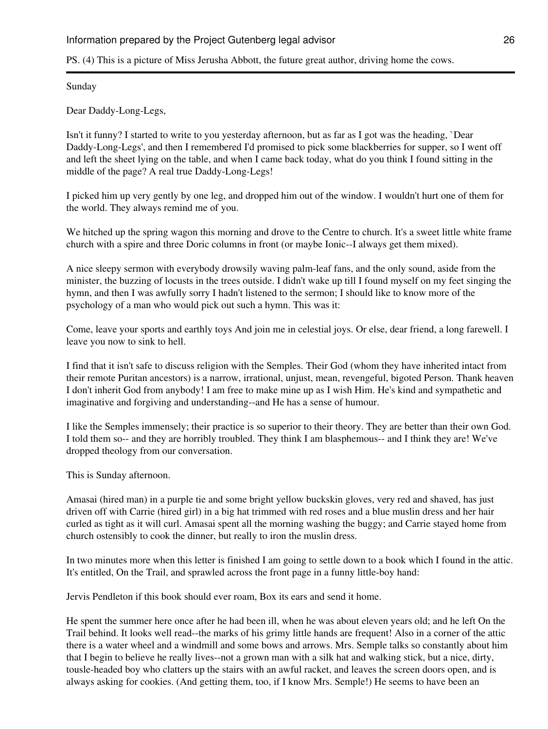PS. (4) This is a picture of Miss Jerusha Abbott, the future great author, driving home the cows.

---

Sunday

Dear Daddy-Long-Legs,

Isn't it funny? I started to write to you yesterday afternoon, but as far as I got was the heading, `Dear Daddy-Long-Legs', and then I remembered I'd promised to pick some blackberries for supper, so I went off and left the sheet lying on the table, and when I came back today, what do you think I found sitting in the middle of the page? A real true Daddy-Long-Legs!

I picked him up very gently by one leg, and dropped him out of the window. I wouldn't hurt one of them for the world. They always remind me of you.

We hitched up the spring wagon this morning and drove to the Centre to church. It's a sweet little white frame church with a spire and three Doric columns in front (or maybe Ionic--I always get them mixed).

A nice sleepy sermon with everybody drowsily waving palm-leaf fans, and the only sound, aside from the minister, the buzzing of locusts in the trees outside. I didn't wake up till I found myself on my feet singing the hymn, and then I was awfully sorry I hadn't listened to the sermon; I should like to know more of the psychology of a man who would pick out such a hymn. This was it:

Come, leave your sports and earthly toys And join me in celestial joys. Or else, dear friend, a long farewell. I leave you now to sink to hell.

I find that it isn't safe to discuss religion with the Semples. Their God (whom they have inherited intact from their remote Puritan ancestors) is a narrow, irrational, unjust, mean, revengeful, bigoted Person. Thank heaven I don't inherit God from anybody! I am free to make mine up as I wish Him. He's kind and sympathetic and imaginative and forgiving and understanding--and He has a sense of humour.

I like the Semples immensely; their practice is so superior to their theory. They are better than their own God. I told them so-- and they are horribly troubled. They think I am blasphemous-- and I think they are! We've dropped theology from our conversation.

This is Sunday afternoon.

Amasai (hired man) in a purple tie and some bright yellow buckskin gloves, very red and shaved, has just driven off with Carrie (hired girl) in a big hat trimmed with red roses and a blue muslin dress and her hair curled as tight as it will curl. Amasai spent all the morning washing the buggy; and Carrie stayed home from church ostensibly to cook the dinner, but really to iron the muslin dress.

In two minutes more when this letter is finished I am going to settle down to a book which I found in the attic. It's entitled, On the Trail, and sprawled across the front page in a funny little-boy hand:

Jervis Pendleton if this book should ever roam, Box its ears and send it home.

He spent the summer here once after he had been ill, when he was about eleven years old; and he left On the Trail behind. It looks well read--the marks of his grimy little hands are frequent! Also in a corner of the attic there is a water wheel and a windmill and some bows and arrows. Mrs. Semple talks so constantly about him that I begin to believe he really lives--not a grown man with a silk hat and walking stick, but a nice, dirty, tousle-headed boy who clatters up the stairs with an awful racket, and leaves the screen doors open, and is always asking for cookies. (And getting them, too, if I know Mrs. Semple!) He seems to have been an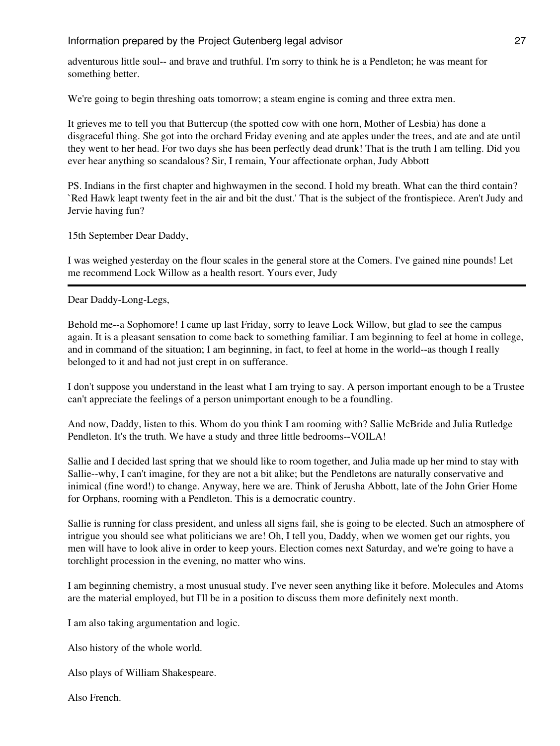adventurous little soul-- and brave and truthful. I'm sorry to think he is a Pendleton; he was meant for something better.

We're going to begin threshing oats tomorrow; a steam engine is coming and three extra men.

It grieves me to tell you that Buttercup (the spotted cow with one horn, Mother of Lesbia) has done a disgraceful thing. She got into the orchard Friday evening and ate apples under the trees, and ate and ate until they went to her head. For two days she has been perfectly dead drunk! That is the truth I am telling. Did you ever hear anything so scandalous? Sir, I remain, Your affectionate orphan, Judy Abbott

PS. Indians in the first chapter and highwaymen in the second. I hold my breath. What can the third contain? `Red Hawk leapt twenty feet in the air and bit the dust.' That is the subject of the frontispiece. Aren't Judy and Jervie having fun?

15th September Dear Daddy,

I was weighed yesterday on the flour scales in the general store at the Comers. I've gained nine pounds! Let me recommend Lock Willow as a health resort. Yours ever, Judy

---

Dear Daddy-Long-Legs,

Behold me--a Sophomore! I came up last Friday, sorry to leave Lock Willow, but glad to see the campus again. It is a pleasant sensation to come back to something familiar. I am beginning to feel at home in college, and in command of the situation; I am beginning, in fact, to feel at home in the world--as though I really belonged to it and had not just crept in on sufferance.

I don't suppose you understand in the least what I am trying to say. A person important enough to be a Trustee can't appreciate the feelings of a person unimportant enough to be a foundling.

And now, Daddy, listen to this. Whom do you think I am rooming with? Sallie McBride and Julia Rutledge Pendleton. It's the truth. We have a study and three little bedrooms--VOILA!

Sallie and I decided last spring that we should like to room together, and Julia made up her mind to stay with Sallie--why, I can't imagine, for they are not a bit alike; but the Pendletons are naturally conservative and inimical (fine word!) to change. Anyway, here we are. Think of Jerusha Abbott, late of the John Grier Home for Orphans, rooming with a Pendleton. This is a democratic country.

Sallie is running for class president, and unless all signs fail, she is going to be elected. Such an atmosphere of intrigue you should see what politicians we are! Oh, I tell you, Daddy, when we women get our rights, you men will have to look alive in order to keep yours. Election comes next Saturday, and we're going to have a torchlight procession in the evening, no matter who wins.

I am beginning chemistry, a most unusual study. I've never seen anything like it before. Molecules and Atoms are the material employed, but I'll be in a position to discuss them more definitely next month.

I am also taking argumentation and logic.

Also history of the whole world.

Also plays of William Shakespeare.

Also French.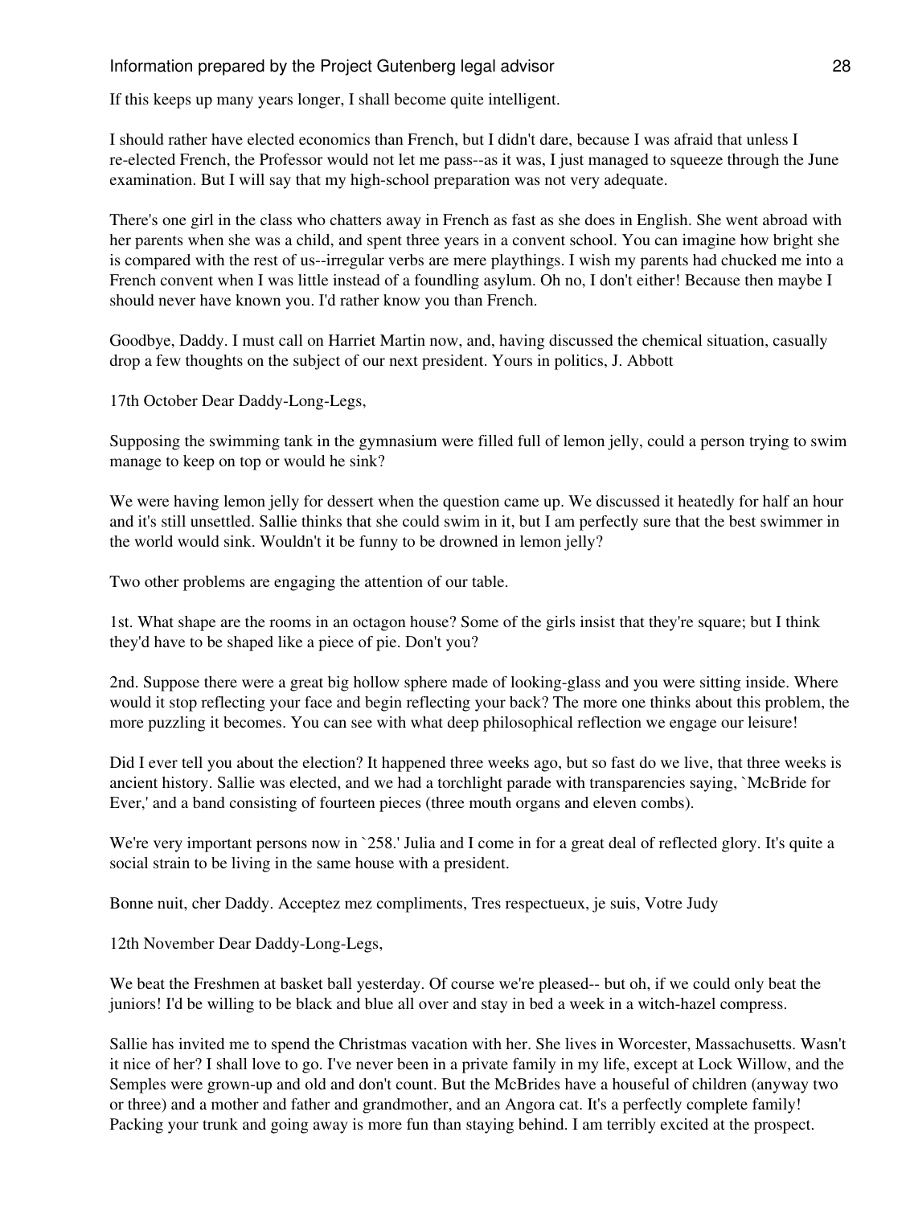If this keeps up many years longer, I shall become quite intelligent.

I should rather have elected economics than French, but I didn't dare, because I was afraid that unless I re-elected French, the Professor would not let me pass--as it was, I just managed to squeeze through the June examination. But I will say that my high-school preparation was not very adequate.

There's one girl in the class who chatters away in French as fast as she does in English. She went abroad with her parents when she was a child, and spent three years in a convent school. You can imagine how bright she is compared with the rest of us--irregular verbs are mere playthings. I wish my parents had chucked me into a French convent when I was little instead of a foundling asylum. Oh no, I don't either! Because then maybe I should never have known you. I'd rather know you than French.

Goodbye, Daddy. I must call on Harriet Martin now, and, having discussed the chemical situation, casually drop a few thoughts on the subject of our next president. Yours in politics, J. Abbott

17th October Dear Daddy-Long-Legs,

Supposing the swimming tank in the gymnasium were filled full of lemon jelly, could a person trying to swim manage to keep on top or would he sink?

We were having lemon jelly for dessert when the question came up. We discussed it heatedly for half an hour and it's still unsettled. Sallie thinks that she could swim in it, but I am perfectly sure that the best swimmer in the world would sink. Wouldn't it be funny to be drowned in lemon jelly?

Two other problems are engaging the attention of our table.

1st. What shape are the rooms in an octagon house? Some of the girls insist that they're square; but I think they'd have to be shaped like a piece of pie. Don't you?

2nd. Suppose there were a great big hollow sphere made of looking-glass and you were sitting inside. Where would it stop reflecting your face and begin reflecting your back? The more one thinks about this problem, the more puzzling it becomes. You can see with what deep philosophical reflection we engage our leisure!

Did I ever tell you about the election? It happened three weeks ago, but so fast do we live, that three weeks is ancient history. Sallie was elected, and we had a torchlight parade with transparencies saying, `McBride for Ever,' and a band consisting of fourteen pieces (three mouth organs and eleven combs).

We're very important persons now in `258.' Julia and I come in for a great deal of reflected glory. It's quite a social strain to be living in the same house with a president.

Bonne nuit, cher Daddy. Acceptez mez compliments, Tres respectueux, je suis, Votre Judy

12th November Dear Daddy-Long-Legs,

We beat the Freshmen at basket ball yesterday. Of course we're pleased-- but oh, if we could only beat the juniors! I'd be willing to be black and blue all over and stay in bed a week in a witch-hazel compress.

Sallie has invited me to spend the Christmas vacation with her. She lives in Worcester, Massachusetts. Wasn't it nice of her? I shall love to go. I've never been in a private family in my life, except at Lock Willow, and the Semples were grown-up and old and don't count. But the McBrides have a houseful of children (anyway two or three) and a mother and father and grandmother, and an Angora cat. It's a perfectly complete family! Packing your trunk and going away is more fun than staying behind. I am terribly excited at the prospect.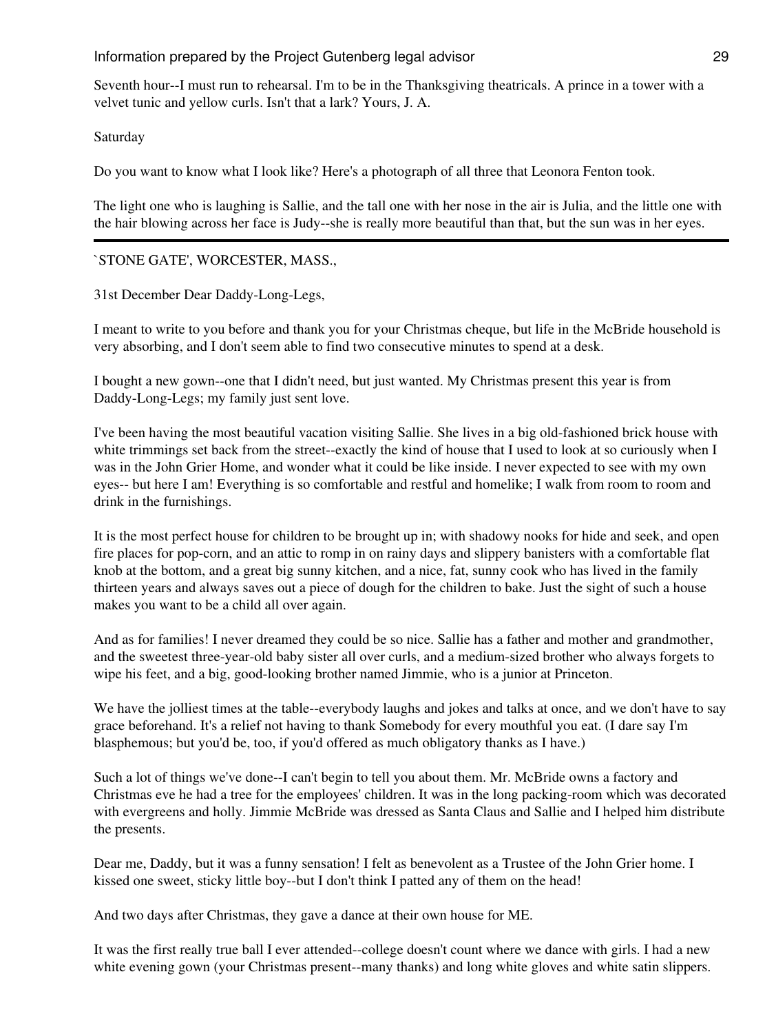Seventh hour--I must run to rehearsal. I'm to be in the Thanksgiving theatricals. A prince in a tower with a velvet tunic and yellow curls. Isn't that a lark? Yours, J. A.

Saturday

Do you want to know what I look like? Here's a photograph of all three that Leonora Fenton took.

The light one who is laughing is Sallie, and the tall one with her nose in the air is Julia, and the little one with the hair blowing across her face is Judy--she is really more beautiful than that, but the sun was in her eyes.

---

`STONE GATE', WORCESTER, MASS.,

31st December Dear Daddy-Long-Legs,

I meant to write to you before and thank you for your Christmas cheque, but life in the McBride household is very absorbing, and I don't seem able to find two consecutive minutes to spend at a desk.

I bought a new gown--one that I didn't need, but just wanted. My Christmas present this year is from Daddy-Long-Legs; my family just sent love.

I've been having the most beautiful vacation visiting Sallie. She lives in a big old-fashioned brick house with white trimmings set back from the street--exactly the kind of house that I used to look at so curiously when I was in the John Grier Home, and wonder what it could be like inside. I never expected to see with my own eyes-- but here I am! Everything is so comfortable and restful and homelike; I walk from room to room and drink in the furnishings.

It is the most perfect house for children to be brought up in; with shadowy nooks for hide and seek, and open fire places for pop-corn, and an attic to romp in on rainy days and slippery banisters with a comfortable flat knob at the bottom, and a great big sunny kitchen, and a nice, fat, sunny cook who has lived in the family thirteen years and always saves out a piece of dough for the children to bake. Just the sight of such a house makes you want to be a child all over again.

And as for families! I never dreamed they could be so nice. Sallie has a father and mother and grandmother, and the sweetest three-year-old baby sister all over curls, and a medium-sized brother who always forgets to wipe his feet, and a big, good-looking brother named Jimmie, who is a junior at Princeton.

We have the jolliest times at the table--everybody laughs and jokes and talks at once, and we don't have to say grace beforehand. It's a relief not having to thank Somebody for every mouthful you eat. (I dare say I'm blasphemous; but you'd be, too, if you'd offered as much obligatory thanks as I have.)

Such a lot of things we've done--I can't begin to tell you about them. Mr. McBride owns a factory and Christmas eve he had a tree for the employees' children. It was in the long packing-room which was decorated with evergreens and holly. Jimmie McBride was dressed as Santa Claus and Sallie and I helped him distribute the presents.

Dear me, Daddy, but it was a funny sensation! I felt as benevolent as a Trustee of the John Grier home. I kissed one sweet, sticky little boy--but I don't think I patted any of them on the head!

And two days after Christmas, they gave a dance at their own house for ME.

It was the first really true ball I ever attended--college doesn't count where we dance with girls. I had a new white evening gown (your Christmas present--many thanks) and long white gloves and white satin slippers.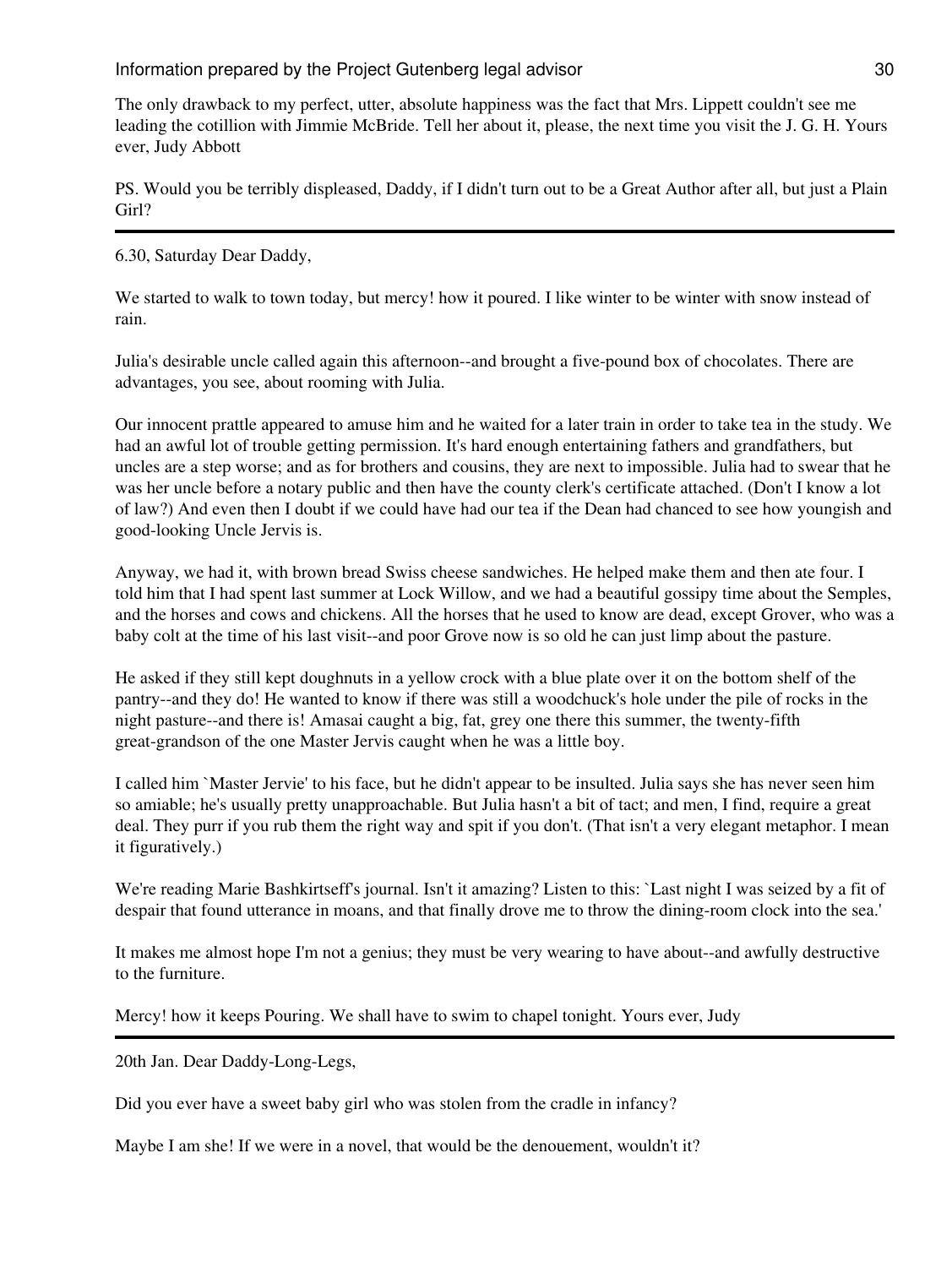The only drawback to my perfect, utter, absolute happiness was the fact that Mrs. Lippett couldn't see me leading the cotillion with Jimmie McBride. Tell her about it, please, the next time you visit the J. G. H. Yours ever, Judy Abbott

PS. Would you be terribly displeased, Daddy, if I didn't turn out to be a Great Author after all, but just a Plain Girl?

---

6.30, Saturday Dear Daddy,

We started to walk to town today, but mercy! how it poured. I like winter to be winter with snow instead of rain.

Julia's desirable uncle called again this afternoon--and brought a five-pound box of chocolates. There are advantages, you see, about rooming with Julia.

Our innocent prattle appeared to amuse him and he waited for a later train in order to take tea in the study. We had an awful lot of trouble getting permission. It's hard enough entertaining fathers and grandfathers, but uncles are a step worse; and as for brothers and cousins, they are next to impossible. Julia had to swear that he was her uncle before a notary public and then have the county clerk's certificate attached. (Don't I know a lot of law?) And even then I doubt if we could have had our tea if the Dean had chanced to see how youngish and good-looking Uncle Jervis is.

Anyway, we had it, with brown bread Swiss cheese sandwiches. He helped make them and then ate four. I told him that I had spent last summer at Lock Willow, and we had a beautiful gossipy time about the Semples, and the horses and cows and chickens. All the horses that he used to know are dead, except Grover, who was a baby colt at the time of his last visit--and poor Grove now is so old he can just limp about the pasture.

He asked if they still kept doughnuts in a yellow crock with a blue plate over it on the bottom shelf of the pantry--and they do! He wanted to know if there was still a woodchuck's hole under the pile of rocks in the night pasture--and there is! Amasai caught a big, fat, grey one there this summer, the twenty-fifth great-grandson of the one Master Jervis caught when he was a little boy.

I called him `Master Jervie' to his face, but he didn't appear to be insulted. Julia says she has never seen him so amiable; he's usually pretty unapproachable. But Julia hasn't a bit of tact; and men, I find, require a great deal. They purr if you rub them the right way and spit if you don't. (That isn't a very elegant metaphor. I mean it figuratively.)

We're reading Marie Bashkirtseff's journal. Isn't it amazing? Listen to this: `Last night I was seized by a fit of despair that found utterance in moans, and that finally drove me to throw the dining-room clock into the sea.'

It makes me almost hope I'm not a genius; they must be very wearing to have about--and awfully destructive to the furniture.

Mercy! how it keeps Pouring. We shall have to swim to chapel tonight. Yours ever, Judy

---

20th Jan. Dear Daddy-Long-Legs,

Did you ever have a sweet baby girl who was stolen from the cradle in infancy?

Maybe I am she! If we were in a novel, that would be the denouement, wouldn't it?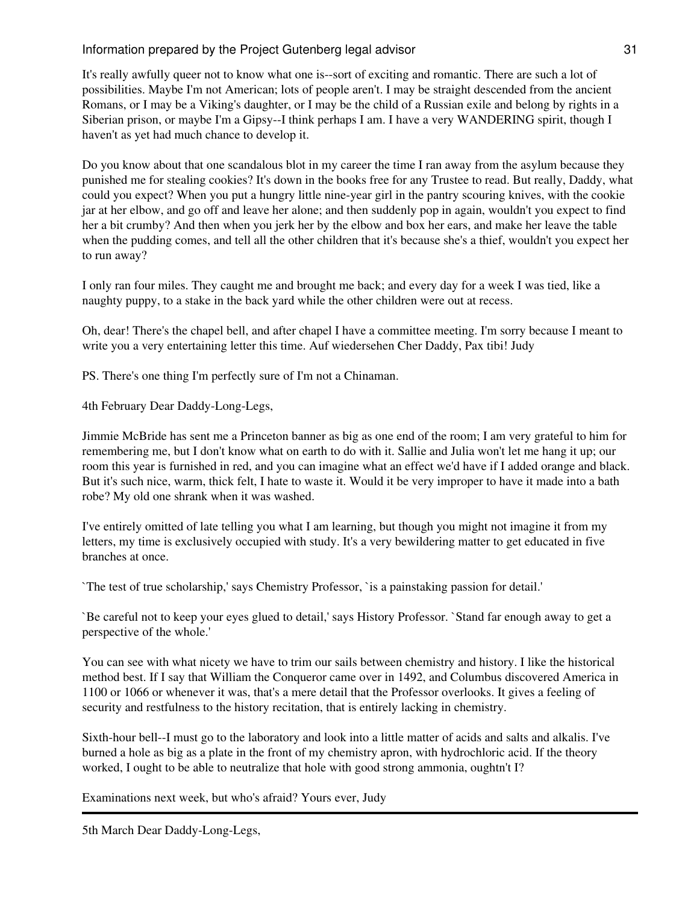It's really awfully queer not to know what one is--sort of exciting and romantic. There are such a lot of possibilities. Maybe I'm not American; lots of people aren't. I may be straight descended from the ancient Romans, or I may be a Viking's daughter, or I may be the child of a Russian exile and belong by rights in a Siberian prison, or maybe I'm a Gipsy--I think perhaps I am. I have a very WANDERING spirit, though I haven't as yet had much chance to develop it.

Do you know about that one scandalous blot in my career the time I ran away from the asylum because they punished me for stealing cookies? It's down in the books free for any Trustee to read. But really, Daddy, what could you expect? When you put a hungry little nine-year girl in the pantry scouring knives, with the cookie jar at her elbow, and go off and leave her alone; and then suddenly pop in again, wouldn't you expect to find her a bit crumby? And then when you jerk her by the elbow and box her ears, and make her leave the table when the pudding comes, and tell all the other children that it's because she's a thief, wouldn't you expect her to run away?

I only ran four miles. They caught me and brought me back; and every day for a week I was tied, like a naughty puppy, to a stake in the back yard while the other children were out at recess.

Oh, dear! There's the chapel bell, and after chapel I have a committee meeting. I'm sorry because I meant to write you a very entertaining letter this time. Auf wiedersehen Cher Daddy, Pax tibi! Judy

PS. There's one thing I'm perfectly sure of I'm not a Chinaman.

4th February Dear Daddy-Long-Legs,

Jimmie McBride has sent me a Princeton banner as big as one end of the room; I am very grateful to him for remembering me, but I don't know what on earth to do with it. Sallie and Julia won't let me hang it up; our room this year is furnished in red, and you can imagine what an effect we'd have if I added orange and black. But it's such nice, warm, thick felt, I hate to waste it. Would it be very improper to have it made into a bath robe? My old one shrank when it was washed.

I've entirely omitted of late telling you what I am learning, but though you might not imagine it from my letters, my time is exclusively occupied with study. It's a very bewildering matter to get educated in five branches at once.

`The test of true scholarship,' says Chemistry Professor, `is a painstaking passion for detail.'

`Be careful not to keep your eyes glued to detail,' says History Professor. `Stand far enough away to get a perspective of the whole.'

You can see with what nicety we have to trim our sails between chemistry and history. I like the historical method best. If I say that William the Conqueror came over in 1492, and Columbus discovered America in 1100 or 1066 or whenever it was, that's a mere detail that the Professor overlooks. It gives a feeling of security and restfulness to the history recitation, that is entirely lacking in chemistry.

Sixth-hour bell--I must go to the laboratory and look into a little matter of acids and salts and alkalis. I've burned a hole as big as a plate in the front of my chemistry apron, with hydrochloric acid. If the theory worked, I ought to be able to neutralize that hole with good strong ammonia, oughtn't I?

Examinations next week, but who's afraid? Yours ever, Judy

---

5th March Dear Daddy-Long-Legs,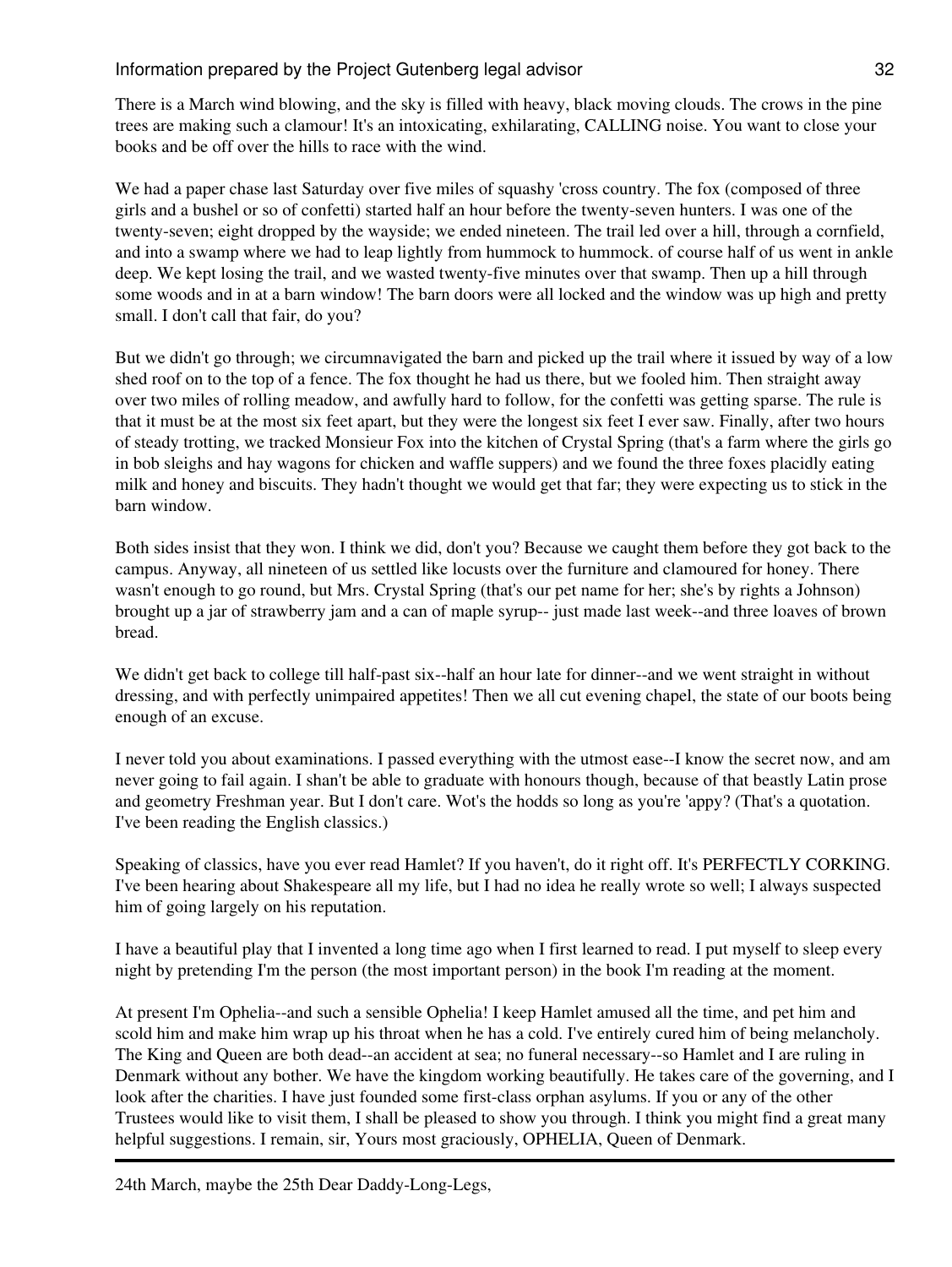There is a March wind blowing, and the sky is filled with heavy, black moving clouds. The crows in the pine trees are making such a clamour! It's an intoxicating, exhilarating, CALLING noise. You want to close your books and be off over the hills to race with the wind.

We had a paper chase last Saturday over five miles of squashy 'cross country. The fox (composed of three girls and a bushel or so of confetti) started half an hour before the twenty-seven hunters. I was one of the twenty-seven; eight dropped by the wayside; we ended nineteen. The trail led over a hill, through a cornfield, and into a swamp where we had to leap lightly from hummock to hummock. of course half of us went in ankle deep. We kept losing the trail, and we wasted twenty-five minutes over that swamp. Then up a hill through some woods and in at a barn window! The barn doors were all locked and the window was up high and pretty small. I don't call that fair, do you?

But we didn't go through; we circumnavigated the barn and picked up the trail where it issued by way of a low shed roof on to the top of a fence. The fox thought he had us there, but we fooled him. Then straight away over two miles of rolling meadow, and awfully hard to follow, for the confetti was getting sparse. The rule is that it must be at the most six feet apart, but they were the longest six feet I ever saw. Finally, after two hours of steady trotting, we tracked Monsieur Fox into the kitchen of Crystal Spring (that's a farm where the girls go in bob sleighs and hay wagons for chicken and waffle suppers) and we found the three foxes placidly eating milk and honey and biscuits. They hadn't thought we would get that far; they were expecting us to stick in the barn window.

Both sides insist that they won. I think we did, don't you? Because we caught them before they got back to the campus. Anyway, all nineteen of us settled like locusts over the furniture and clamoured for honey. There wasn't enough to go round, but Mrs. Crystal Spring (that's our pet name for her; she's by rights a Johnson) brought up a jar of strawberry jam and a can of maple syrup-- just made last week--and three loaves of brown bread.

We didn't get back to college till half-past six--half an hour late for dinner--and we went straight in without dressing, and with perfectly unimpaired appetites! Then we all cut evening chapel, the state of our boots being enough of an excuse.

I never told you about examinations. I passed everything with the utmost ease--I know the secret now, and am never going to fail again. I shan't be able to graduate with honours though, because of that beastly Latin prose and geometry Freshman year. But I don't care. Wot's the hodds so long as you're 'appy? (That's a quotation. I've been reading the English classics.)

Speaking of classics, have you ever read Hamlet? If you haven't, do it right off. It's PERFECTLY CORKING. I've been hearing about Shakespeare all my life, but I had no idea he really wrote so well; I always suspected him of going largely on his reputation.

I have a beautiful play that I invented a long time ago when I first learned to read. I put myself to sleep every night by pretending I'm the person (the most important person) in the book I'm reading at the moment.

At present I'm Ophelia--and such a sensible Ophelia! I keep Hamlet amused all the time, and pet him and scold him and make him wrap up his throat when he has a cold. I've entirely cured him of being melancholy. The King and Queen are both dead--an accident at sea; no funeral necessary--so Hamlet and I are ruling in Denmark without any bother. We have the kingdom working beautifully. He takes care of the governing, and I look after the charities. I have just founded some first-class orphan asylums. If you or any of the other Trustees would like to visit them, I shall be pleased to show you through. I think you might find a great many helpful suggestions. I remain, sir, Yours most graciously, OPHELIA, Queen of Denmark.

---

24th March, maybe the 25th Dear Daddy-Long-Legs,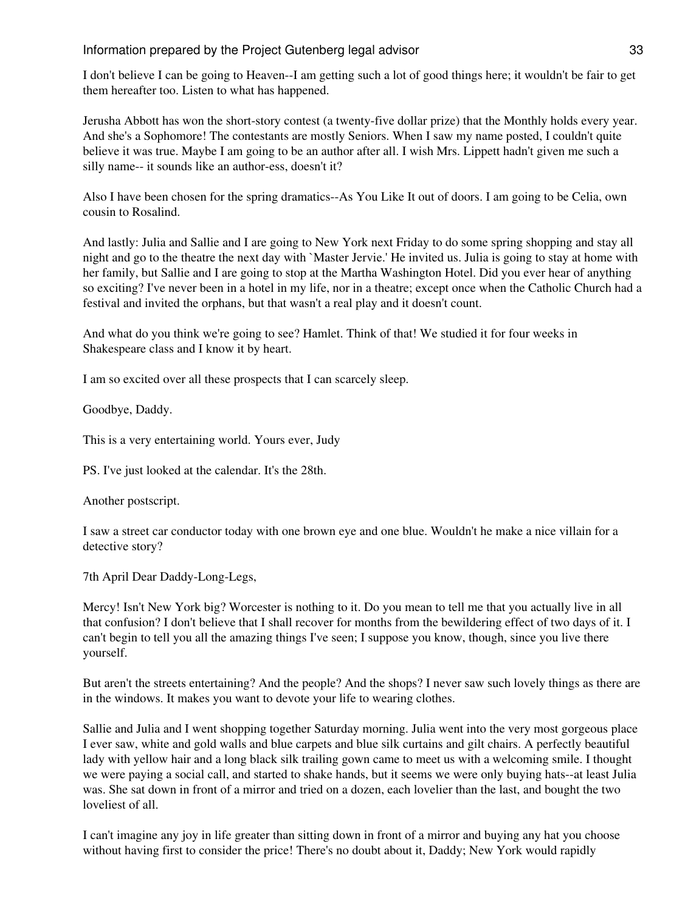I don't believe I can be going to Heaven--I am getting such a lot of good things here; it wouldn't be fair to get them hereafter too. Listen to what has happened.

Jerusha Abbott has won the short-story contest (a twenty-five dollar prize) that the Monthly holds every year. And she's a Sophomore! The contestants are mostly Seniors. When I saw my name posted, I couldn't quite believe it was true. Maybe I am going to be an author after all. I wish Mrs. Lippett hadn't given me such a silly name-- it sounds like an author-ess, doesn't it?

Also I have been chosen for the spring dramatics--As You Like It out of doors. I am going to be Celia, own cousin to Rosalind.

And lastly: Julia and Sallie and I are going to New York next Friday to do some spring shopping and stay all night and go to the theatre the next day with `Master Jervie.' He invited us. Julia is going to stay at home with her family, but Sallie and I are going to stop at the Martha Washington Hotel. Did you ever hear of anything so exciting? I've never been in a hotel in my life, nor in a theatre; except once when the Catholic Church had a festival and invited the orphans, but that wasn't a real play and it doesn't count.

And what do you think we're going to see? Hamlet. Think of that! We studied it for four weeks in Shakespeare class and I know it by heart.

I am so excited over all these prospects that I can scarcely sleep.

Goodbye, Daddy.

This is a very entertaining world. Yours ever, Judy

PS. I've just looked at the calendar. It's the 28th.

Another postscript.

I saw a street car conductor today with one brown eye and one blue. Wouldn't he make a nice villain for a detective story?

7th April Dear Daddy-Long-Legs,

Mercy! Isn't New York big? Worcester is nothing to it. Do you mean to tell me that you actually live in all that confusion? I don't believe that I shall recover for months from the bewildering effect of two days of it. I can't begin to tell you all the amazing things I've seen; I suppose you know, though, since you live there yourself.

But aren't the streets entertaining? And the people? And the shops? I never saw such lovely things as there are in the windows. It makes you want to devote your life to wearing clothes.

Sallie and Julia and I went shopping together Saturday morning. Julia went into the very most gorgeous place I ever saw, white and gold walls and blue carpets and blue silk curtains and gilt chairs. A perfectly beautiful lady with yellow hair and a long black silk trailing gown came to meet us with a welcoming smile. I thought we were paying a social call, and started to shake hands, but it seems we were only buying hats--at least Julia was. She sat down in front of a mirror and tried on a dozen, each lovelier than the last, and bought the two loveliest of all.

I can't imagine any joy in life greater than sitting down in front of a mirror and buying any hat you choose without having first to consider the price! There's no doubt about it, Daddy; New York would rapidly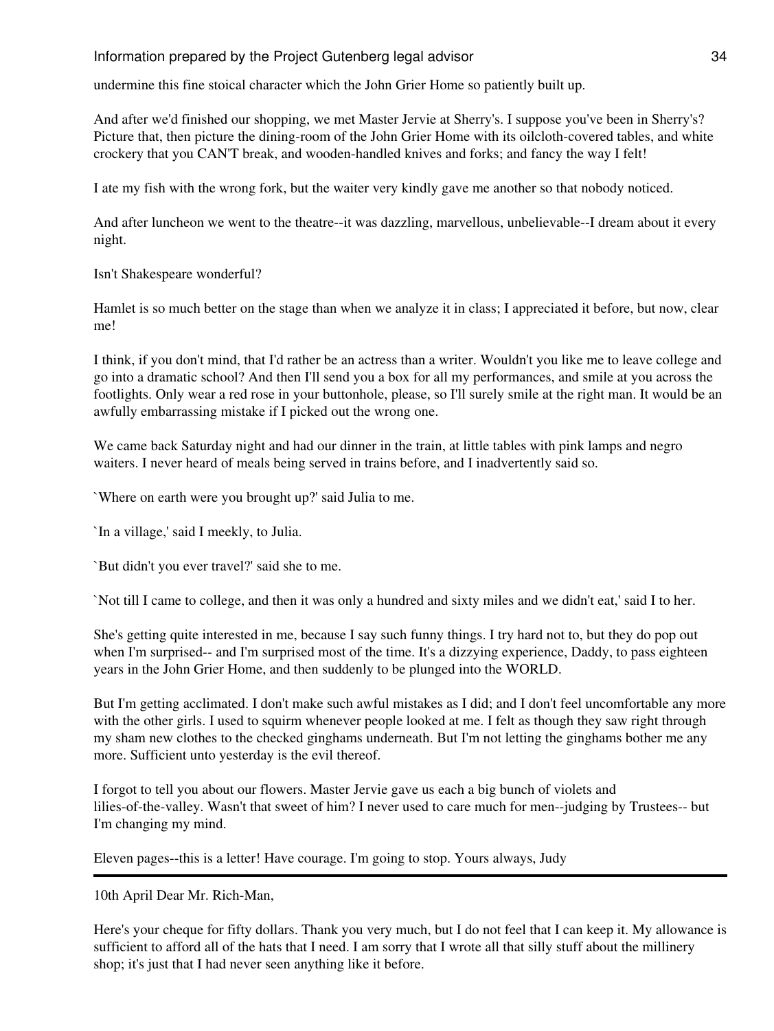undermine this fine stoical character which the John Grier Home so patiently built up.

And after we'd finished our shopping, we met Master Jervie at Sherry's. I suppose you've been in Sherry's? Picture that, then picture the dining-room of the John Grier Home with its oilcloth-covered tables, and white crockery that you CAN'T break, and wooden-handled knives and forks; and fancy the way I felt!

I ate my fish with the wrong fork, but the waiter very kindly gave me another so that nobody noticed.

And after luncheon we went to the theatre--it was dazzling, marvellous, unbelievable--I dream about it every night.

Isn't Shakespeare wonderful?

Hamlet is so much better on the stage than when we analyze it in class; I appreciated it before, but now, clear me!

I think, if you don't mind, that I'd rather be an actress than a writer. Wouldn't you like me to leave college and go into a dramatic school? And then I'll send you a box for all my performances, and smile at you across the footlights. Only wear a red rose in your buttonhole, please, so I'll surely smile at the right man. It would be an awfully embarrassing mistake if I picked out the wrong one.

We came back Saturday night and had our dinner in the train, at little tables with pink lamps and negro waiters. I never heard of meals being served in trains before, and I inadvertently said so.

`Where on earth were you brought up?' said Julia to me.

`In a village,' said I meekly, to Julia.

`But didn't you ever travel?' said she to me.

`Not till I came to college, and then it was only a hundred and sixty miles and we didn't eat,' said I to her.

She's getting quite interested in me, because I say such funny things. I try hard not to, but they do pop out when I'm surprised-- and I'm surprised most of the time. It's a dizzying experience, Daddy, to pass eighteen years in the John Grier Home, and then suddenly to be plunged into the WORLD.

But I'm getting acclimated. I don't make such awful mistakes as I did; and I don't feel uncomfortable any more with the other girls. I used to squirm whenever people looked at me. I felt as though they saw right through my sham new clothes to the checked ginghams underneath. But I'm not letting the ginghams bother me any more. Sufficient unto yesterday is the evil thereof.

I forgot to tell you about our flowers. Master Jervie gave us each a big bunch of violets and lilies-of-the-valley. Wasn't that sweet of him? I never used to care much for men--judging by Trustees-- but I'm changing my mind.

Eleven pages--this is a letter! Have courage. I'm going to stop. Yours always, Judy

---

10th April Dear Mr. Rich-Man,

Here's your cheque for fifty dollars. Thank you very much, but I do not feel that I can keep it. My allowance is sufficient to afford all of the hats that I need. I am sorry that I wrote all that silly stuff about the millinery shop; it's just that I had never seen anything like it before.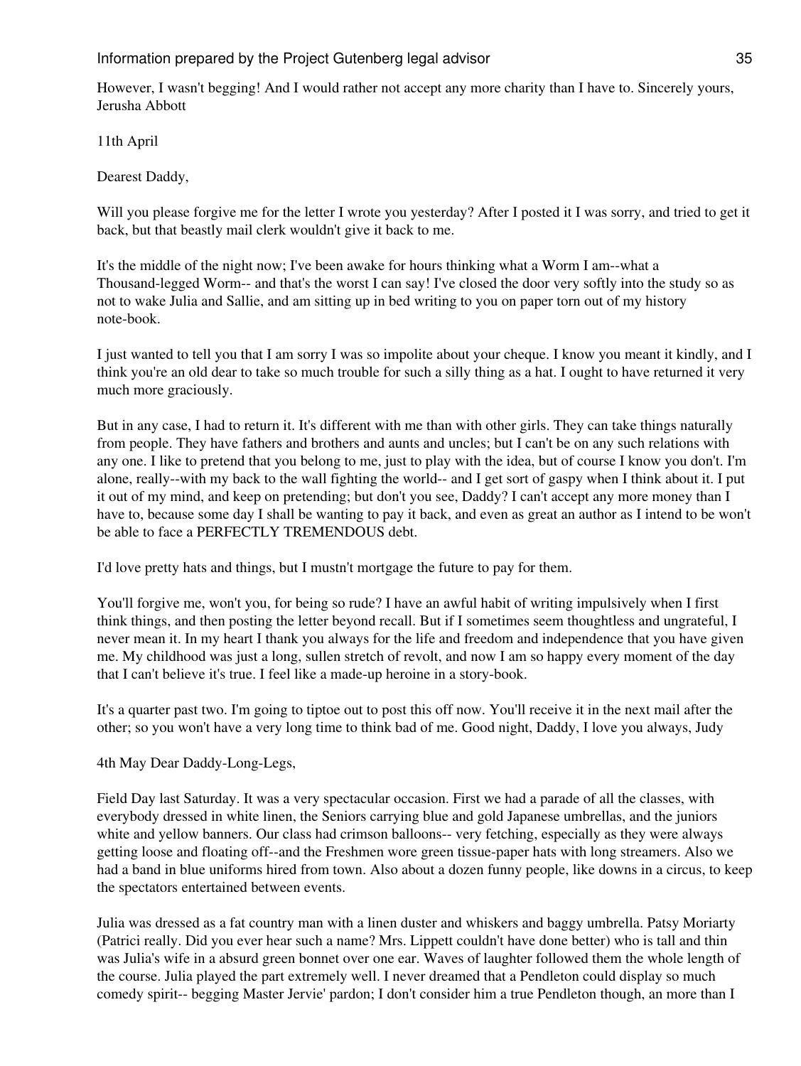However, I wasn't begging! And I would rather not accept any more charity than I have to. Sincerely yours, Jerusha Abbott

11th April

Dearest Daddy,

Will you please forgive me for the letter I wrote you yesterday? After I posted it I was sorry, and tried to get it back, but that beastly mail clerk wouldn't give it back to me.

It's the middle of the night now; I've been awake for hours thinking what a Worm I am--what a Thousand-legged Worm-- and that's the worst I can say! I've closed the door very softly into the study so as not to wake Julia and Sallie, and am sitting up in bed writing to you on paper torn out of my history note-book.

I just wanted to tell you that I am sorry I was so impolite about your cheque. I know you meant it kindly, and I think you're an old dear to take so much trouble for such a silly thing as a hat. I ought to have returned it very much more graciously.

But in any case, I had to return it. It's different with me than with other girls. They can take things naturally from people. They have fathers and brothers and aunts and uncles; but I can't be on any such relations with any one. I like to pretend that you belong to me, just to play with the idea, but of course I know you don't. I'm alone, really--with my back to the wall fighting the world-- and I get sort of gaspy when I think about it. I put it out of my mind, and keep on pretending; but don't you see, Daddy? I can't accept any more money than I have to, because some day I shall be wanting to pay it back, and even as great an author as I intend to be won't be able to face a PERFECTLY TREMENDOUS debt.

I'd love pretty hats and things, but I mustn't mortgage the future to pay for them.

You'll forgive me, won't you, for being so rude? I have an awful habit of writing impulsively when I first think things, and then posting the letter beyond recall. But if I sometimes seem thoughtless and ungrateful, I never mean it. In my heart I thank you always for the life and freedom and independence that you have given me. My childhood was just a long, sullen stretch of revolt, and now I am so happy every moment of the day that I can't believe it's true. I feel like a made-up heroine in a story-book.

It's a quarter past two. I'm going to tiptoe out to post this off now. You'll receive it in the next mail after the other; so you won't have a very long time to think bad of me. Good night, Daddy, I love you always, Judy

4th May Dear Daddy-Long-Legs,

Field Day last Saturday. It was a very spectacular occasion. First we had a parade of all the classes, with everybody dressed in white linen, the Seniors carrying blue and gold Japanese umbrellas, and the juniors white and yellow banners. Our class had crimson balloons-- very fetching, especially as they were always getting loose and floating off--and the Freshmen wore green tissue-paper hats with long streamers. Also we had a band in blue uniforms hired from town. Also about a dozen funny people, like downs in a circus, to keep the spectators entertained between events.

Julia was dressed as a fat country man with a linen duster and whiskers and baggy umbrella. Patsy Moriarty (Patrici really. Did you ever hear such a name? Mrs. Lippett couldn't have done better) who is tall and thin was Julia's wife in a absurd green bonnet over one ear. Waves of laughter followed them the whole length of the course. Julia played the part extremely well. I never dreamed that a Pendleton could display so much comedy spirit-- begging Master Jervie' pardon; I don't consider him a true Pendleton though, an more than I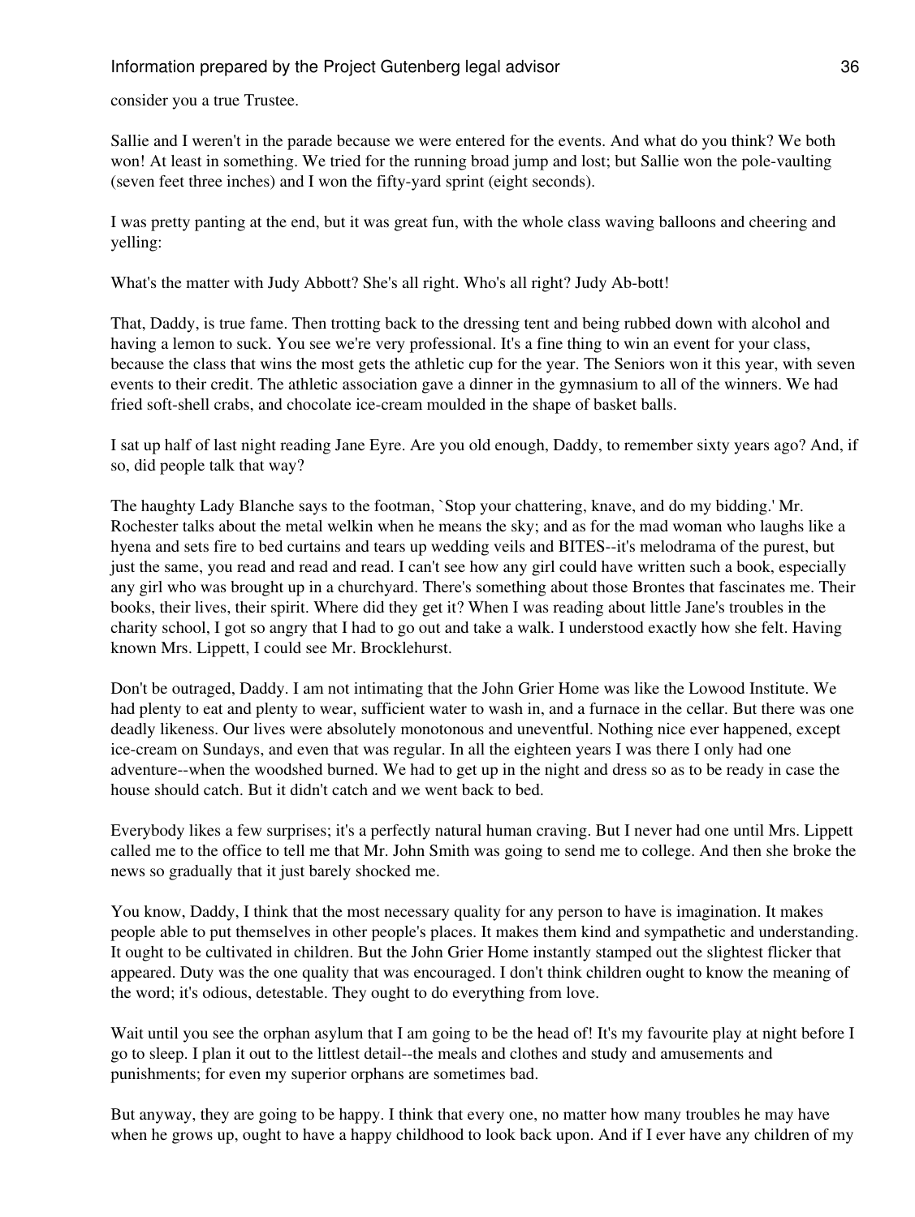consider you a true Trustee.

Sallie and I weren't in the parade because we were entered for the events. And what do you think? We both won! At least in something. We tried for the running broad jump and lost; but Sallie won the pole-vaulting (seven feet three inches) and I won the fifty-yard sprint (eight seconds).

I was pretty panting at the end, but it was great fun, with the whole class waving balloons and cheering and yelling:

What's the matter with Judy Abbott? She's all right. Who's all right? Judy Ab-bott!

That, Daddy, is true fame. Then trotting back to the dressing tent and being rubbed down with alcohol and having a lemon to suck. You see we're very professional. It's a fine thing to win an event for your class, because the class that wins the most gets the athletic cup for the year. The Seniors won it this year, with seven events to their credit. The athletic association gave a dinner in the gymnasium to all of the winners. We had fried soft-shell crabs, and chocolate ice-cream moulded in the shape of basket balls.

I sat up half of last night reading Jane Eyre. Are you old enough, Daddy, to remember sixty years ago? And, if so, did people talk that way?

The haughty Lady Blanche says to the footman, `Stop your chattering, knave, and do my bidding.' Mr. Rochester talks about the metal welkin when he means the sky; and as for the mad woman who laughs like a hyena and sets fire to bed curtains and tears up wedding veils and BITES--it's melodrama of the purest, but just the same, you read and read and read. I can't see how any girl could have written such a book, especially any girl who was brought up in a churchyard. There's something about those Brontes that fascinates me. Their books, their lives, their spirit. Where did they get it? When I was reading about little Jane's troubles in the charity school, I got so angry that I had to go out and take a walk. I understood exactly how she felt. Having known Mrs. Lippett, I could see Mr. Brocklehurst.

Don't be outraged, Daddy. I am not intimating that the John Grier Home was like the Lowood Institute. We had plenty to eat and plenty to wear, sufficient water to wash in, and a furnace in the cellar. But there was one deadly likeness. Our lives were absolutely monotonous and uneventful. Nothing nice ever happened, except ice-cream on Sundays, and even that was regular. In all the eighteen years I was there I only had one adventure--when the woodshed burned. We had to get up in the night and dress so as to be ready in case the house should catch. But it didn't catch and we went back to bed.

Everybody likes a few surprises; it's a perfectly natural human craving. But I never had one until Mrs. Lippett called me to the office to tell me that Mr. John Smith was going to send me to college. And then she broke the news so gradually that it just barely shocked me.

You know, Daddy, I think that the most necessary quality for any person to have is imagination. It makes people able to put themselves in other people's places. It makes them kind and sympathetic and understanding. It ought to be cultivated in children. But the John Grier Home instantly stamped out the slightest flicker that appeared. Duty was the one quality that was encouraged. I don't think children ought to know the meaning of the word; it's odious, detestable. They ought to do everything from love.

Wait until you see the orphan asylum that I am going to be the head of! It's my favourite play at night before I go to sleep. I plan it out to the littlest detail--the meals and clothes and study and amusements and punishments; for even my superior orphans are sometimes bad.

But anyway, they are going to be happy. I think that every one, no matter how many troubles he may have when he grows up, ought to have a happy childhood to look back upon. And if I ever have any children of my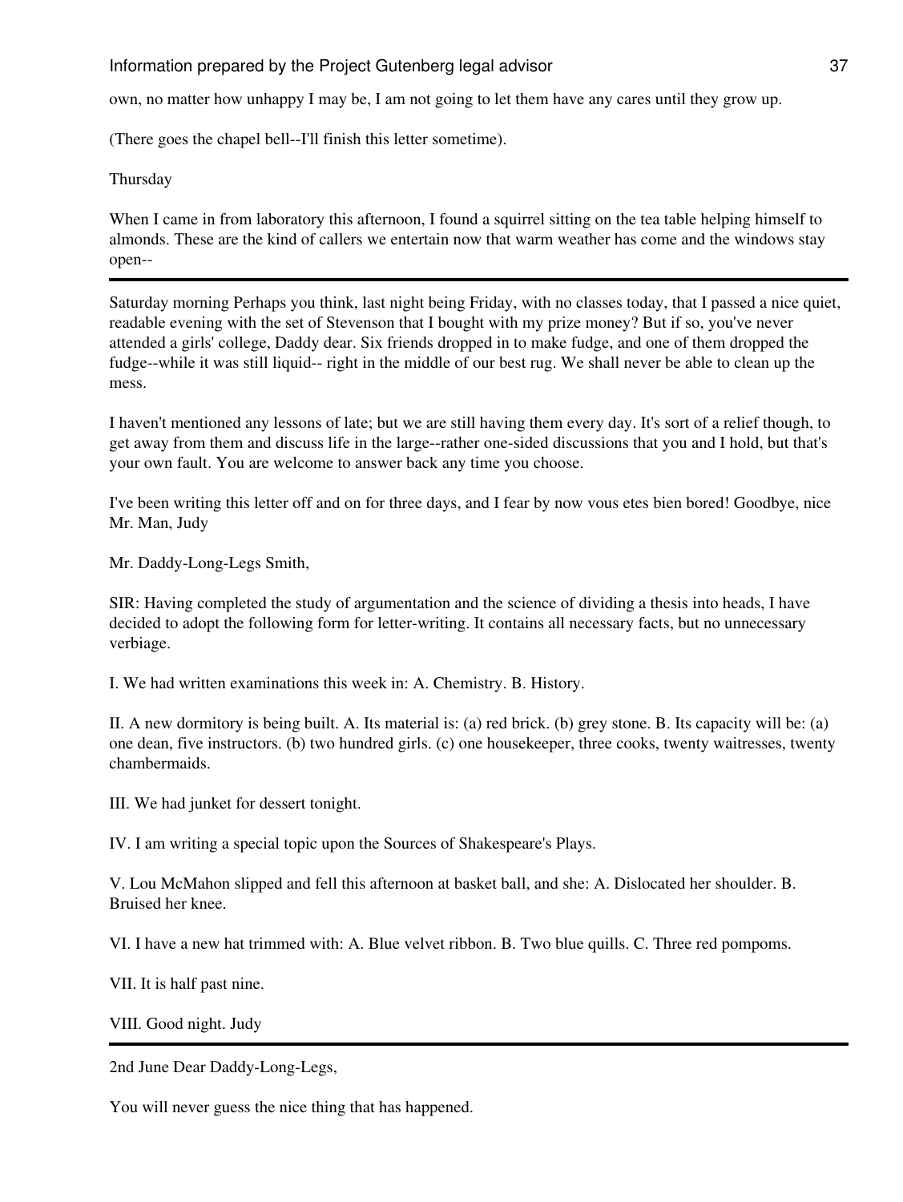own, no matter how unhappy I may be, I am not going to let them have any cares until they grow up.

(There goes the chapel bell--I'll finish this letter sometime).

Thursday

When I came in from laboratory this afternoon, I found a squirrel sitting on the tea table helping himself to almonds. These are the kind of callers we entertain now that warm weather has come and the windows stay open--

---

Saturday morning Perhaps you think, last night being Friday, with no classes today, that I passed a nice quiet, readable evening with the set of Stevenson that I bought with my prize money? But if so, you've never attended a girls' college, Daddy dear. Six friends dropped in to make fudge, and one of them dropped the fudge--while it was still liquid-- right in the middle of our best rug. We shall never be able to clean up the mess.

I haven't mentioned any lessons of late; but we are still having them every day. It's sort of a relief though, to get away from them and discuss life in the large--rather one-sided discussions that you and I hold, but that's your own fault. You are welcome to answer back any time you choose.

I've been writing this letter off and on for three days, and I fear by now vous etes bien bored! Goodbye, nice Mr. Man, Judy

Mr. Daddy-Long-Legs Smith,

SIR: Having completed the study of argumentation and the science of dividing a thesis into heads, I have decided to adopt the following form for letter-writing. It contains all necessary facts, but no unnecessary verbiage.

I. We had written examinations this week in: A. Chemistry. B. History.

II. A new dormitory is being built. A. Its material is: (a) red brick. (b) grey stone. B. Its capacity will be: (a) one dean, five instructors. (b) two hundred girls. (c) one housekeeper, three cooks, twenty waitresses, twenty chambermaids.

III. We had junket for dessert tonight.

IV. I am writing a special topic upon the Sources of Shakespeare's Plays.

V. Lou McMahon slipped and fell this afternoon at basket ball, and she: A. Dislocated her shoulder. B. Bruised her knee.

VI. I have a new hat trimmed with: A. Blue velvet ribbon. B. Two blue quills. C. Three red pompoms.

VII. It is half past nine.

VIII. Good night. Judy

---

2nd June Dear Daddy-Long-Legs,

You will never guess the nice thing that has happened.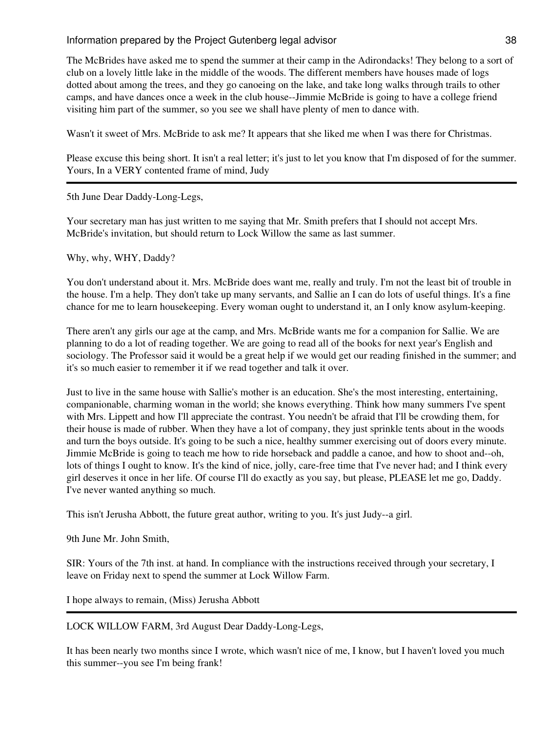The McBrides have asked me to spend the summer at their camp in the Adirondacks! They belong to a sort of club on a lovely little lake in the middle of the woods. The different members have houses made of logs dotted about among the trees, and they go canoeing on the lake, and take long walks through trails to other camps, and have dances once a week in the club house--Jimmie McBride is going to have a college friend visiting him part of the summer, so you see we shall have plenty of men to dance with.

Wasn't it sweet of Mrs. McBride to ask me? It appears that she liked me when I was there for Christmas.

Please excuse this being short. It isn't a real letter; it's just to let you know that I'm disposed of for the summer. Yours, In a VERY contented frame of mind, Judy

---

5th June Dear Daddy-Long-Legs,

Your secretary man has just written to me saying that Mr. Smith prefers that I should not accept Mrs. McBride's invitation, but should return to Lock Willow the same as last summer.

Why, why, WHY, Daddy?

You don't understand about it. Mrs. McBride does want me, really and truly. I'm not the least bit of trouble in the house. I'm a help. They don't take up many servants, and Sallie an I can do lots of useful things. It's a fine chance for me to learn housekeeping. Every woman ought to understand it, an I only know asylum-keeping.

There aren't any girls our age at the camp, and Mrs. McBride wants me for a companion for Sallie. We are planning to do a lot of reading together. We are going to read all of the books for next year's English and sociology. The Professor said it would be a great help if we would get our reading finished in the summer; and it's so much easier to remember it if we read together and talk it over.

Just to live in the same house with Sallie's mother is an education. She's the most interesting, entertaining, companionable, charming woman in the world; she knows everything. Think how many summers I've spent with Mrs. Lippett and how I'll appreciate the contrast. You needn't be afraid that I'll be crowding them, for their house is made of rubber. When they have a lot of company, they just sprinkle tents about in the woods and turn the boys outside. It's going to be such a nice, healthy summer exercising out of doors every minute. Jimmie McBride is going to teach me how to ride horseback and paddle a canoe, and how to shoot and--oh, lots of things I ought to know. It's the kind of nice, jolly, care-free time that I've never had; and I think every girl deserves it once in her life. Of course I'll do exactly as you say, but please, PLEASE let me go, Daddy. I've never wanted anything so much.

This isn't Jerusha Abbott, the future great author, writing to you. It's just Judy--a girl.

9th June Mr. John Smith,

SIR: Yours of the 7th inst. at hand. In compliance with the instructions received through your secretary, I leave on Friday next to spend the summer at Lock Willow Farm.

I hope always to remain, (Miss) Jerusha Abbott

---

LOCK WILLOW FARM, 3rd August Dear Daddy-Long-Legs,

It has been nearly two months since I wrote, which wasn't nice of me, I know, but I haven't loved you much this summer--you see I'm being frank!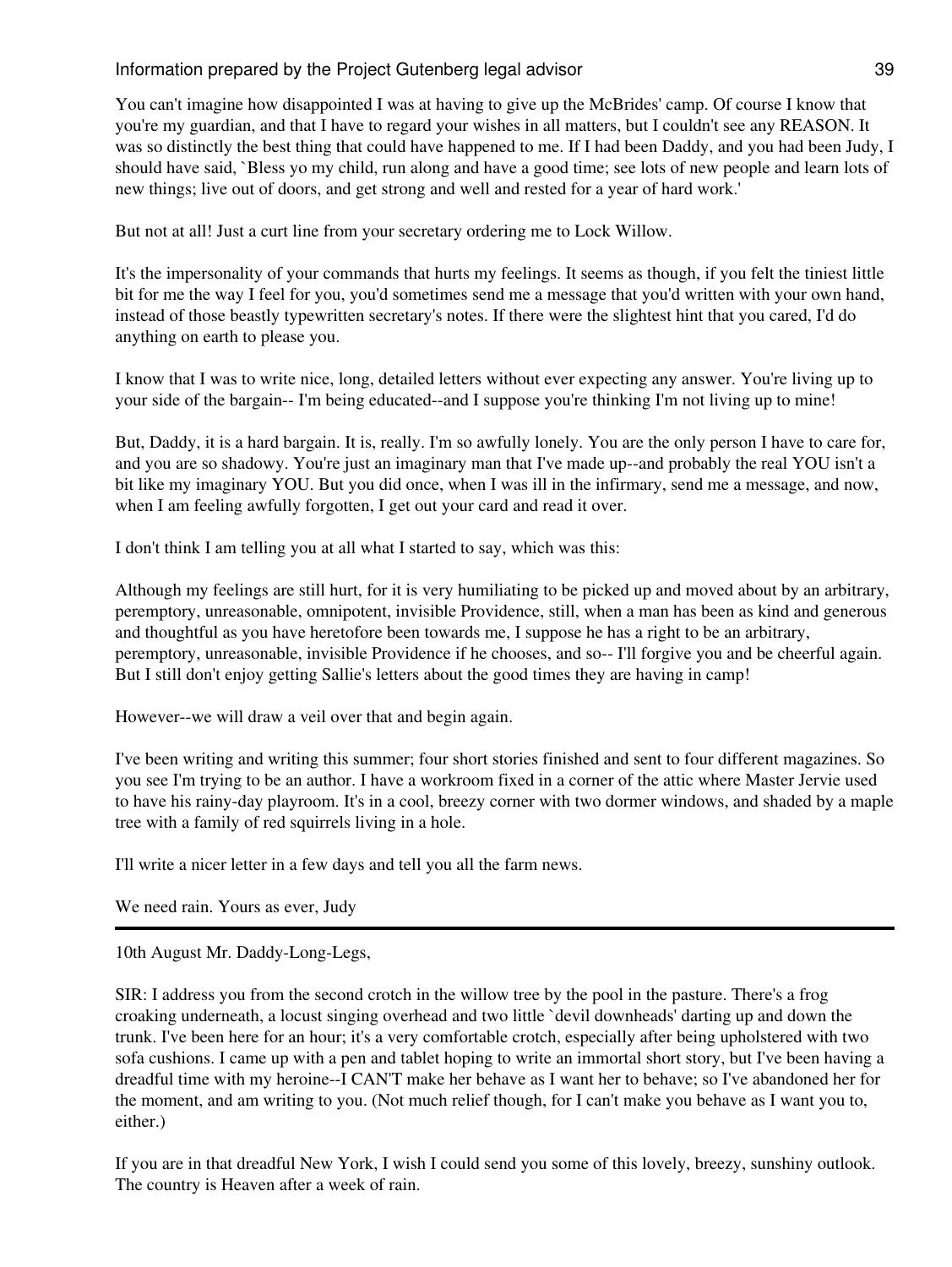You can't imagine how disappointed I was at having to give up the McBrides' camp. Of course I know that you're my guardian, and that I have to regard your wishes in all matters, but I couldn't see any REASON. It was so distinctly the best thing that could have happened to me. If I had been Daddy, and you had been Judy, I should have said, `Bless yo my child, run along and have a good time; see lots of new people and learn lots of new things; live out of doors, and get strong and well and rested for a year of hard work.'

But not at all! Just a curt line from your secretary ordering me to Lock Willow.

It's the impersonality of your commands that hurts my feelings. It seems as though, if you felt the tiniest little bit for me the way I feel for you, you'd sometimes send me a message that you'd written with your own hand, instead of those beastly typewritten secretary's notes. If there were the slightest hint that you cared, I'd do anything on earth to please you.

I know that I was to write nice, long, detailed letters without ever expecting any answer. You're living up to your side of the bargain-- I'm being educated--and I suppose you're thinking I'm not living up to mine!

But, Daddy, it is a hard bargain. It is, really. I'm so awfully lonely. You are the only person I have to care for, and you are so shadowy. You're just an imaginary man that I've made up--and probably the real YOU isn't a bit like my imaginary YOU. But you did once, when I was ill in the infirmary, send me a message, and now, when I am feeling awfully forgotten, I get out your card and read it over.

I don't think I am telling you at all what I started to say, which was this:

Although my feelings are still hurt, for it is very humiliating to be picked up and moved about by an arbitrary, peremptory, unreasonable, omnipotent, invisible Providence, still, when a man has been as kind and generous and thoughtful as you have heretofore been towards me, I suppose he has a right to be an arbitrary, peremptory, unreasonable, invisible Providence if he chooses, and so-- I'll forgive you and be cheerful again. But I still don't enjoy getting Sallie's letters about the good times they are having in camp!

However--we will draw a veil over that and begin again.

I've been writing and writing this summer; four short stories finished and sent to four different magazines. So you see I'm trying to be an author. I have a workroom fixed in a corner of the attic where Master Jervie used to have his rainy-day playroom. It's in a cool, breezy corner with two dormer windows, and shaded by a maple tree with a family of red squirrels living in a hole.

I'll write a nicer letter in a few days and tell you all the farm news.

We need rain. Yours as ever, Judy

---

10th August Mr. Daddy-Long-Legs,

SIR: I address you from the second crotch in the willow tree by the pool in the pasture. There's a frog croaking underneath, a locust singing overhead and two little `devil downheads' darting up and down the trunk. I've been here for an hour; it's a very comfortable crotch, especially after being upholstered with two sofa cushions. I came up with a pen and tablet hoping to write an immortal short story, but I've been having a dreadful time with my heroine--I CAN'T make her behave as I want her to behave; so I've abandoned her for the moment, and am writing to you. (Not much relief though, for I can't make you behave as I want you to, either.)

If you are in that dreadful New York, I wish I could send you some of this lovely, breezy, sunshiny outlook. The country is Heaven after a week of rain.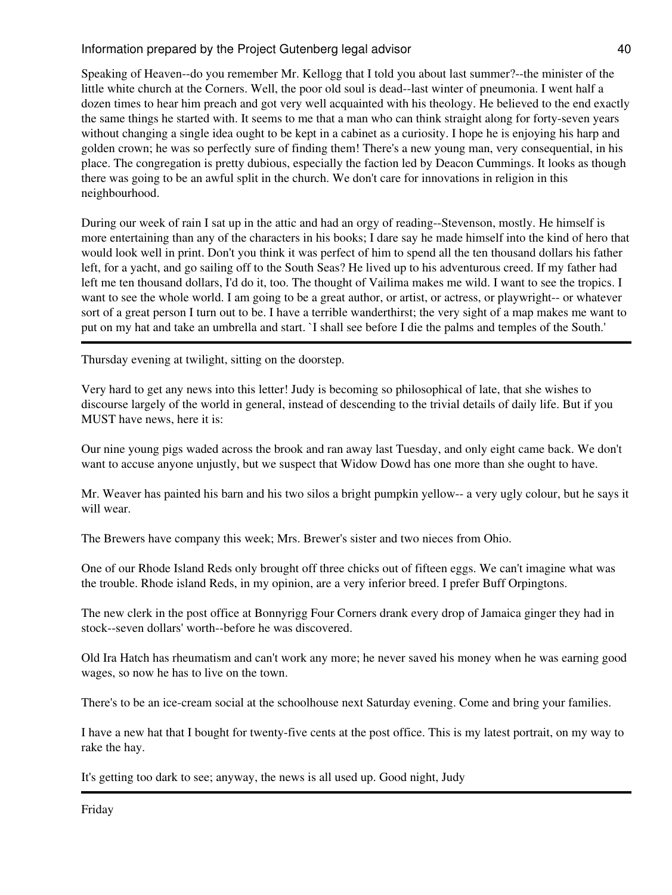Speaking of Heaven--do you remember Mr. Kellogg that I told you about last summer?--the minister of the little white church at the Corners. Well, the poor old soul is dead--last winter of pneumonia. I went half a dozen times to hear him preach and got very well acquainted with his theology. He believed to the end exactly the same things he started with. It seems to me that a man who can think straight along for forty-seven years without changing a single idea ought to be kept in a cabinet as a curiosity. I hope he is enjoying his harp and golden crown; he was so perfectly sure of finding them! There's a new young man, very consequential, in his place. The congregation is pretty dubious, especially the faction led by Deacon Cummings. It looks as though there was going to be an awful split in the church. We don't care for innovations in religion in this neighbourhood.

During our week of rain I sat up in the attic and had an orgy of reading--Stevenson, mostly. He himself is more entertaining than any of the characters in his books; I dare say he made himself into the kind of hero that would look well in print. Don't you think it was perfect of him to spend all the ten thousand dollars his father left, for a yacht, and go sailing off to the South Seas? He lived up to his adventurous creed. If my father had left me ten thousand dollars, I'd do it, too. The thought of Vailima makes me wild. I want to see the tropics. I want to see the whole world. I am going to be a great author, or artist, or actress, or playwright-- or whatever sort of a great person I turn out to be. I have a terrible wanderthirst; the very sight of a map makes me want to put on my hat and take an umbrella and start. `I shall see before I die the palms and temples of the South.'

---

Thursday evening at twilight, sitting on the doorstep.

Very hard to get any news into this letter! Judy is becoming so philosophical of late, that she wishes to discourse largely of the world in general, instead of descending to the trivial details of daily life. But if you MUST have news, here it is:

Our nine young pigs waded across the brook and ran away last Tuesday, and only eight came back. We don't want to accuse anyone unjustly, but we suspect that Widow Dowd has one more than she ought to have.

Mr. Weaver has painted his barn and his two silos a bright pumpkin yellow-- a very ugly colour, but he says it will wear.

The Brewers have company this week; Mrs. Brewer's sister and two nieces from Ohio.

One of our Rhode Island Reds only brought off three chicks out of fifteen eggs. We can't imagine what was the trouble. Rhode island Reds, in my opinion, are a very inferior breed. I prefer Buff Orpingtons.

The new clerk in the post office at Bonnyrigg Four Corners drank every drop of Jamaica ginger they had in stock--seven dollars' worth--before he was discovered.

Old Ira Hatch has rheumatism and can't work any more; he never saved his money when he was earning good wages, so now he has to live on the town.

There's to be an ice-cream social at the schoolhouse next Saturday evening. Come and bring your families.

I have a new hat that I bought for twenty-five cents at the post office. This is my latest portrait, on my way to rake the hay.

It's getting too dark to see; anyway, the news is all used up. Good night, Judy

---

Friday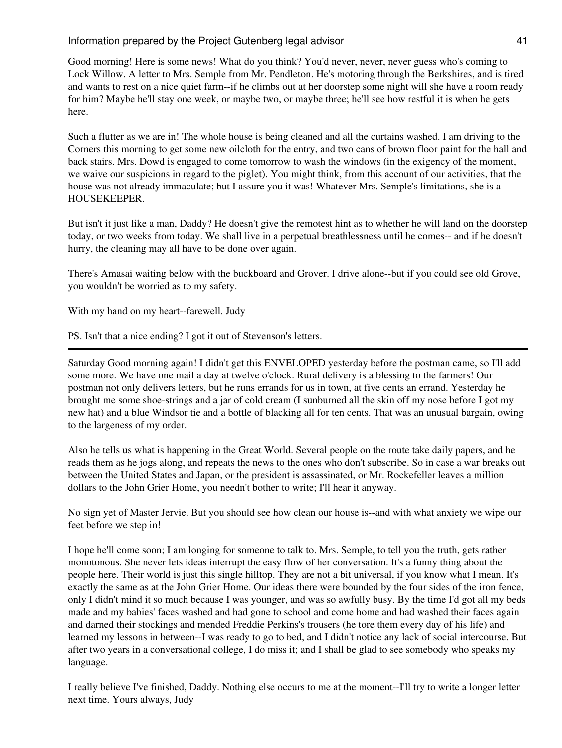Good morning! Here is some news! What do you think? You'd never, never, never guess who's coming to Lock Willow. A letter to Mrs. Semple from Mr. Pendleton. He's motoring through the Berkshires, and is tired and wants to rest on a nice quiet farm--if he climbs out at her doorstep some night will she have a room ready for him? Maybe he'll stay one week, or maybe two, or maybe three; he'll see how restful it is when he gets here.

Such a flutter as we are in! The whole house is being cleaned and all the curtains washed. I am driving to the Corners this morning to get some new oilcloth for the entry, and two cans of brown floor paint for the hall and back stairs. Mrs. Dowd is engaged to come tomorrow to wash the windows (in the exigency of the moment, we waive our suspicions in regard to the piglet). You might think, from this account of our activities, that the house was not already immaculate; but I assure you it was! Whatever Mrs. Semple's limitations, she is a HOUSEKEEPER.

But isn't it just like a man, Daddy? He doesn't give the remotest hint as to whether he will land on the doorstep today, or two weeks from today. We shall live in a perpetual breathlessness until he comes-- and if he doesn't hurry, the cleaning may all have to be done over again.

There's Amasai waiting below with the buckboard and Grover. I drive alone--but if you could see old Grove, you wouldn't be worried as to my safety.

With my hand on my heart--farewell. Judy

PS. Isn't that a nice ending? I got it out of Stevenson's letters.

---

Saturday Good morning again! I didn't get this ENVELOPED yesterday before the postman came, so I'll add some more. We have one mail a day at twelve o'clock. Rural delivery is a blessing to the farmers! Our postman not only delivers letters, but he runs errands for us in town, at five cents an errand. Yesterday he brought me some shoe-strings and a jar of cold cream (I sunburned all the skin off my nose before I got my new hat) and a blue Windsor tie and a bottle of blacking all for ten cents. That was an unusual bargain, owing to the largeness of my order.

Also he tells us what is happening in the Great World. Several people on the route take daily papers, and he reads them as he jogs along, and repeats the news to the ones who don't subscribe. So in case a war breaks out between the United States and Japan, or the president is assassinated, or Mr. Rockefeller leaves a million dollars to the John Grier Home, you needn't bother to write; I'll hear it anyway.

No sign yet of Master Jervie. But you should see how clean our house is--and with what anxiety we wipe our feet before we step in!

I hope he'll come soon; I am longing for someone to talk to. Mrs. Semple, to tell you the truth, gets rather monotonous. She never lets ideas interrupt the easy flow of her conversation. It's a funny thing about the people here. Their world is just this single hilltop. They are not a bit universal, if you know what I mean. It's exactly the same as at the John Grier Home. Our ideas there were bounded by the four sides of the iron fence, only I didn't mind it so much because I was younger, and was so awfully busy. By the time I'd got all my beds made and my babies' faces washed and had gone to school and come home and had washed their faces again and darned their stockings and mended Freddie Perkins's trousers (he tore them every day of his life) and learned my lessons in between--I was ready to go to bed, and I didn't notice any lack of social intercourse. But after two years in a conversational college, I do miss it; and I shall be glad to see somebody who speaks my language.

I really believe I've finished, Daddy. Nothing else occurs to me at the moment--I'll try to write a longer letter next time. Yours always, Judy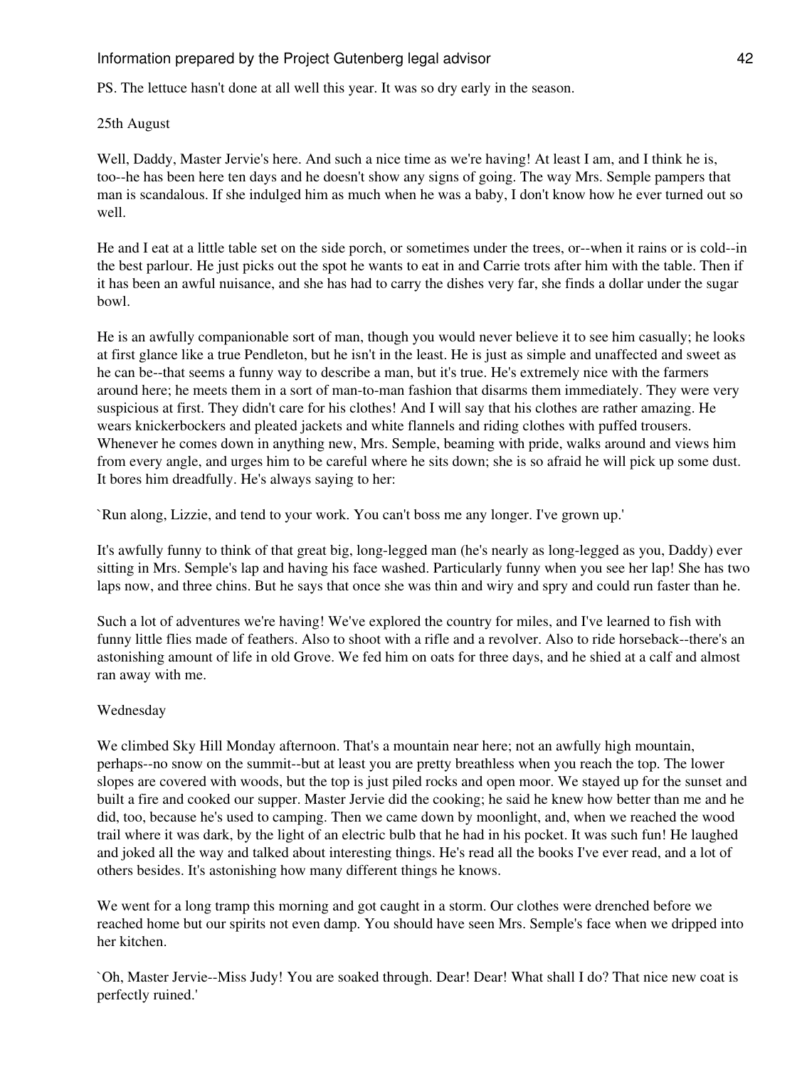PS. The lettuce hasn't done at all well this year. It was so dry early in the season.

25th August

Well, Daddy, Master Jervie's here. And such a nice time as we're having! At least I am, and I think he is, too--he has been here ten days and he doesn't show any signs of going. The way Mrs. Semple pampers that man is scandalous. If she indulged him as much when he was a baby, I don't know how he ever turned out so well.

He and I eat at a little table set on the side porch, or sometimes under the trees, or--when it rains or is cold--in the best parlour. He just picks out the spot he wants to eat in and Carrie trots after him with the table. Then if it has been an awful nuisance, and she has had to carry the dishes very far, she finds a dollar under the sugar bowl.

He is an awfully companionable sort of man, though you would never believe it to see him casually; he looks at first glance like a true Pendleton, but he isn't in the least. He is just as simple and unaffected and sweet as he can be--that seems a funny way to describe a man, but it's true. He's extremely nice with the farmers around here; he meets them in a sort of man-to-man fashion that disarms them immediately. They were very suspicious at first. They didn't care for his clothes! And I will say that his clothes are rather amazing. He wears knickerbockers and pleated jackets and white flannels and riding clothes with puffed trousers. Whenever he comes down in anything new, Mrs. Semple, beaming with pride, walks around and views him from every angle, and urges him to be careful where he sits down; she is so afraid he will pick up some dust. It bores him dreadfully. He's always saying to her:

`Run along, Lizzie, and tend to your work. You can't boss me any longer. I've grown up.'

It's awfully funny to think of that great big, long-legged man (he's nearly as long-legged as you, Daddy) ever sitting in Mrs. Semple's lap and having his face washed. Particularly funny when you see her lap! She has two laps now, and three chins. But he says that once she was thin and wiry and spry and could run faster than he.

Such a lot of adventures we're having! We've explored the country for miles, and I've learned to fish with funny little flies made of feathers. Also to shoot with a rifle and a revolver. Also to ride horseback--there's an astonishing amount of life in old Grove. We fed him on oats for three days, and he shied at a calf and almost ran away with me.

Wednesday

We climbed Sky Hill Monday afternoon. That's a mountain near here; not an awfully high mountain, perhaps--no snow on the summit--but at least you are pretty breathless when you reach the top. The lower slopes are covered with woods, but the top is just piled rocks and open moor. We stayed up for the sunset and built a fire and cooked our supper. Master Jervie did the cooking; he said he knew how better than me and he did, too, because he's used to camping. Then we came down by moonlight, and, when we reached the wood trail where it was dark, by the light of an electric bulb that he had in his pocket. It was such fun! He laughed and joked all the way and talked about interesting things. He's read all the books I've ever read, and a lot of others besides. It's astonishing how many different things he knows.

We went for a long tramp this morning and got caught in a storm. Our clothes were drenched before we reached home but our spirits not even damp. You should have seen Mrs. Semple's face when we dripped into her kitchen.

`Oh, Master Jervie--Miss Judy! You are soaked through. Dear! Dear! What shall I do? That nice new coat is perfectly ruined.'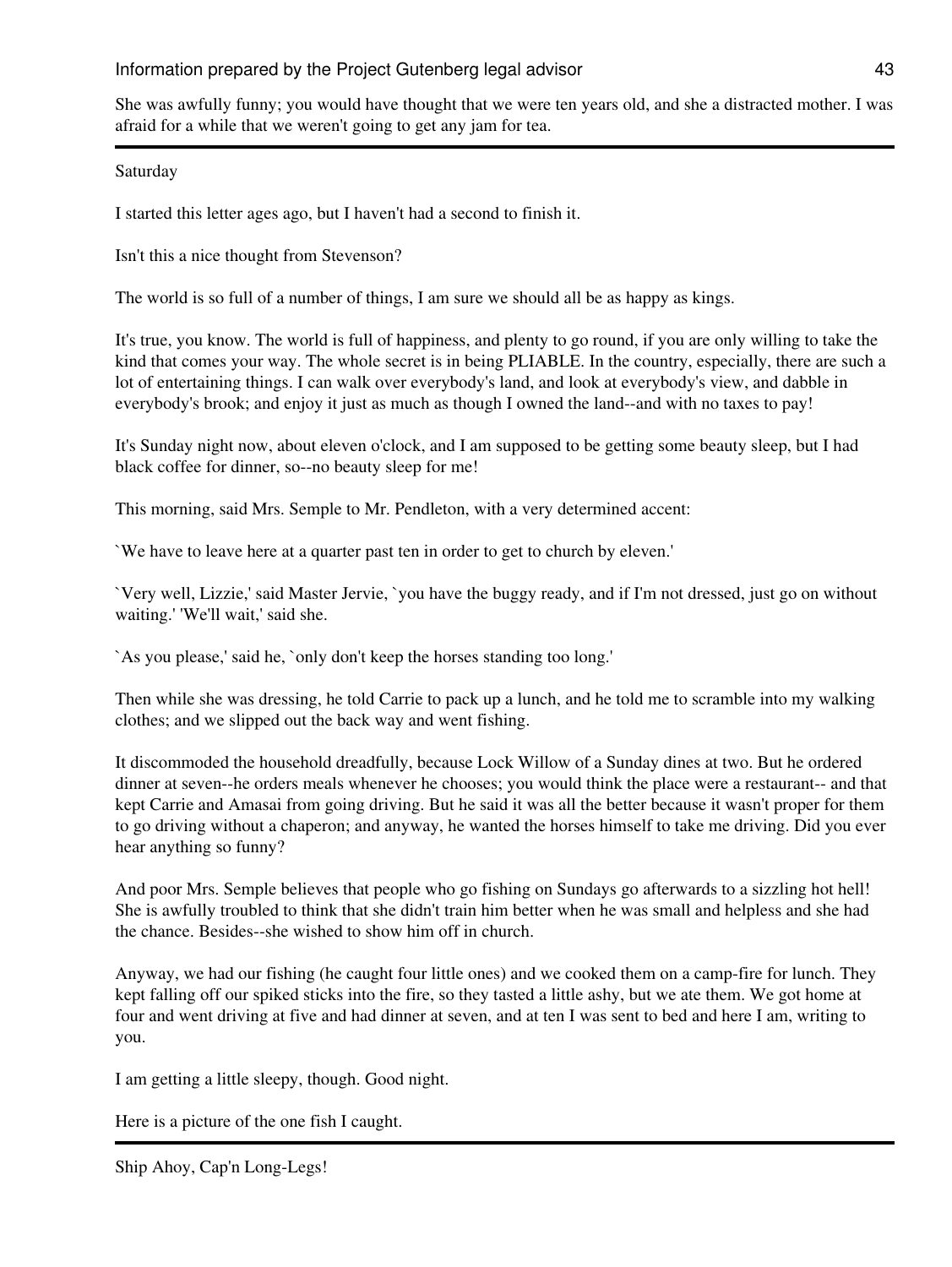She was awfully funny; you would have thought that we were ten years old, and she a distracted mother. I was afraid for a while that we weren't going to get any jam for tea.

---

Saturday

I started this letter ages ago, but I haven't had a second to finish it.

Isn't this a nice thought from Stevenson?

The world is so full of a number of things, I am sure we should all be as happy as kings.

It's true, you know. The world is full of happiness, and plenty to go round, if you are only willing to take the kind that comes your way. The whole secret is in being PLIABLE. In the country, especially, there are such a lot of entertaining things. I can walk over everybody's land, and look at everybody's view, and dabble in everybody's brook; and enjoy it just as much as though I owned the land--and with no taxes to pay!

It's Sunday night now, about eleven o'clock, and I am supposed to be getting some beauty sleep, but I had black coffee for dinner, so--no beauty sleep for me!

This morning, said Mrs. Semple to Mr. Pendleton, with a very determined accent:

`We have to leave here at a quarter past ten in order to get to church by eleven.'

`Very well, Lizzie,' said Master Jervie, `you have the buggy ready, and if I'm not dressed, just go on without waiting.' 'We'll wait,' said she.

`As you please,' said he, `only don't keep the horses standing too long.'

Then while she was dressing, he told Carrie to pack up a lunch, and he told me to scramble into my walking clothes; and we slipped out the back way and went fishing.

It discommoded the household dreadfully, because Lock Willow of a Sunday dines at two. But he ordered dinner at seven--he orders meals whenever he chooses; you would think the place were a restaurant-- and that kept Carrie and Amasai from going driving. But he said it was all the better because it wasn't proper for them to go driving without a chaperon; and anyway, he wanted the horses himself to take me driving. Did you ever hear anything so funny?

And poor Mrs. Semple believes that people who go fishing on Sundays go afterwards to a sizzling hot hell! She is awfully troubled to think that she didn't train him better when he was small and helpless and she had the chance. Besides--she wished to show him off in church.

Anyway, we had our fishing (he caught four little ones) and we cooked them on a camp-fire for lunch. They kept falling off our spiked sticks into the fire, so they tasted a little ashy, but we ate them. We got home at four and went driving at five and had dinner at seven, and at ten I was sent to bed and here I am, writing to you.

I am getting a little sleepy, though. Good night.

Here is a picture of the one fish I caught.

---

Ship Ahoy, Cap'n Long-Legs!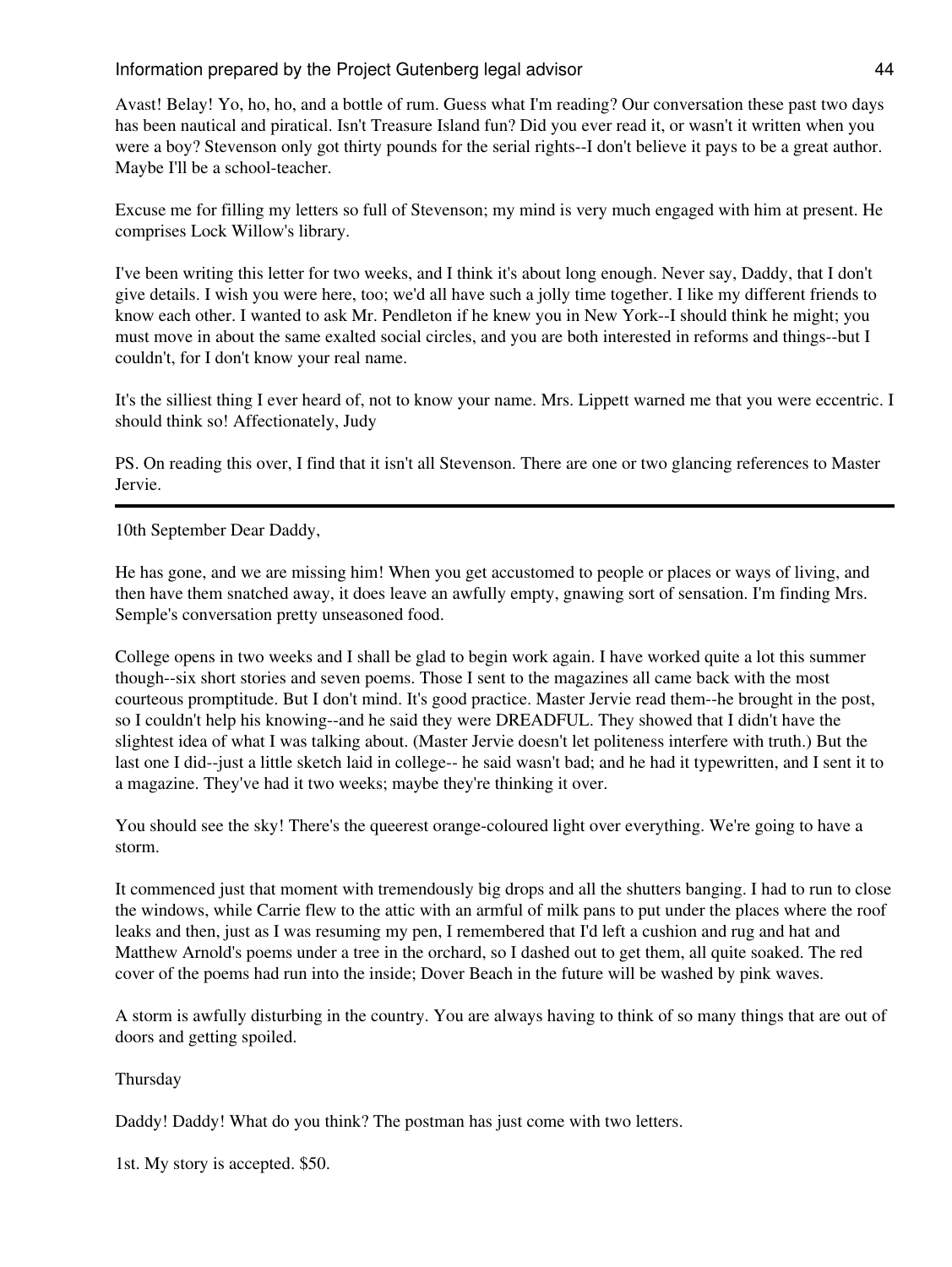Avast! Belay! Yo, ho, ho, and a bottle of rum. Guess what I'm reading? Our conversation these past two days has been nautical and piratical. Isn't Treasure Island fun? Did you ever read it, or wasn't it written when you were a boy? Stevenson only got thirty pounds for the serial rights--I don't believe it pays to be a great author. Maybe I'll be a school-teacher.

Excuse me for filling my letters so full of Stevenson; my mind is very much engaged with him at present. He comprises Lock Willow's library.

I've been writing this letter for two weeks, and I think it's about long enough. Never say, Daddy, that I don't give details. I wish you were here, too; we'd all have such a jolly time together. I like my different friends to know each other. I wanted to ask Mr. Pendleton if he knew you in New York--I should think he might; you must move in about the same exalted social circles, and you are both interested in reforms and things--but I couldn't, for I don't know your real name.

It's the silliest thing I ever heard of, not to know your name. Mrs. Lippett warned me that you were eccentric. I should think so! Affectionately, Judy

PS. On reading this over, I find that it isn't all Stevenson. There are one or two glancing references to Master Jervie.

---

10th September Dear Daddy,

He has gone, and we are missing him! When you get accustomed to people or places or ways of living, and then have them snatched away, it does leave an awfully empty, gnawing sort of sensation. I'm finding Mrs. Semple's conversation pretty unseasoned food.

College opens in two weeks and I shall be glad to begin work again. I have worked quite a lot this summer though--six short stories and seven poems. Those I sent to the magazines all came back with the most courteous promptitude. But I don't mind. It's good practice. Master Jervie read them--he brought in the post, so I couldn't help his knowing--and he said they were DREADFUL. They showed that I didn't have the slightest idea of what I was talking about. (Master Jervie doesn't let politeness interfere with truth.) But the last one I did--just a little sketch laid in college-- he said wasn't bad; and he had it typewritten, and I sent it to a magazine. They've had it two weeks; maybe they're thinking it over.

You should see the sky! There's the queerest orange-coloured light over everything. We're going to have a storm.

It commenced just that moment with tremendously big drops and all the shutters banging. I had to run to close the windows, while Carrie flew to the attic with an armful of milk pans to put under the places where the roof leaks and then, just as I was resuming my pen, I remembered that I'd left a cushion and rug and hat and Matthew Arnold's poems under a tree in the orchard, so I dashed out to get them, all quite soaked. The red cover of the poems had run into the inside; Dover Beach in the future will be washed by pink waves.

A storm is awfully disturbing in the country. You are always having to think of so many things that are out of doors and getting spoiled.

Thursday

Daddy! Daddy! What do you think? The postman has just come with two letters.

1st. My story is accepted. $50.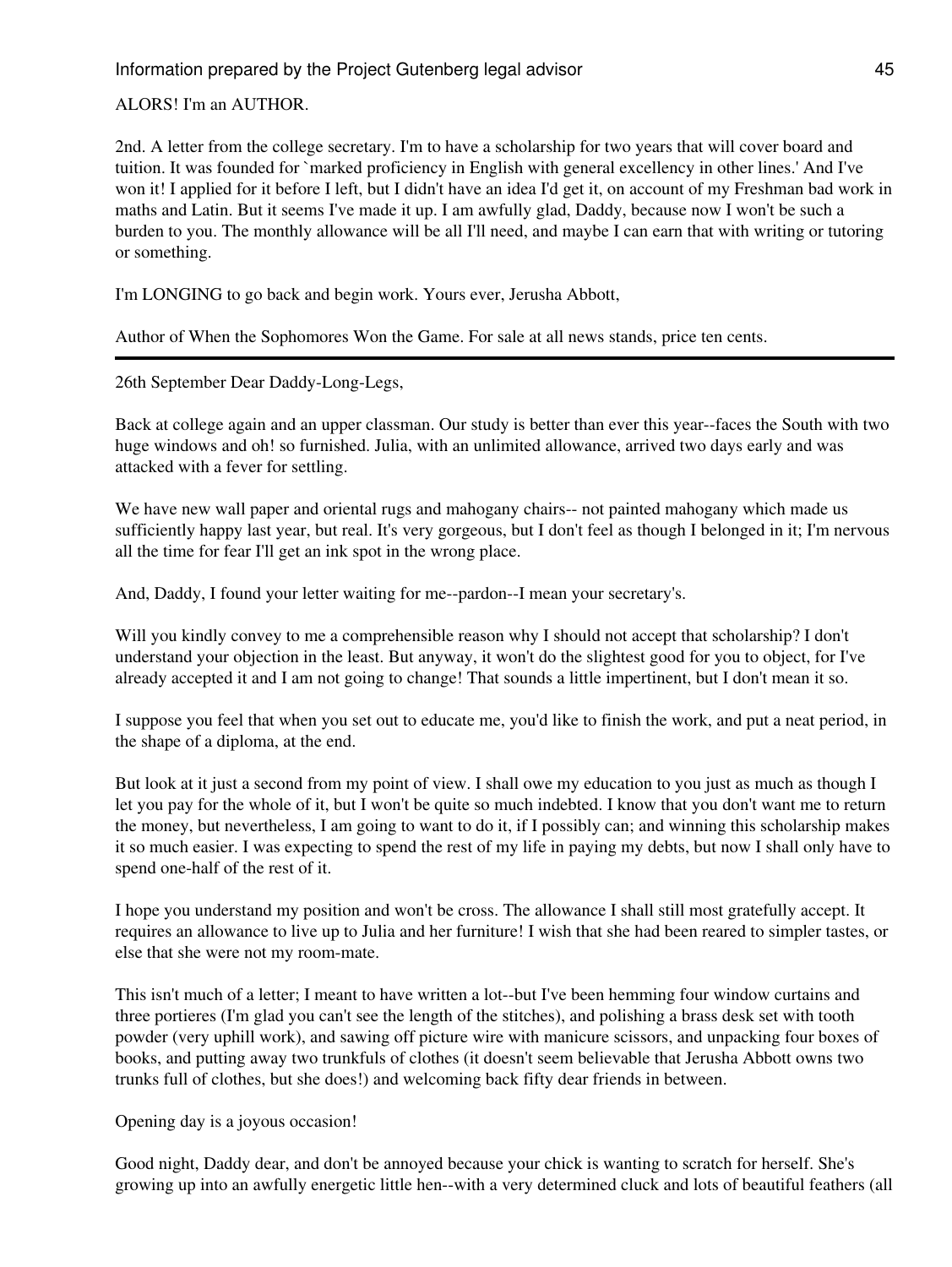ALORS! I'm an AUTHOR.

2nd. A letter from the college secretary. I'm to have a scholarship for two years that will cover board and tuition. It was founded for `marked proficiency in English with general excellency in other lines.' And I've won it! I applied for it before I left, but I didn't have an idea I'd get it, on account of my Freshman bad work in maths and Latin. But it seems I've made it up. I am awfully glad, Daddy, because now I won't be such a burden to you. The monthly allowance will be all I'll need, and maybe I can earn that with writing or tutoring or something.

I'm LONGING to go back and begin work. Yours ever, Jerusha Abbott,

Author of When the Sophomores Won the Game. For sale at all news stands, price ten cents.

---

26th September Dear Daddy-Long-Legs,

Back at college again and an upper classman. Our study is better than ever this year--faces the South with two huge windows and oh! so furnished. Julia, with an unlimited allowance, arrived two days early and was attacked with a fever for settling.

We have new wall paper and oriental rugs and mahogany chairs-- not painted mahogany which made us sufficiently happy last year, but real. It's very gorgeous, but I don't feel as though I belonged in it; I'm nervous all the time for fear I'll get an ink spot in the wrong place.

And, Daddy, I found your letter waiting for me--pardon--I mean your secretary's.

Will you kindly convey to me a comprehensible reason why I should not accept that scholarship? I don't understand your objection in the least. But anyway, it won't do the slightest good for you to object, for I've already accepted it and I am not going to change! That sounds a little impertinent, but I don't mean it so.

I suppose you feel that when you set out to educate me, you'd like to finish the work, and put a neat period, in the shape of a diploma, at the end.

But look at it just a second from my point of view. I shall owe my education to you just as much as though I let you pay for the whole of it, but I won't be quite so much indebted. I know that you don't want me to return the money, but nevertheless, I am going to want to do it, if I possibly can; and winning this scholarship makes it so much easier. I was expecting to spend the rest of my life in paying my debts, but now I shall only have to spend one-half of the rest of it.

I hope you understand my position and won't be cross. The allowance I shall still most gratefully accept. It requires an allowance to live up to Julia and her furniture! I wish that she had been reared to simpler tastes, or else that she were not my room-mate.

This isn't much of a letter; I meant to have written a lot--but I've been hemming four window curtains and three portieres (I'm glad you can't see the length of the stitches), and polishing a brass desk set with tooth powder (very uphill work), and sawing off picture wire with manicure scissors, and unpacking four boxes of books, and putting away two trunkfuls of clothes (it doesn't seem believable that Jerusha Abbott owns two trunks full of clothes, but she does!) and welcoming back fifty dear friends in between.

Opening day is a joyous occasion!

Good night, Daddy dear, and don't be annoyed because your chick is wanting to scratch for herself. She's growing up into an awfully energetic little hen--with a very determined cluck and lots of beautiful feathers (all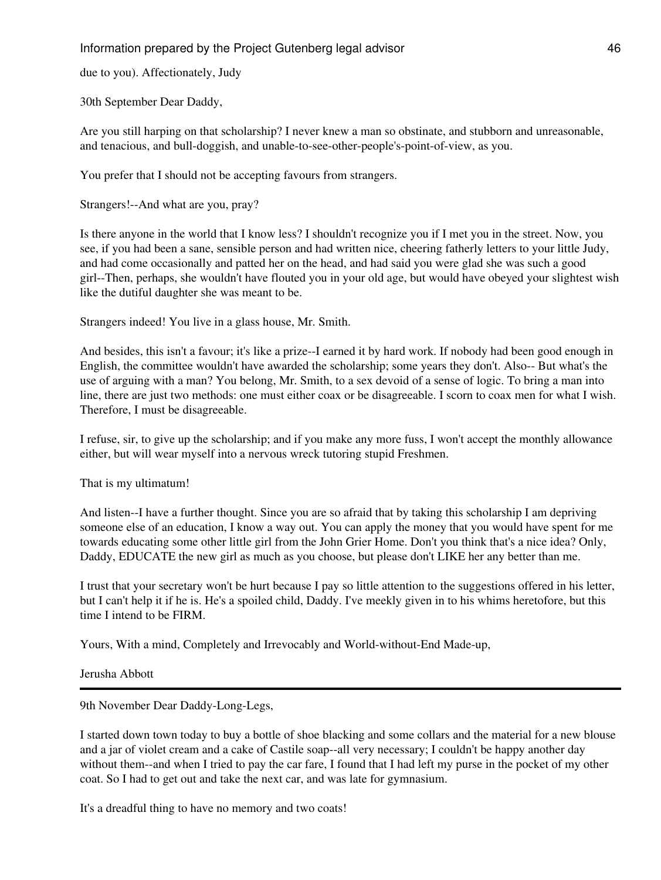due to you). Affectionately, Judy

30th September Dear Daddy,

Are you still harping on that scholarship? I never knew a man so obstinate, and stubborn and unreasonable, and tenacious, and bull-doggish, and unable-to-see-other-people's-point-of-view, as you.

You prefer that I should not be accepting favours from strangers.

Strangers!--And what are you, pray?

Is there anyone in the world that I know less? I shouldn't recognize you if I met you in the street. Now, you see, if you had been a sane, sensible person and had written nice, cheering fatherly letters to your little Judy, and had come occasionally and patted her on the head, and had said you were glad she was such a good girl--Then, perhaps, she wouldn't have flouted you in your old age, but would have obeyed your slightest wish like the dutiful daughter she was meant to be.

Strangers indeed! You live in a glass house, Mr. Smith.

And besides, this isn't a favour; it's like a prize--I earned it by hard work. If nobody had been good enough in English, the committee wouldn't have awarded the scholarship; some years they don't. Also-- But what's the use of arguing with a man? You belong, Mr. Smith, to a sex devoid of a sense of logic. To bring a man into line, there are just two methods: one must either coax or be disagreeable. I scorn to coax men for what I wish. Therefore, I must be disagreeable.

I refuse, sir, to give up the scholarship; and if you make any more fuss, I won't accept the monthly allowance either, but will wear myself into a nervous wreck tutoring stupid Freshmen.

That is my ultimatum!

And listen--I have a further thought. Since you are so afraid that by taking this scholarship I am depriving someone else of an education, I know a way out. You can apply the money that you would have spent for me towards educating some other little girl from the John Grier Home. Don't you think that's a nice idea? Only, Daddy, EDUCATE the new girl as much as you choose, but please don't LIKE her any better than me.

I trust that your secretary won't be hurt because I pay so little attention to the suggestions offered in his letter, but I can't help it if he is. He's a spoiled child, Daddy. I've meekly given in to his whims heretofore, but this time I intend to be FIRM.

Yours, With a mind, Completely and Irrevocably and World-without-End Made-up,

Jerusha Abbott

---

9th November Dear Daddy-Long-Legs,

I started down town today to buy a bottle of shoe blacking and some collars and the material for a new blouse and a jar of violet cream and a cake of Castile soap--all very necessary; I couldn't be happy another day without them--and when I tried to pay the car fare, I found that I had left my purse in the pocket of my other coat. So I had to get out and take the next car, and was late for gymnasium.

It's a dreadful thing to have no memory and two coats!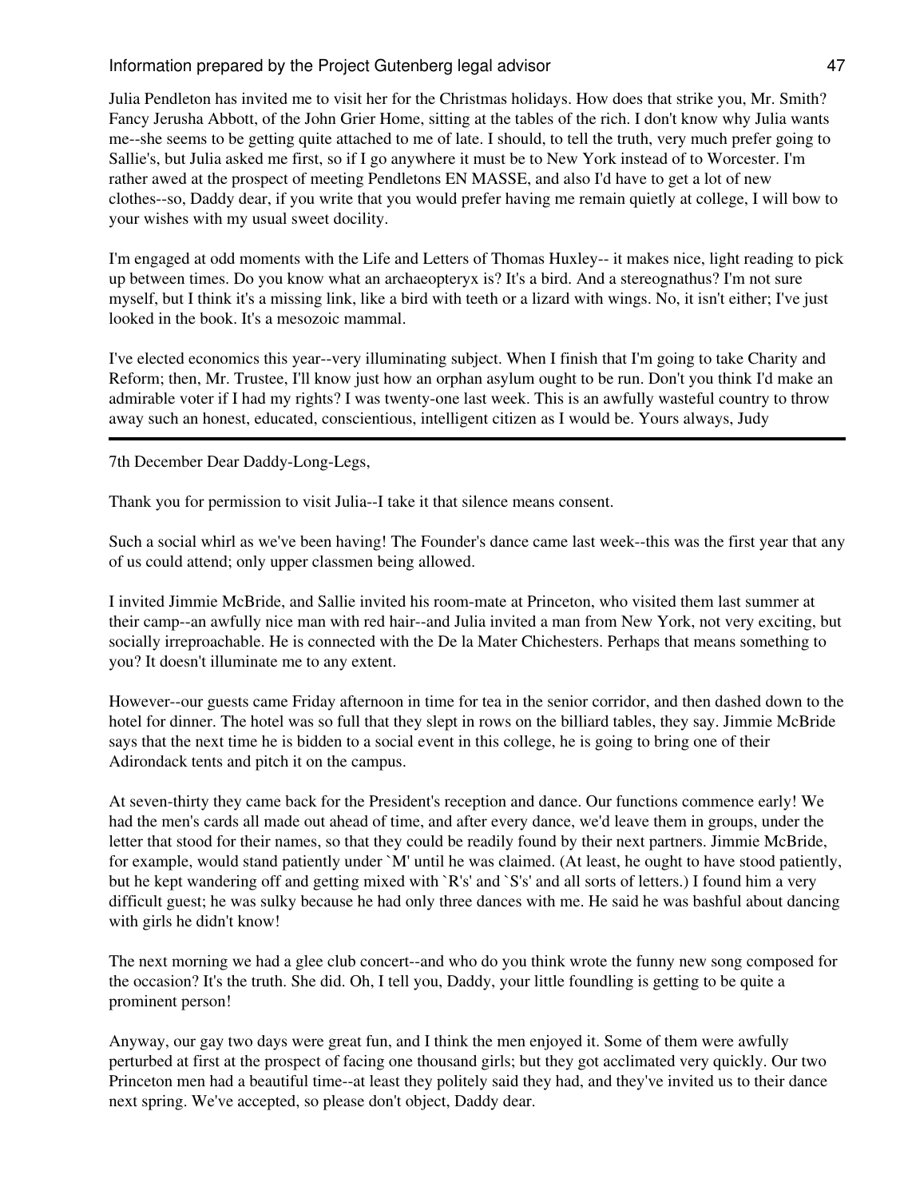Julia Pendleton has invited me to visit her for the Christmas holidays. How does that strike you, Mr. Smith? Fancy Jerusha Abbott, of the John Grier Home, sitting at the tables of the rich. I don't know why Julia wants me--she seems to be getting quite attached to me of late. I should, to tell the truth, very much prefer going to Sallie's, but Julia asked me first, so if I go anywhere it must be to New York instead of to Worcester. I'm rather awed at the prospect of meeting Pendletons EN MASSE, and also I'd have to get a lot of new clothes--so, Daddy dear, if you write that you would prefer having me remain quietly at college, I will bow to your wishes with my usual sweet docility.

I'm engaged at odd moments with the Life and Letters of Thomas Huxley-- it makes nice, light reading to pick up between times. Do you know what an archaeopteryx is? It's a bird. And a stereognathus? I'm not sure myself, but I think it's a missing link, like a bird with teeth or a lizard with wings. No, it isn't either; I've just looked in the book. It's a mesozoic mammal.

I've elected economics this year--very illuminating subject. When I finish that I'm going to take Charity and Reform; then, Mr. Trustee, I'll know just how an orphan asylum ought to be run. Don't you think I'd make an admirable voter if I had my rights? I was twenty-one last week. This is an awfully wasteful country to throw away such an honest, educated, conscientious, intelligent citizen as I would be. Yours always, Judy

---

7th December Dear Daddy-Long-Legs,

Thank you for permission to visit Julia--I take it that silence means consent.

Such a social whirl as we've been having! The Founder's dance came last week--this was the first year that any of us could attend; only upper classmen being allowed.

I invited Jimmie McBride, and Sallie invited his room-mate at Princeton, who visited them last summer at their camp--an awfully nice man with red hair--and Julia invited a man from New York, not very exciting, but socially irreproachable. He is connected with the De la Mater Chichesters. Perhaps that means something to you? It doesn't illuminate me to any extent.

However--our guests came Friday afternoon in time for tea in the senior corridor, and then dashed down to the hotel for dinner. The hotel was so full that they slept in rows on the billiard tables, they say. Jimmie McBride says that the next time he is bidden to a social event in this college, he is going to bring one of their Adirondack tents and pitch it on the campus.

At seven-thirty they came back for the President's reception and dance. Our functions commence early! We had the men's cards all made out ahead of time, and after every dance, we'd leave them in groups, under the letter that stood for their names, so that they could be readily found by their next partners. Jimmie McBride, for example, would stand patiently under `M' until he was claimed. (At least, he ought to have stood patiently, but he kept wandering off and getting mixed with `R's' and `S's' and all sorts of letters.) I found him a very difficult guest; he was sulky because he had only three dances with me. He said he was bashful about dancing with girls he didn't know!

The next morning we had a glee club concert--and who do you think wrote the funny new song composed for the occasion? It's the truth. She did. Oh, I tell you, Daddy, your little foundling is getting to be quite a prominent person!

Anyway, our gay two days were great fun, and I think the men enjoyed it. Some of them were awfully perturbed at first at the prospect of facing one thousand girls; but they got acclimated very quickly. Our two Princeton men had a beautiful time--at least they politely said they had, and they've invited us to their dance next spring. We've accepted, so please don't object, Daddy dear.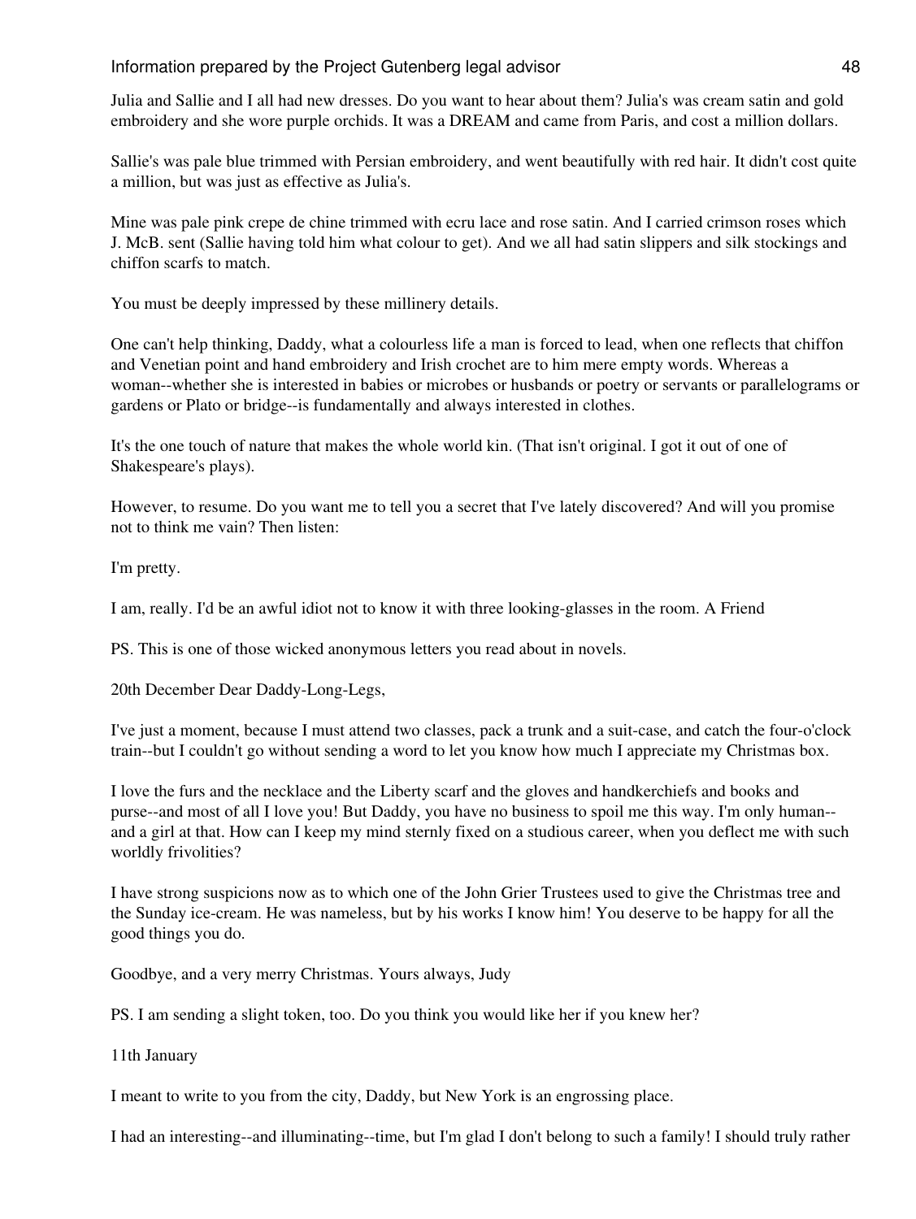Julia and Sallie and I all had new dresses. Do you want to hear about them? Julia's was cream satin and gold embroidery and she wore purple orchids. It was a DREAM and came from Paris, and cost a million dollars.

Sallie's was pale blue trimmed with Persian embroidery, and went beautifully with red hair. It didn't cost quite a million, but was just as effective as Julia's.

Mine was pale pink crepe de chine trimmed with ecru lace and rose satin. And I carried crimson roses which J. McB. sent (Sallie having told him what colour to get). And we all had satin slippers and silk stockings and chiffon scarfs to match.

You must be deeply impressed by these millinery details.

One can't help thinking, Daddy, what a colourless life a man is forced to lead, when one reflects that chiffon and Venetian point and hand embroidery and Irish crochet are to him mere empty words. Whereas a woman--whether she is interested in babies or microbes or husbands or poetry or servants or parallelograms or gardens or Plato or bridge--is fundamentally and always interested in clothes.

It's the one touch of nature that makes the whole world kin. (That isn't original. I got it out of one of Shakespeare's plays).

However, to resume. Do you want me to tell you a secret that I've lately discovered? And will you promise not to think me vain? Then listen:

I'm pretty.

I am, really. I'd be an awful idiot not to know it with three looking-glasses in the room. A Friend

PS. This is one of those wicked anonymous letters you read about in novels.

20th December Dear Daddy-Long-Legs,

I've just a moment, because I must attend two classes, pack a trunk and a suit-case, and catch the four-o'clock train--but I couldn't go without sending a word to let you know how much I appreciate my Christmas box.

I love the furs and the necklace and the Liberty scarf and the gloves and handkerchiefs and books and purse--and most of all I love you! But Daddy, you have no business to spoil me this way. I'm only human--and a girl at that. How can I keep my mind sternly fixed on a studious career, when you deflect me with such worldly frivolities?

I have strong suspicions now as to which one of the John Grier Trustees used to give the Christmas tree and the Sunday ice-cream. He was nameless, but by his works I know him! You deserve to be happy for all the good things you do.

Goodbye, and a very merry Christmas. Yours always, Judy

PS. I am sending a slight token, too. Do you think you would like her if you knew her?

11th January

I meant to write to you from the city, Daddy, but New York is an engrossing place.

I had an interesting--and illuminating--time, but I'm glad I don't belong to such a family! I should truly rather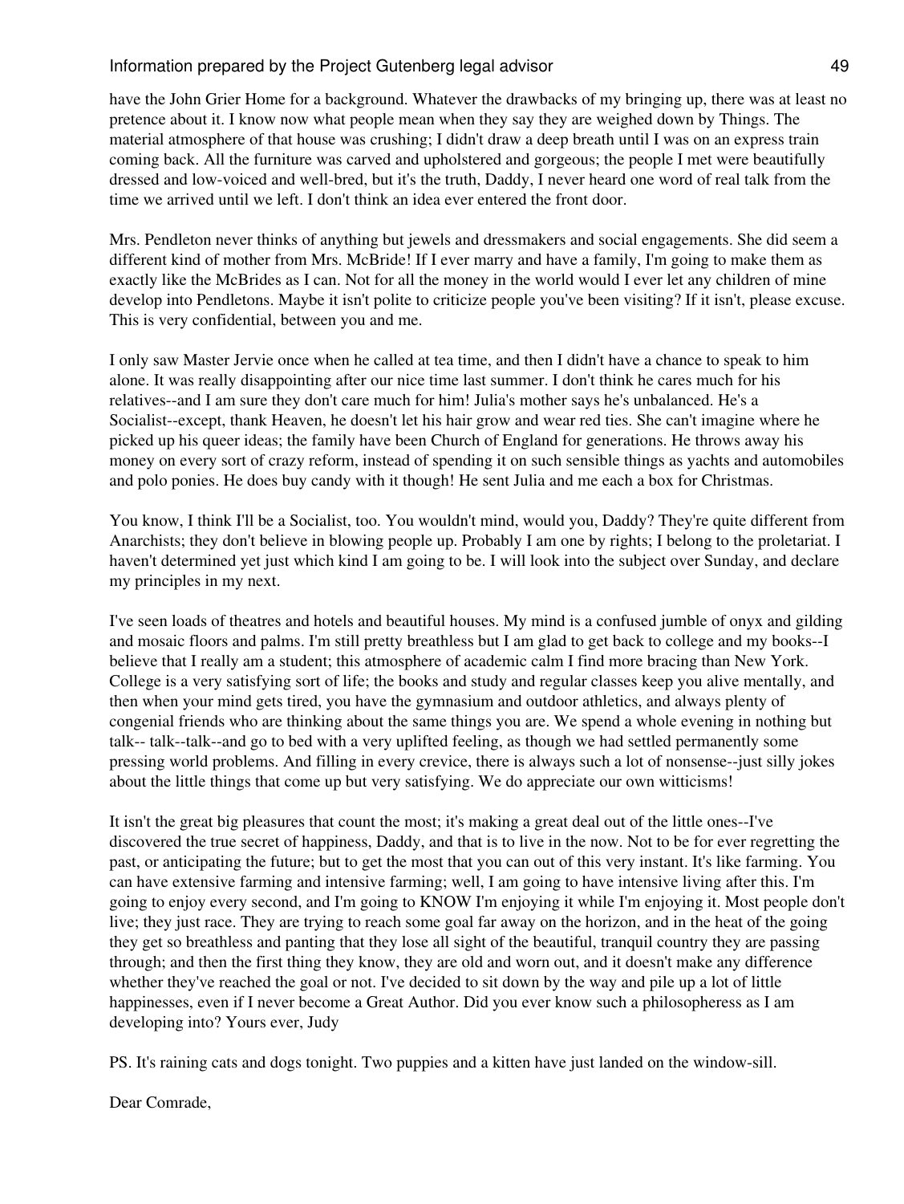have the John Grier Home for a background. Whatever the drawbacks of my bringing up, there was at least no pretence about it. I know now what people mean when they say they are weighed down by Things. The material atmosphere of that house was crushing; I didn't draw a deep breath until I was on an express train coming back. All the furniture was carved and upholstered and gorgeous; the people I met were beautifully dressed and low-voiced and well-bred, but it's the truth, Daddy, I never heard one word of real talk from the time we arrived until we left. I don't think an idea ever entered the front door.

Mrs. Pendleton never thinks of anything but jewels and dressmakers and social engagements. She did seem a different kind of mother from Mrs. McBride! If I ever marry and have a family, I'm going to make them as exactly like the McBrides as I can. Not for all the money in the world would I ever let any children of mine develop into Pendletons. Maybe it isn't polite to criticize people you've been visiting? If it isn't, please excuse. This is very confidential, between you and me.

I only saw Master Jervie once when he called at tea time, and then I didn't have a chance to speak to him alone. It was really disappointing after our nice time last summer. I don't think he cares much for his relatives--and I am sure they don't care much for him! Julia's mother says he's unbalanced. He's a Socialist--except, thank Heaven, he doesn't let his hair grow and wear red ties. She can't imagine where he picked up his queer ideas; the family have been Church of England for generations. He throws away his money on every sort of crazy reform, instead of spending it on such sensible things as yachts and automobiles and polo ponies. He does buy candy with it though! He sent Julia and me each a box for Christmas.

You know, I think I'll be a Socialist, too. You wouldn't mind, would you, Daddy? They're quite different from Anarchists; they don't believe in blowing people up. Probably I am one by rights; I belong to the proletariat. I haven't determined yet just which kind I am going to be. I will look into the subject over Sunday, and declare my principles in my next.

I've seen loads of theatres and hotels and beautiful houses. My mind is a confused jumble of onyx and gilding and mosaic floors and palms. I'm still pretty breathless but I am glad to get back to college and my books--I believe that I really am a student; this atmosphere of academic calm I find more bracing than New York. College is a very satisfying sort of life; the books and study and regular classes keep you alive mentally, and then when your mind gets tired, you have the gymnasium and outdoor athletics, and always plenty of congenial friends who are thinking about the same things you are. We spend a whole evening in nothing but talk-- talk--talk--and go to bed with a very uplifted feeling, as though we had settled permanently some pressing world problems. And filling in every crevice, there is always such a lot of nonsense--just silly jokes about the little things that come up but very satisfying. We do appreciate our own witticisms!

It isn't the great big pleasures that count the most; it's making a great deal out of the little ones--I've discovered the true secret of happiness, Daddy, and that is to live in the now. Not to be for ever regretting the past, or anticipating the future; but to get the most that you can out of this very instant. It's like farming. You can have extensive farming and intensive farming; well, I am going to have intensive living after this. I'm going to enjoy every second, and I'm going to KNOW I'm enjoying it while I'm enjoying it. Most people don't live; they just race. They are trying to reach some goal far away on the horizon, and in the heat of the going they get so breathless and panting that they lose all sight of the beautiful, tranquil country they are passing through; and then the first thing they know, they are old and worn out, and it doesn't make any difference whether they've reached the goal or not. I've decided to sit down by the way and pile up a lot of little happinesses, even if I never become a Great Author. Did you ever know such a philosopheress as I am developing into? Yours ever, Judy

PS. It's raining cats and dogs tonight. Two puppies and a kitten have just landed on the window-sill.

Dear Comrade,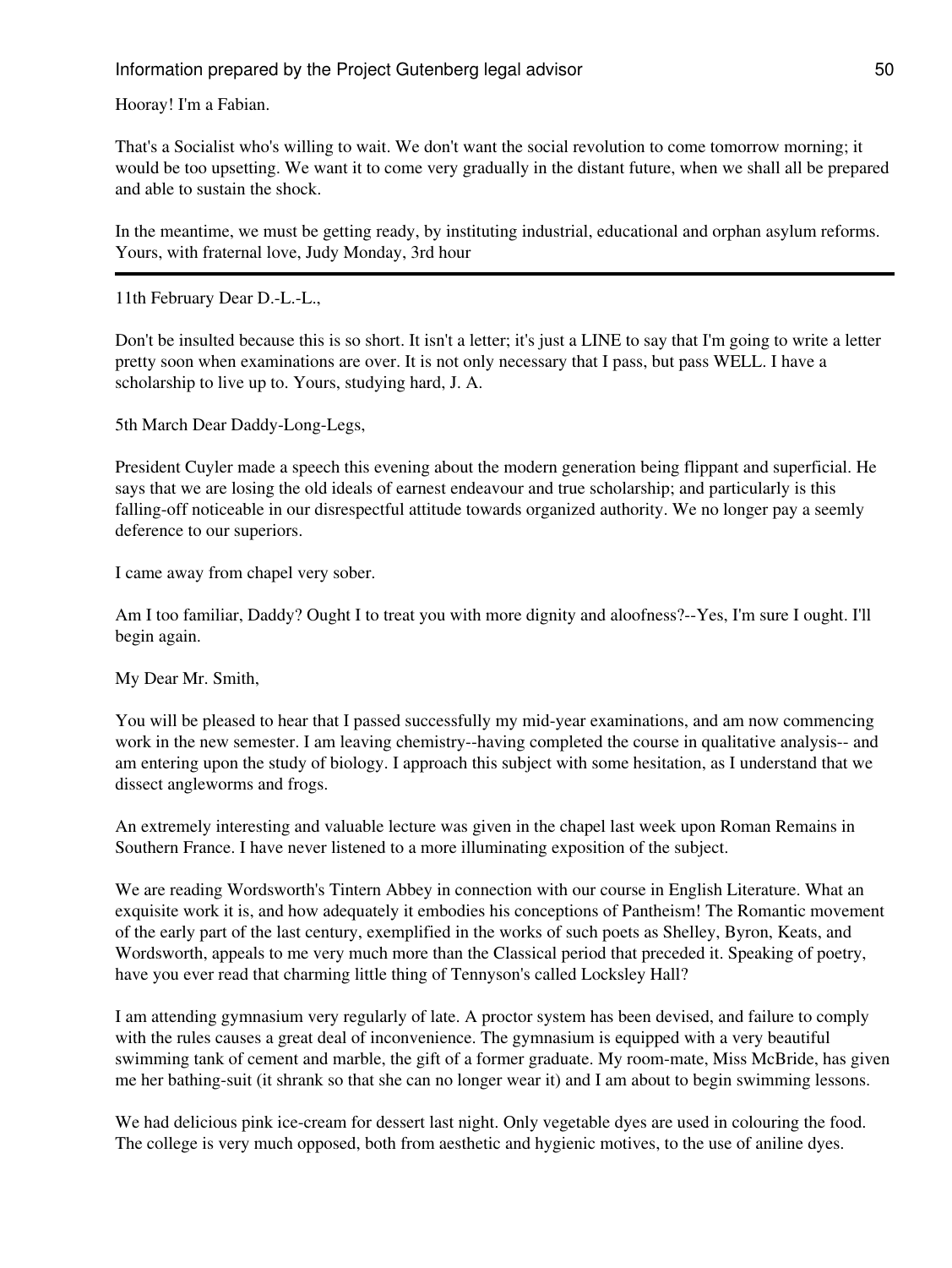Hooray! I'm a Fabian.

That's a Socialist who's willing to wait. We don't want the social revolution to come tomorrow morning; it would be too upsetting. We want it to come very gradually in the distant future, when we shall all be prepared and able to sustain the shock.

In the meantime, we must be getting ready, by instituting industrial, educational and orphan asylum reforms. Yours, with fraternal love, Judy Monday, 3rd hour

---

11th February Dear D.-L.-L.,

Don't be insulted because this is so short. It isn't a letter; it's just a LINE to say that I'm going to write a letter pretty soon when examinations are over. It is not only necessary that I pass, but pass WELL. I have a scholarship to live up to. Yours, studying hard, J. A.

5th March Dear Daddy-Long-Legs,

President Cuyler made a speech this evening about the modern generation being flippant and superficial. He says that we are losing the old ideals of earnest endeavour and true scholarship; and particularly is this falling-off noticeable in our disrespectful attitude towards organized authority. We no longer pay a seemly deference to our superiors.

I came away from chapel very sober.

Am I too familiar, Daddy? Ought I to treat you with more dignity and aloofness?--Yes, I'm sure I ought. I'll begin again.

My Dear Mr. Smith,

You will be pleased to hear that I passed successfully my mid-year examinations, and am now commencing work in the new semester. I am leaving chemistry--having completed the course in qualitative analysis-- and am entering upon the study of biology. I approach this subject with some hesitation, as I understand that we dissect angleworms and frogs.

An extremely interesting and valuable lecture was given in the chapel last week upon Roman Remains in Southern France. I have never listened to a more illuminating exposition of the subject.

We are reading Wordsworth's Tintern Abbey in connection with our course in English Literature. What an exquisite work it is, and how adequately it embodies his conceptions of Pantheism! The Romantic movement of the early part of the last century, exemplified in the works of such poets as Shelley, Byron, Keats, and Wordsworth, appeals to me very much more than the Classical period that preceded it. Speaking of poetry, have you ever read that charming little thing of Tennyson's called Locksley Hall?

I am attending gymnasium very regularly of late. A proctor system has been devised, and failure to comply with the rules causes a great deal of inconvenience. The gymnasium is equipped with a very beautiful swimming tank of cement and marble, the gift of a former graduate. My room-mate, Miss McBride, has given me her bathing-suit (it shrank so that she can no longer wear it) and I am about to begin swimming lessons.

We had delicious pink ice-cream for dessert last night. Only vegetable dyes are used in colouring the food. The college is very much opposed, both from aesthetic and hygienic motives, to the use of aniline dyes.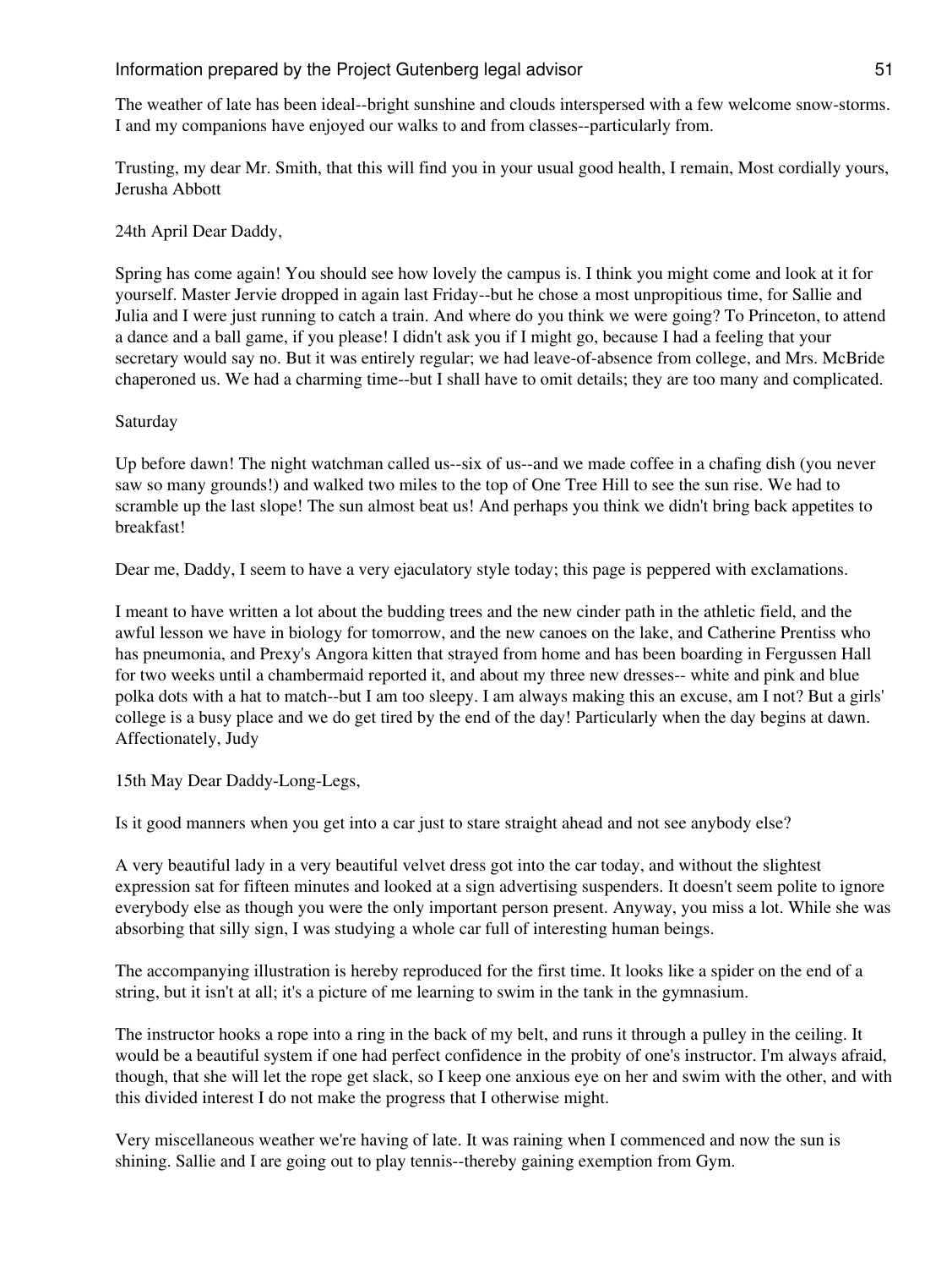The weather of late has been ideal--bright sunshine and clouds interspersed with a few welcome snow-storms. I and my companions have enjoyed our walks to and from classes--particularly from.

Trusting, my dear Mr. Smith, that this will find you in your usual good health, I remain, Most cordially yours, Jerusha Abbott

24th April Dear Daddy,

Spring has come again! You should see how lovely the campus is. I think you might come and look at it for yourself. Master Jervie dropped in again last Friday--but he chose a most unpropitious time, for Sallie and Julia and I were just running to catch a train. And where do you think we were going? To Princeton, to attend a dance and a ball game, if you please! I didn't ask you if I might go, because I had a feeling that your secretary would say no. But it was entirely regular; we had leave-of-absence from college, and Mrs. McBride chaperoned us. We had a charming time--but I shall have to omit details; they are too many and complicated.

Saturday

Up before dawn! The night watchman called us--six of us--and we made coffee in a chafing dish (you never saw so many grounds!) and walked two miles to the top of One Tree Hill to see the sun rise. We had to scramble up the last slope! The sun almost beat us! And perhaps you think we didn't bring back appetites to breakfast!

Dear me, Daddy, I seem to have a very ejaculatory style today; this page is peppered with exclamations.

I meant to have written a lot about the budding trees and the new cinder path in the athletic field, and the awful lesson we have in biology for tomorrow, and the new canoes on the lake, and Catherine Prentiss who has pneumonia, and Prexy's Angora kitten that strayed from home and has been boarding in Fergussen Hall for two weeks until a chambermaid reported it, and about my three new dresses-- white and pink and blue polka dots with a hat to match--but I am too sleepy. I am always making this an excuse, am I not? But a girls' college is a busy place and we do get tired by the end of the day! Particularly when the day begins at dawn. Affectionately, Judy

15th May Dear Daddy-Long-Legs,

Is it good manners when you get into a car just to stare straight ahead and not see anybody else?

A very beautiful lady in a very beautiful velvet dress got into the car today, and without the slightest expression sat for fifteen minutes and looked at a sign advertising suspenders. It doesn't seem polite to ignore everybody else as though you were the only important person present. Anyway, you miss a lot. While she was absorbing that silly sign, I was studying a whole car full of interesting human beings.

The accompanying illustration is hereby reproduced for the first time. It looks like a spider on the end of a string, but it isn't at all; it's a picture of me learning to swim in the tank in the gymnasium.

The instructor hooks a rope into a ring in the back of my belt, and runs it through a pulley in the ceiling. It would be a beautiful system if one had perfect confidence in the probity of one's instructor. I'm always afraid, though, that she will let the rope get slack, so I keep one anxious eye on her and swim with the other, and with this divided interest I do not make the progress that I otherwise might.

Very miscellaneous weather we're having of late. It was raining when I commenced and now the sun is shining. Sallie and I are going out to play tennis--thereby gaining exemption from Gym.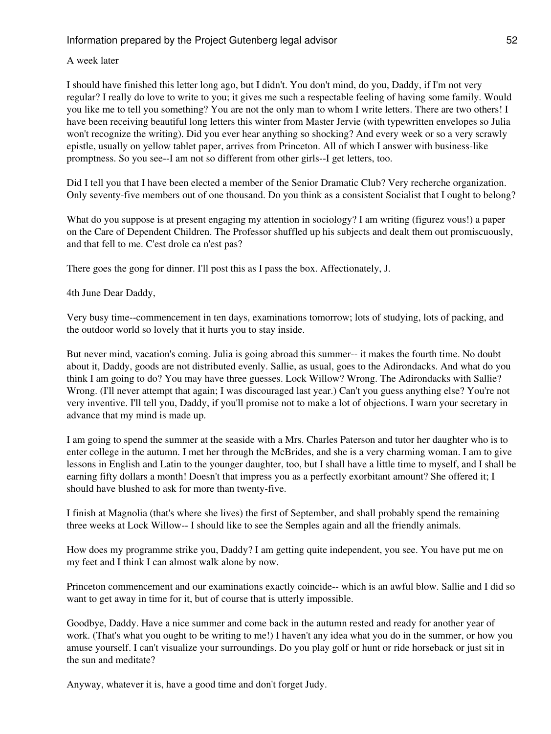A week later

I should have finished this letter long ago, but I didn't. You don't mind, do you, Daddy, if I'm not very regular? I really do love to write to you; it gives me such a respectable feeling of having some family. Would you like me to tell you something? You are not the only man to whom I write letters. There are two others! I have been receiving beautiful long letters this winter from Master Jervie (with typewritten envelopes so Julia won't recognize the writing). Did you ever hear anything so shocking? And every week or so a very scrawly epistle, usually on yellow tablet paper, arrives from Princeton. All of which I answer with business-like promptness. So you see--I am not so different from other girls--I get letters, too.

Did I tell you that I have been elected a member of the Senior Dramatic Club? Very recherche organization. Only seventy-five members out of one thousand. Do you think as a consistent Socialist that I ought to belong?

What do you suppose is at present engaging my attention in sociology? I am writing (figurez vous!) a paper on the Care of Dependent Children. The Professor shuffled up his subjects and dealt them out promiscuously, and that fell to me. C'est drole ca n'est pas?

There goes the gong for dinner. I'll post this as I pass the box. Affectionately, J.

4th June Dear Daddy,

Very busy time--commencement in ten days, examinations tomorrow; lots of studying, lots of packing, and the outdoor world so lovely that it hurts you to stay inside.

But never mind, vacation's coming. Julia is going abroad this summer-- it makes the fourth time. No doubt about it, Daddy, goods are not distributed evenly. Sallie, as usual, goes to the Adirondacks. And what do you think I am going to do? You may have three guesses. Lock Willow? Wrong. The Adirondacks with Sallie? Wrong. (I'll never attempt that again; I was discouraged last year.) Can't you guess anything else? You're not very inventive. I'll tell you, Daddy, if you'll promise not to make a lot of objections. I warn your secretary in advance that my mind is made up.

I am going to spend the summer at the seaside with a Mrs. Charles Paterson and tutor her daughter who is to enter college in the autumn. I met her through the McBrides, and she is a very charming woman. I am to give lessons in English and Latin to the younger daughter, too, but I shall have a little time to myself, and I shall be earning fifty dollars a month! Doesn't that impress you as a perfectly exorbitant amount? She offered it; I should have blushed to ask for more than twenty-five.

I finish at Magnolia (that's where she lives) the first of September, and shall probably spend the remaining three weeks at Lock Willow-- I should like to see the Semples again and all the friendly animals.

How does my programme strike you, Daddy? I am getting quite independent, you see. You have put me on my feet and I think I can almost walk alone by now.

Princeton commencement and our examinations exactly coincide-- which is an awful blow. Sallie and I did so want to get away in time for it, but of course that is utterly impossible.

Goodbye, Daddy. Have a nice summer and come back in the autumn rested and ready for another year of work. (That's what you ought to be writing to me!) I haven't any idea what you do in the summer, or how you amuse yourself. I can't visualize your surroundings. Do you play golf or hunt or ride horseback or just sit in the sun and meditate?

Anyway, whatever it is, have a good time and don't forget Judy.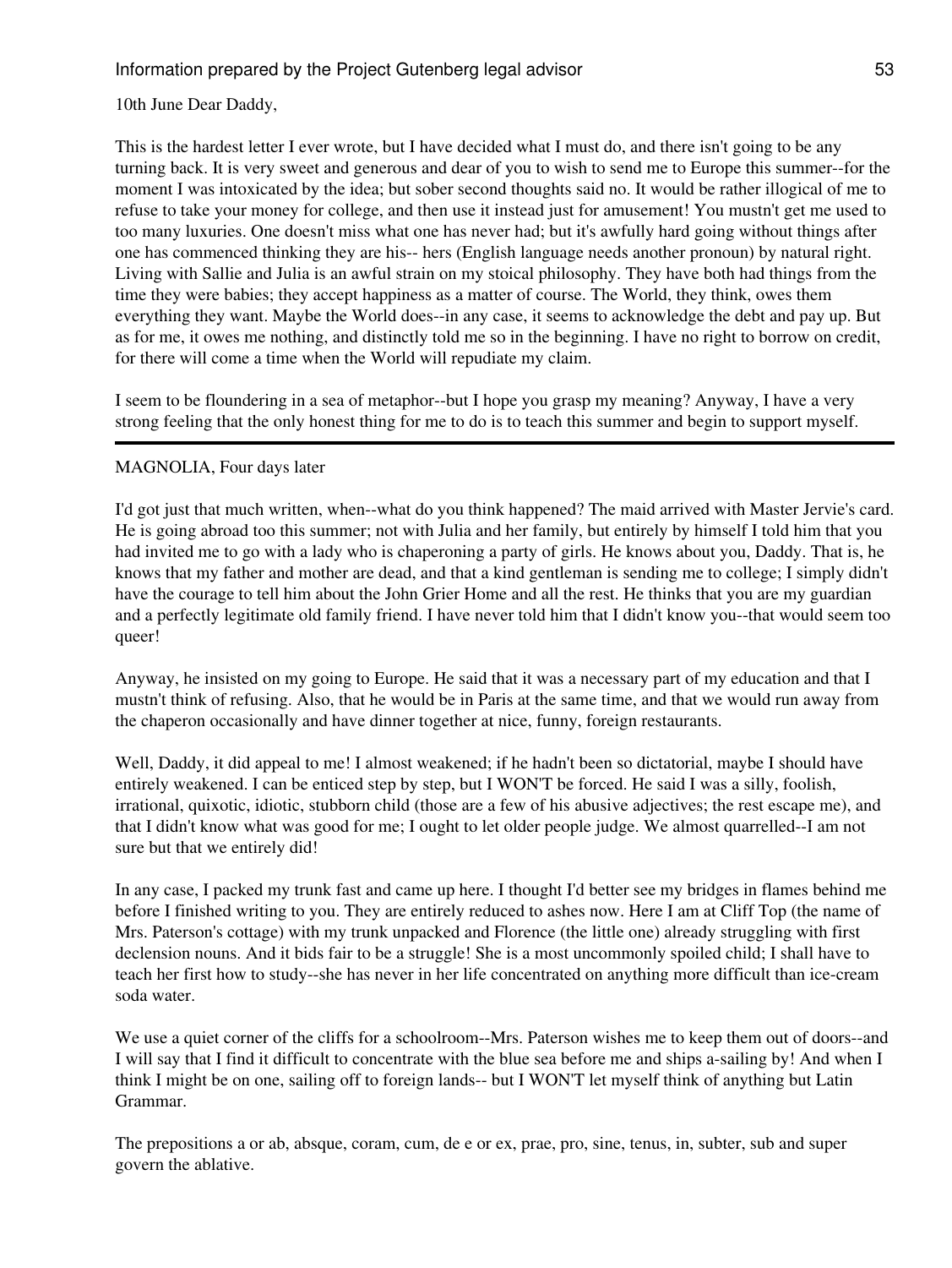10th June Dear Daddy,

This is the hardest letter I ever wrote, but I have decided what I must do, and there isn't going to be any turning back. It is very sweet and generous and dear of you to wish to send me to Europe this summer--for the moment I was intoxicated by the idea; but sober second thoughts said no. It would be rather illogical of me to refuse to take your money for college, and then use it instead just for amusement! You mustn't get me used to too many luxuries. One doesn't miss what one has never had; but it's awfully hard going without things after one has commenced thinking they are his-- hers (English language needs another pronoun) by natural right. Living with Sallie and Julia is an awful strain on my stoical philosophy. They have both had things from the time they were babies; they accept happiness as a matter of course. The World, they think, owes them everything they want. Maybe the World does--in any case, it seems to acknowledge the debt and pay up. But as for me, it owes me nothing, and distinctly told me so in the beginning. I have no right to borrow on credit, for there will come a time when the World will repudiate my claim.

I seem to be floundering in a sea of metaphor--but I hope you grasp my meaning? Anyway, I have a very strong feeling that the only honest thing for me to do is to teach this summer and begin to support myself.

---

MAGNOLIA, Four days later

I'd got just that much written, when--what do you think happened? The maid arrived with Master Jervie's card. He is going abroad too this summer; not with Julia and her family, but entirely by himself I told him that you had invited me to go with a lady who is chaperoning a party of girls. He knows about you, Daddy. That is, he knows that my father and mother are dead, and that a kind gentleman is sending me to college; I simply didn't have the courage to tell him about the John Grier Home and all the rest. He thinks that you are my guardian and a perfectly legitimate old family friend. I have never told him that I didn't know you--that would seem too queer!

Anyway, he insisted on my going to Europe. He said that it was a necessary part of my education and that I mustn't think of refusing. Also, that he would be in Paris at the same time, and that we would run away from the chaperon occasionally and have dinner together at nice, funny, foreign restaurants.

Well, Daddy, it did appeal to me! I almost weakened; if he hadn't been so dictatorial, maybe I should have entirely weakened. I can be enticed step by step, but I WON'T be forced. He said I was a silly, foolish, irrational, quixotic, idiotic, stubborn child (those are a few of his abusive adjectives; the rest escape me), and that I didn't know what was good for me; I ought to let older people judge. We almost quarrelled--I am not sure but that we entirely did!

In any case, I packed my trunk fast and came up here. I thought I'd better see my bridges in flames behind me before I finished writing to you. They are entirely reduced to ashes now. Here I am at Cliff Top (the name of Mrs. Paterson's cottage) with my trunk unpacked and Florence (the little one) already struggling with first declension nouns. And it bids fair to be a struggle! She is a most uncommonly spoiled child; I shall have to teach her first how to study--she has never in her life concentrated on anything more difficult than ice-cream soda water.

We use a quiet corner of the cliffs for a schoolroom--Mrs. Paterson wishes me to keep them out of doors--and I will say that I find it difficult to concentrate with the blue sea before me and ships a-sailing by! And when I think I might be on one, sailing off to foreign lands-- but I WON'T let myself think of anything but Latin Grammar.

The prepositions a or ab, absque, coram, cum, de e or ex, prae, pro, sine, tenus, in, subter, sub and super govern the ablative.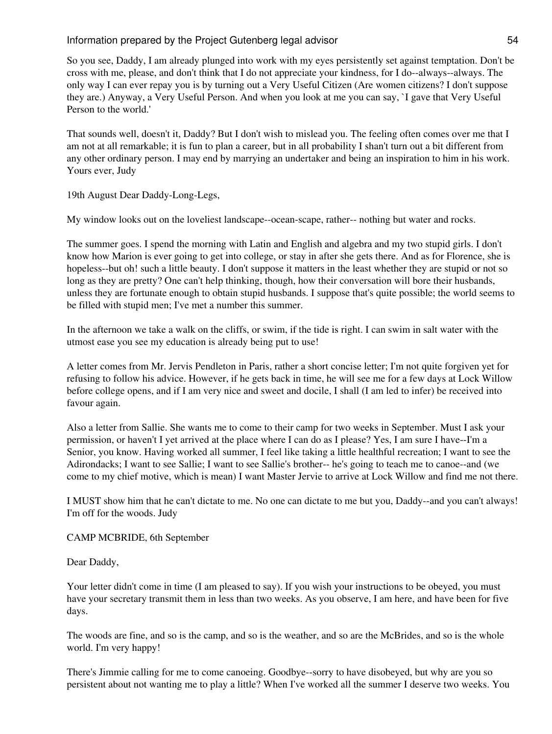So you see, Daddy, I am already plunged into work with my eyes persistently set against temptation. Don't be cross with me, please, and don't think that I do not appreciate your kindness, for I do--always--always. The only way I can ever repay you is by turning out a Very Useful Citizen (Are women citizens? I don't suppose they are.) Anyway, a Very Useful Person. And when you look at me you can say, `I gave that Very Useful Person to the world.'

That sounds well, doesn't it, Daddy? But I don't wish to mislead you. The feeling often comes over me that I am not at all remarkable; it is fun to plan a career, but in all probability I shan't turn out a bit different from any other ordinary person. I may end by marrying an undertaker and being an inspiration to him in his work. Yours ever, Judy

19th August Dear Daddy-Long-Legs,

My window looks out on the loveliest landscape--ocean-scape, rather-- nothing but water and rocks.

The summer goes. I spend the morning with Latin and English and algebra and my two stupid girls. I don't know how Marion is ever going to get into college, or stay in after she gets there. And as for Florence, she is hopeless--but oh! such a little beauty. I don't suppose it matters in the least whether they are stupid or not so long as they are pretty? One can't help thinking, though, how their conversation will bore their husbands, unless they are fortunate enough to obtain stupid husbands. I suppose that's quite possible; the world seems to be filled with stupid men; I've met a number this summer.

In the afternoon we take a walk on the cliffs, or swim, if the tide is right. I can swim in salt water with the utmost ease you see my education is already being put to use!

A letter comes from Mr. Jervis Pendleton in Paris, rather a short concise letter; I'm not quite forgiven yet for refusing to follow his advice. However, if he gets back in time, he will see me for a few days at Lock Willow before college opens, and if I am very nice and sweet and docile, I shall (I am led to infer) be received into favour again.

Also a letter from Sallie. She wants me to come to their camp for two weeks in September. Must I ask your permission, or haven't I yet arrived at the place where I can do as I please? Yes, I am sure I have--I'm a Senior, you know. Having worked all summer, I feel like taking a little healthful recreation; I want to see the Adirondacks; I want to see Sallie; I want to see Sallie's brother-- he's going to teach me to canoe--and (we come to my chief motive, which is mean) I want Master Jervie to arrive at Lock Willow and find me not there.

I MUST show him that he can't dictate to me. No one can dictate to me but you, Daddy--and you can't always! I'm off for the woods. Judy

CAMP MCBRIDE, 6th September

Dear Daddy,

Your letter didn't come in time (I am pleased to say). If you wish your instructions to be obeyed, you must have your secretary transmit them in less than two weeks. As you observe, I am here, and have been for five days.

The woods are fine, and so is the camp, and so is the weather, and so are the McBrides, and so is the whole world. I'm very happy!

There's Jimmie calling for me to come canoeing. Goodbye--sorry to have disobeyed, but why are you so persistent about not wanting me to play a little? When I've worked all the summer I deserve two weeks. You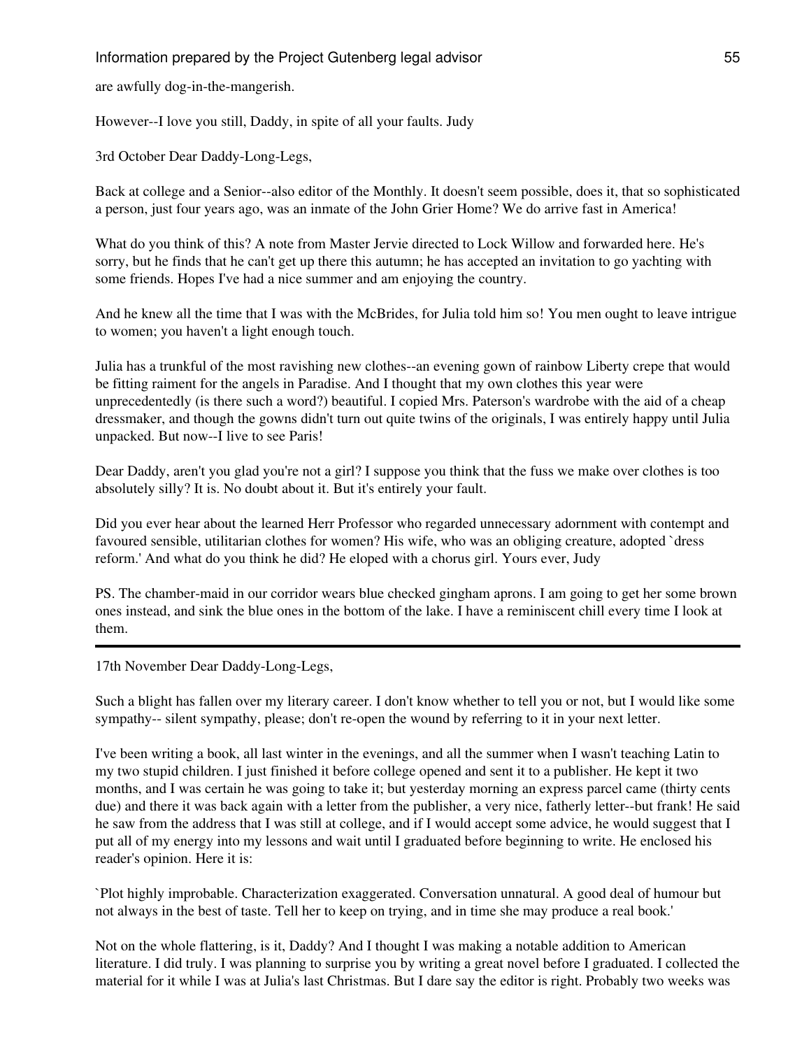are awfully dog-in-the-mangerish.

However--I love you still, Daddy, in spite of all your faults. Judy

3rd October Dear Daddy-Long-Legs,

Back at college and a Senior--also editor of the Monthly. It doesn't seem possible, does it, that so sophisticated a person, just four years ago, was an inmate of the John Grier Home? We do arrive fast in America!

What do you think of this? A note from Master Jervie directed to Lock Willow and forwarded here. He's sorry, but he finds that he can't get up there this autumn; he has accepted an invitation to go yachting with some friends. Hopes I've had a nice summer and am enjoying the country.

And he knew all the time that I was with the McBrides, for Julia told him so! You men ought to leave intrigue to women; you haven't a light enough touch.

Julia has a trunkful of the most ravishing new clothes--an evening gown of rainbow Liberty crepe that would be fitting raiment for the angels in Paradise. And I thought that my own clothes this year were unprecedentedly (is there such a word?) beautiful. I copied Mrs. Paterson's wardrobe with the aid of a cheap dressmaker, and though the gowns didn't turn out quite twins of the originals, I was entirely happy until Julia unpacked. But now--I live to see Paris!

Dear Daddy, aren't you glad you're not a girl? I suppose you think that the fuss we make over clothes is too absolutely silly? It is. No doubt about it. But it's entirely your fault.

Did you ever hear about the learned Herr Professor who regarded unnecessary adornment with contempt and favoured sensible, utilitarian clothes for women? His wife, who was an obliging creature, adopted `dress reform.' And what do you think he did? He eloped with a chorus girl. Yours ever, Judy

PS. The chamber-maid in our corridor wears blue checked gingham aprons. I am going to get her some brown ones instead, and sink the blue ones in the bottom of the lake. I have a reminiscent chill every time I look at them.

---

17th November Dear Daddy-Long-Legs,

Such a blight has fallen over my literary career. I don't know whether to tell you or not, but I would like some sympathy-- silent sympathy, please; don't re-open the wound by referring to it in your next letter.

I've been writing a book, all last winter in the evenings, and all the summer when I wasn't teaching Latin to my two stupid children. I just finished it before college opened and sent it to a publisher. He kept it two months, and I was certain he was going to take it; but yesterday morning an express parcel came (thirty cents due) and there it was back again with a letter from the publisher, a very nice, fatherly letter--but frank! He said he saw from the address that I was still at college, and if I would accept some advice, he would suggest that I put all of my energy into my lessons and wait until I graduated before beginning to write. He enclosed his reader's opinion. Here it is:

`Plot highly improbable. Characterization exaggerated. Conversation unnatural. A good deal of humour but not always in the best of taste. Tell her to keep on trying, and in time she may produce a real book.'

Not on the whole flattering, is it, Daddy? And I thought I was making a notable addition to American literature. I did truly. I was planning to surprise you by writing a great novel before I graduated. I collected the material for it while I was at Julia's last Christmas. But I dare say the editor is right. Probably two weeks was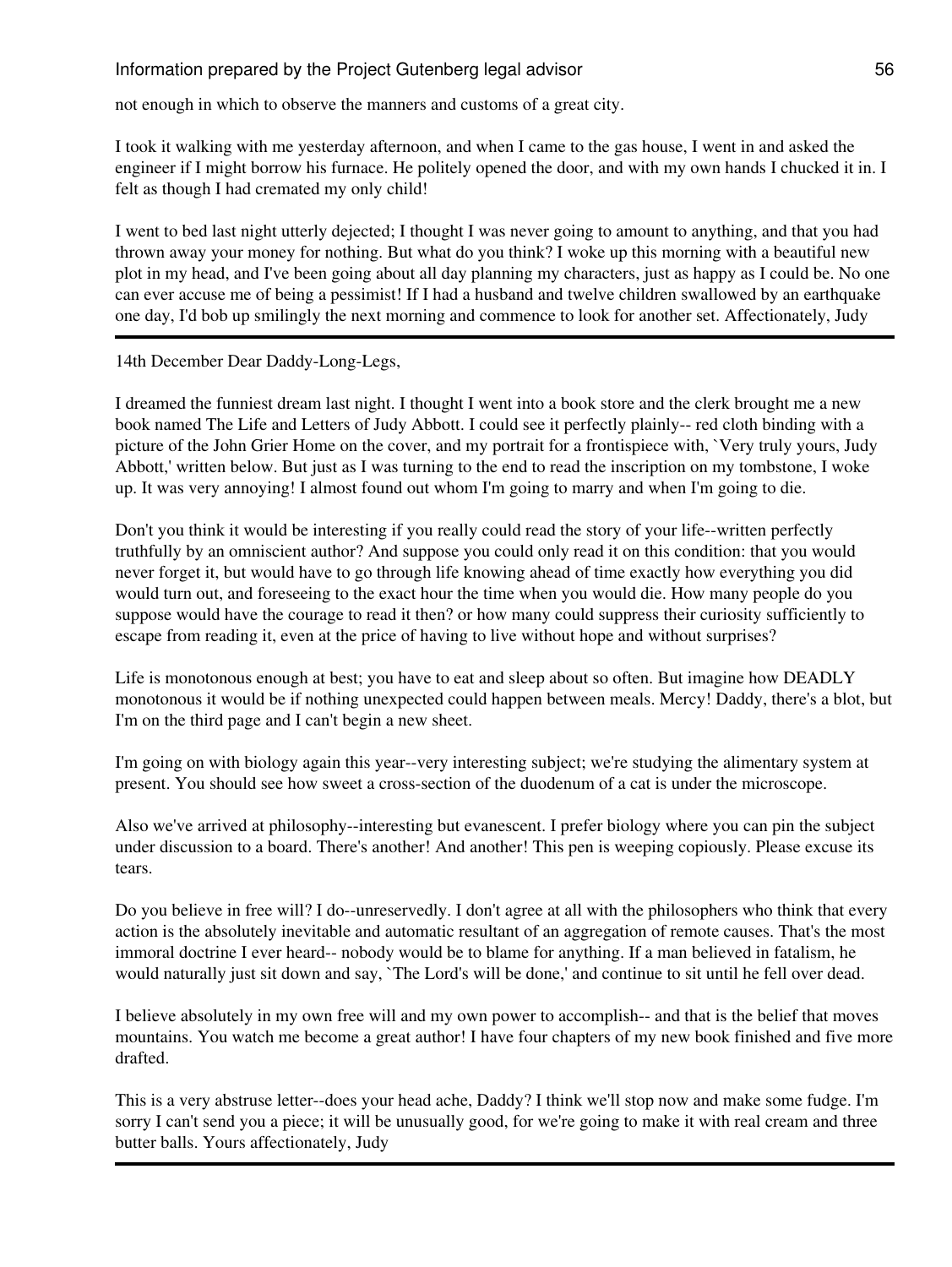not enough in which to observe the manners and customs of a great city.

I took it walking with me yesterday afternoon, and when I came to the gas house, I went in and asked the engineer if I might borrow his furnace. He politely opened the door, and with my own hands I chucked it in. I felt as though I had cremated my only child!

I went to bed last night utterly dejected; I thought I was never going to amount to anything, and that you had thrown away your money for nothing. But what do you think? I woke up this morning with a beautiful new plot in my head, and I've been going about all day planning my characters, just as happy as I could be. No one can ever accuse me of being a pessimist! If I had a husband and twelve children swallowed by an earthquake one day, I'd bob up smilingly the next morning and commence to look for another set. Affectionately, Judy

---

14th December Dear Daddy-Long-Legs,

I dreamed the funniest dream last night. I thought I went into a book store and the clerk brought me a new book named The Life and Letters of Judy Abbott. I could see it perfectly plainly-- red cloth binding with a picture of the John Grier Home on the cover, and my portrait for a frontispiece with, `Very truly yours, Judy Abbott,' written below. But just as I was turning to the end to read the inscription on my tombstone, I woke up. It was very annoying! I almost found out whom I'm going to marry and when I'm going to die.

Don't you think it would be interesting if you really could read the story of your life--written perfectly truthfully by an omniscient author? And suppose you could only read it on this condition: that you would never forget it, but would have to go through life knowing ahead of time exactly how everything you did would turn out, and foreseeing to the exact hour the time when you would die. How many people do you suppose would have the courage to read it then? or how many could suppress their curiosity sufficiently to escape from reading it, even at the price of having to live without hope and without surprises?

Life is monotonous enough at best; you have to eat and sleep about so often. But imagine how DEADLY monotonous it would be if nothing unexpected could happen between meals. Mercy! Daddy, there's a blot, but I'm on the third page and I can't begin a new sheet.

I'm going on with biology again this year--very interesting subject; we're studying the alimentary system at present. You should see how sweet a cross-section of the duodenum of a cat is under the microscope.

Also we've arrived at philosophy--interesting but evanescent. I prefer biology where you can pin the subject under discussion to a board. There's another! And another! This pen is weeping copiously. Please excuse its tears.

Do you believe in free will? I do--unreservedly. I don't agree at all with the philosophers who think that every action is the absolutely inevitable and automatic resultant of an aggregation of remote causes. That's the most immoral doctrine I ever heard-- nobody would be to blame for anything. If a man believed in fatalism, he would naturally just sit down and say, `The Lord's will be done,' and continue to sit until he fell over dead.

I believe absolutely in my own free will and my own power to accomplish-- and that is the belief that moves mountains. You watch me become a great author! I have four chapters of my new book finished and five more drafted.

This is a very abstruse letter--does your head ache, Daddy? I think we'll stop now and make some fudge. I'm sorry I can't send you a piece; it will be unusually good, for we're going to make it with real cream and three butter balls. Yours affectionately, Judy

---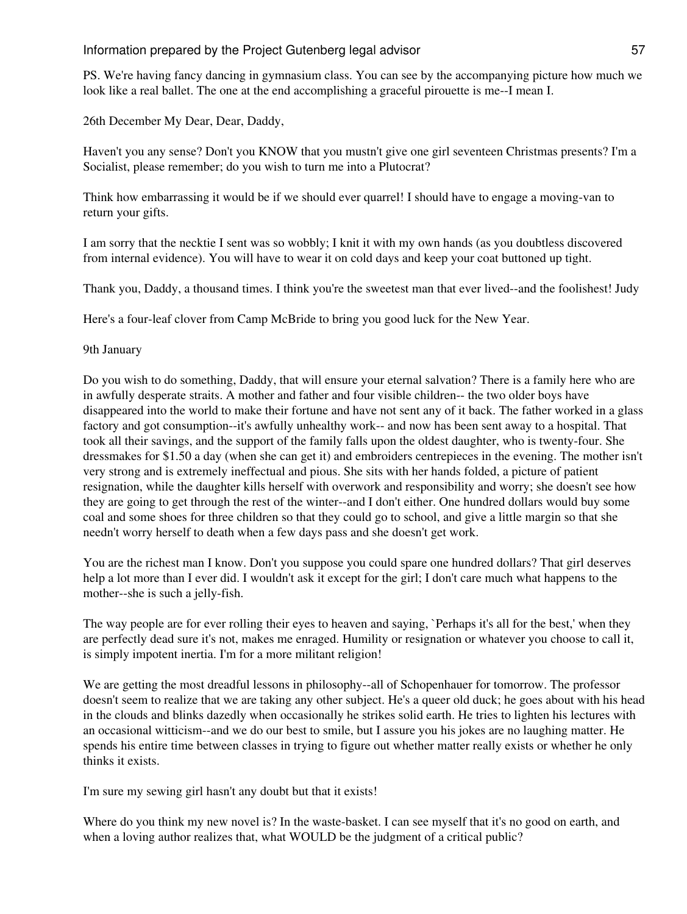PS. We're having fancy dancing in gymnasium class. You can see by the accompanying picture how much we look like a real ballet. The one at the end accomplishing a graceful pirouette is me--I mean I.

26th December My Dear, Dear, Daddy,

Haven't you any sense? Don't you KNOW that you mustn't give one girl seventeen Christmas presents? I'm a Socialist, please remember; do you wish to turn me into a Plutocrat?

Think how embarrassing it would be if we should ever quarrel! I should have to engage a moving-van to return your gifts.

I am sorry that the necktie I sent was so wobbly; I knit it with my own hands (as you doubtless discovered from internal evidence). You will have to wear it on cold days and keep your coat buttoned up tight.

Thank you, Daddy, a thousand times. I think you're the sweetest man that ever lived--and the foolishest! Judy

Here's a four-leaf clover from Camp McBride to bring you good luck for the New Year.

9th January

Do you wish to do something, Daddy, that will ensure your eternal salvation? There is a family here who are in awfully desperate straits. A mother and father and four visible children-- the two older boys have disappeared into the world to make their fortune and have not sent any of it back. The father worked in a glass factory and got consumption--it's awfully unhealthy work-- and now has been sent away to a hospital. That took all their savings, and the support of the family falls upon the oldest daughter, who is twenty-four. She dressmakes for $1.50 a day (when she can get it) and embroiders centrepieces in the evening. The mother isn't very strong and is extremely ineffectual and pious. She sits with her hands folded, a picture of patient resignation, while the daughter kills herself with overwork and responsibility and worry; she doesn't see how they are going to get through the rest of the winter--and I don't either. One hundred dollars would buy some coal and some shoes for three children so that they could go to school, and give a little margin so that she needn't worry herself to death when a few days pass and she doesn't get work.

You are the richest man I know. Don't you suppose you could spare one hundred dollars? That girl deserves help a lot more than I ever did. I wouldn't ask it except for the girl; I don't care much what happens to the mother--she is such a jelly-fish.

The way people are for ever rolling their eyes to heaven and saying, `Perhaps it's all for the best,' when they are perfectly dead sure it's not, makes me enraged. Humility or resignation or whatever you choose to call it, is simply impotent inertia. I'm for a more militant religion!

We are getting the most dreadful lessons in philosophy--all of Schopenhauer for tomorrow. The professor doesn't seem to realize that we are taking any other subject. He's a queer old duck; he goes about with his head in the clouds and blinks dazedly when occasionally he strikes solid earth. He tries to lighten his lectures with an occasional witticism--and we do our best to smile, but I assure you his jokes are no laughing matter. He spends his entire time between classes in trying to figure out whether matter really exists or whether he only thinks it exists.

I'm sure my sewing girl hasn't any doubt but that it exists!

Where do you think my new novel is? In the waste-basket. I can see myself that it's no good on earth, and when a loving author realizes that, what WOULD be the judgment of a critical public?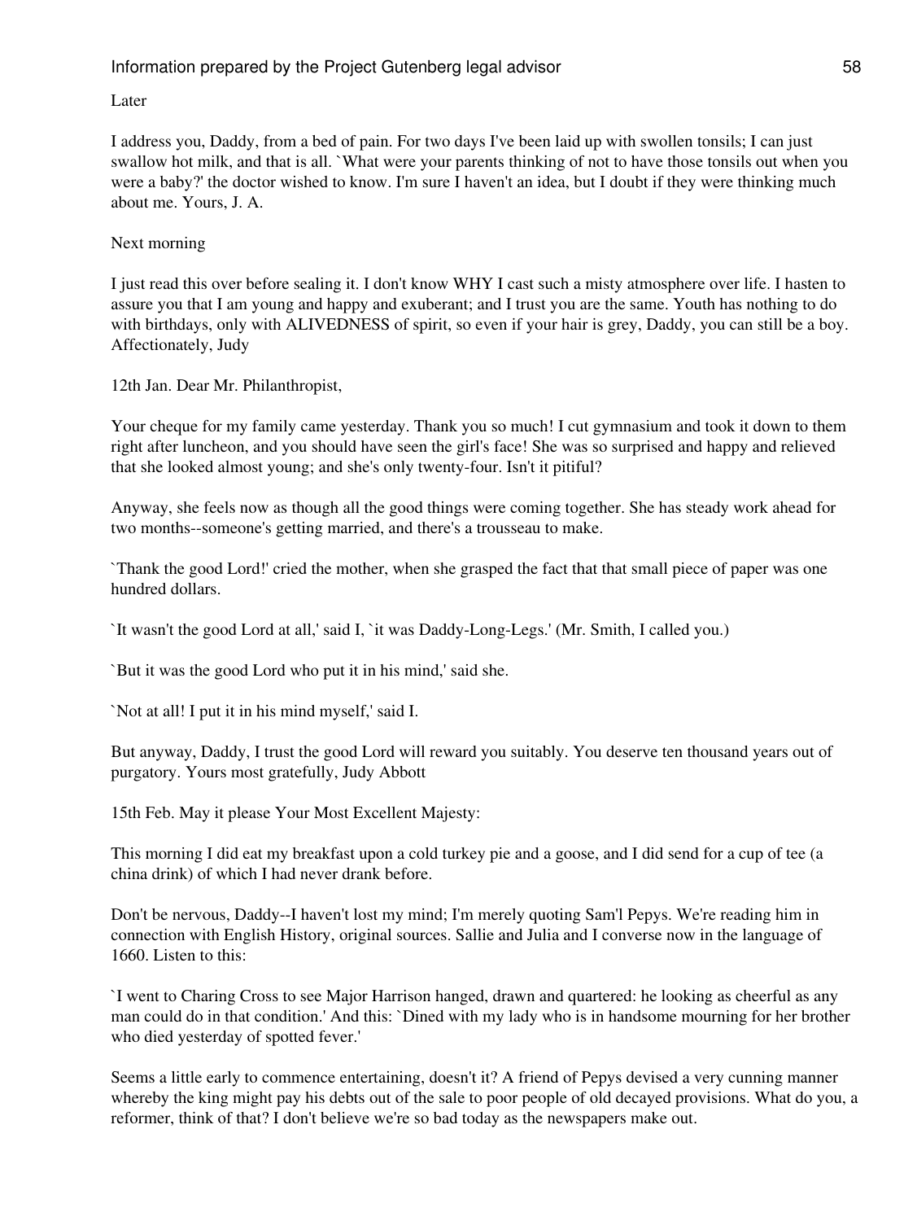Later

I address you, Daddy, from a bed of pain. For two days I've been laid up with swollen tonsils; I can just swallow hot milk, and that is all. `What were your parents thinking of not to have those tonsils out when you were a baby?' the doctor wished to know. I'm sure I haven't an idea, but I doubt if they were thinking much about me. Yours, J. A.

Next morning

I just read this over before sealing it. I don't know WHY I cast such a misty atmosphere over life. I hasten to assure you that I am young and happy and exuberant; and I trust you are the same. Youth has nothing to do with birthdays, only with ALIVEDNESS of spirit, so even if your hair is grey, Daddy, you can still be a boy. Affectionately, Judy

12th Jan. Dear Mr. Philanthropist,

Your cheque for my family came yesterday. Thank you so much! I cut gymnasium and took it down to them right after luncheon, and you should have seen the girl's face! She was so surprised and happy and relieved that she looked almost young; and she's only twenty-four. Isn't it pitiful?

Anyway, she feels now as though all the good things were coming together. She has steady work ahead for two months--someone's getting married, and there's a trousseau to make.

`Thank the good Lord!' cried the mother, when she grasped the fact that that small piece of paper was one hundred dollars.

`It wasn't the good Lord at all,' said I, `it was Daddy-Long-Legs.' (Mr. Smith, I called you.)

`But it was the good Lord who put it in his mind,' said she.

`Not at all! I put it in his mind myself,' said I.

But anyway, Daddy, I trust the good Lord will reward you suitably. You deserve ten thousand years out of purgatory. Yours most gratefully, Judy Abbott

15th Feb. May it please Your Most Excellent Majesty:

This morning I did eat my breakfast upon a cold turkey pie and a goose, and I did send for a cup of tee (a china drink) of which I had never drank before.

Don't be nervous, Daddy--I haven't lost my mind; I'm merely quoting Sam'l Pepys. We're reading him in connection with English History, original sources. Sallie and Julia and I converse now in the language of 1660. Listen to this:

`I went to Charing Cross to see Major Harrison hanged, drawn and quartered: he looking as cheerful as any man could do in that condition.' And this: `Dined with my lady who is in handsome mourning for her brother who died yesterday of spotted fever.'

Seems a little early to commence entertaining, doesn't it? A friend of Pepys devised a very cunning manner whereby the king might pay his debts out of the sale to poor people of old decayed provisions. What do you, a reformer, think of that? I don't believe we're so bad today as the newspapers make out.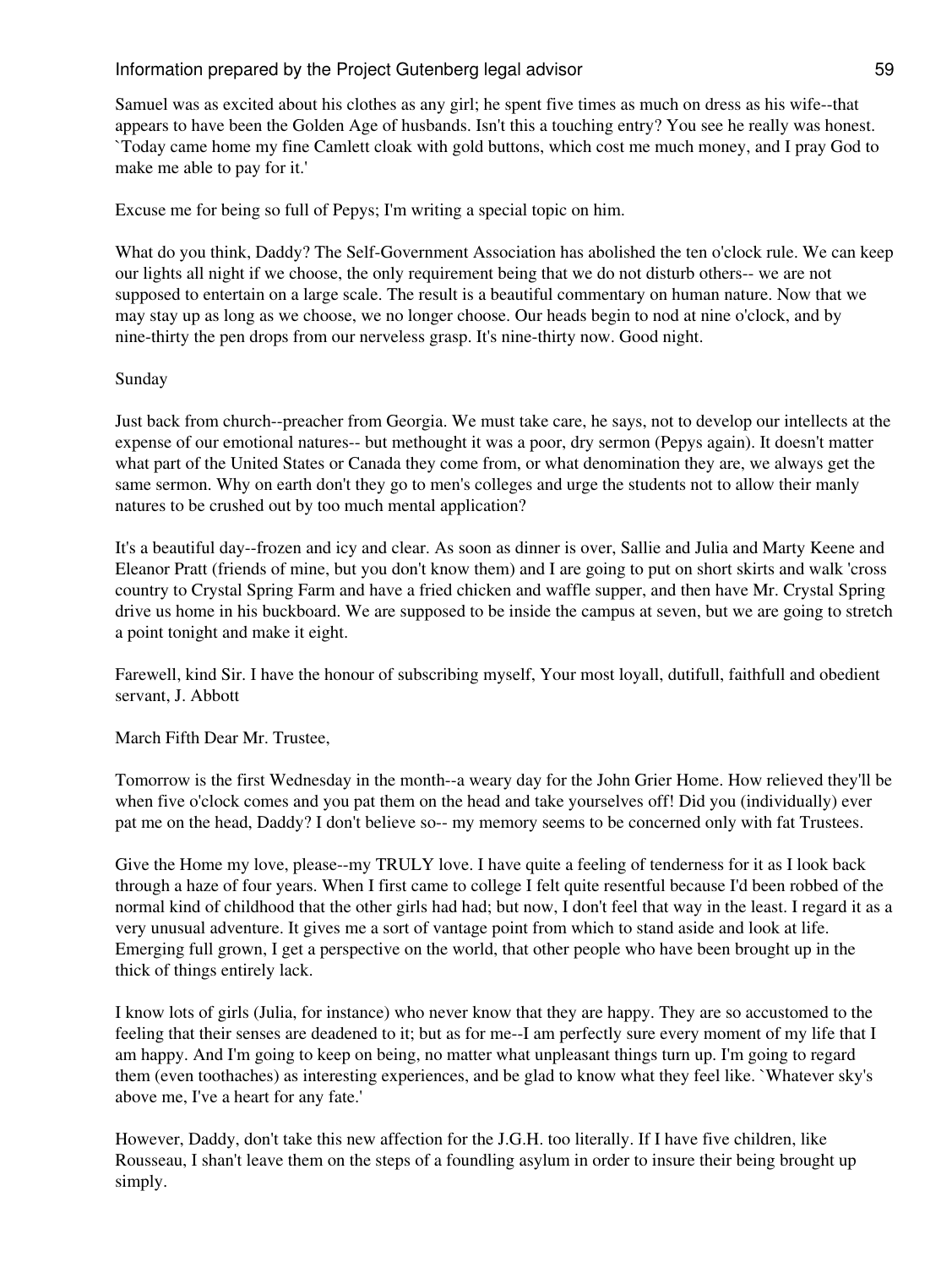Samuel was as excited about his clothes as any girl; he spent five times as much on dress as his wife--that appears to have been the Golden Age of husbands. Isn't this a touching entry? You see he really was honest. `Today came home my fine Camlett cloak with gold buttons, which cost me much money, and I pray God to make me able to pay for it.'

Excuse me for being so full of Pepys; I'm writing a special topic on him.

What do you think, Daddy? The Self-Government Association has abolished the ten o'clock rule. We can keep our lights all night if we choose, the only requirement being that we do not disturb others-- we are not supposed to entertain on a large scale. The result is a beautiful commentary on human nature. Now that we may stay up as long as we choose, we no longer choose. Our heads begin to nod at nine o'clock, and by nine-thirty the pen drops from our nerveless grasp. It's nine-thirty now. Good night.

Sunday

Just back from church--preacher from Georgia. We must take care, he says, not to develop our intellects at the expense of our emotional natures-- but methought it was a poor, dry sermon (Pepys again). It doesn't matter what part of the United States or Canada they come from, or what denomination they are, we always get the same sermon. Why on earth don't they go to men's colleges and urge the students not to allow their manly natures to be crushed out by too much mental application?

It's a beautiful day--frozen and icy and clear. As soon as dinner is over, Sallie and Julia and Marty Keene and Eleanor Pratt (friends of mine, but you don't know them) and I are going to put on short skirts and walk 'cross country to Crystal Spring Farm and have a fried chicken and waffle supper, and then have Mr. Crystal Spring drive us home in his buckboard. We are supposed to be inside the campus at seven, but we are going to stretch a point tonight and make it eight.

Farewell, kind Sir. I have the honour of subscribing myself, Your most loyall, dutifull, faithfull and obedient servant, J. Abbott

March Fifth Dear Mr. Trustee,

Tomorrow is the first Wednesday in the month--a weary day for the John Grier Home. How relieved they'll be when five o'clock comes and you pat them on the head and take yourselves off! Did you (individually) ever pat me on the head, Daddy? I don't believe so-- my memory seems to be concerned only with fat Trustees.

Give the Home my love, please--my TRULY love. I have quite a feeling of tenderness for it as I look back through a haze of four years. When I first came to college I felt quite resentful because I'd been robbed of the normal kind of childhood that the other girls had had; but now, I don't feel that way in the least. I regard it as a very unusual adventure. It gives me a sort of vantage point from which to stand aside and look at life. Emerging full grown, I get a perspective on the world, that other people who have been brought up in the thick of things entirely lack.

I know lots of girls (Julia, for instance) who never know that they are happy. They are so accustomed to the feeling that their senses are deadened to it; but as for me--I am perfectly sure every moment of my life that I am happy. And I'm going to keep on being, no matter what unpleasant things turn up. I'm going to regard them (even toothaches) as interesting experiences, and be glad to know what they feel like. `Whatever sky's above me, I've a heart for any fate.'

However, Daddy, don't take this new affection for the J.G.H. too literally. If I have five children, like Rousseau, I shan't leave them on the steps of a foundling asylum in order to insure their being brought up simply.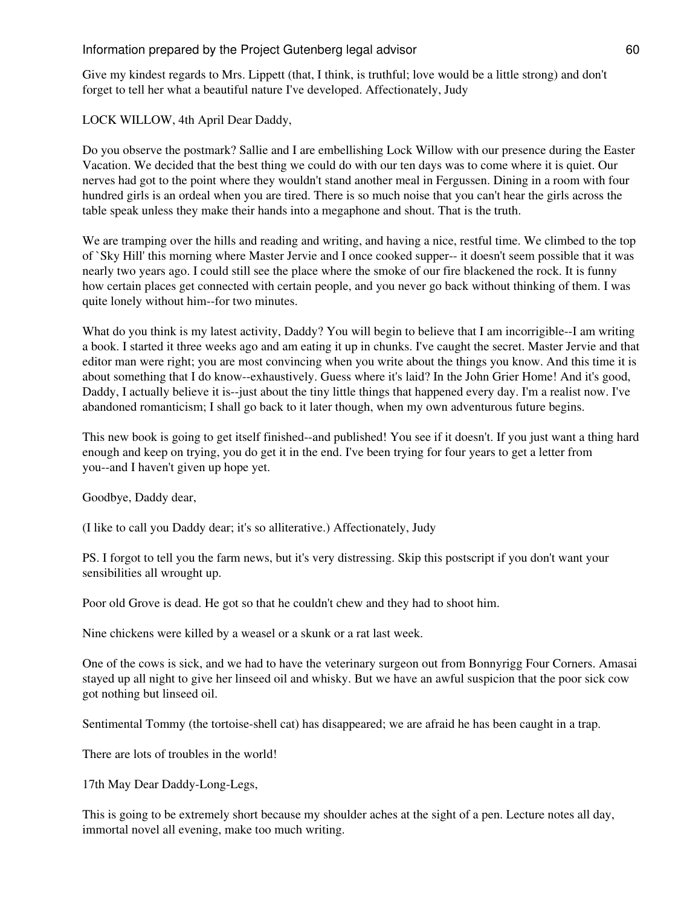Give my kindest regards to Mrs. Lippett (that, I think, is truthful; love would be a little strong) and don't forget to tell her what a beautiful nature I've developed. Affectionately, Judy

LOCK WILLOW, 4th April Dear Daddy,

Do you observe the postmark? Sallie and I are embellishing Lock Willow with our presence during the Easter Vacation. We decided that the best thing we could do with our ten days was to come where it is quiet. Our nerves had got to the point where they wouldn't stand another meal in Fergussen. Dining in a room with four hundred girls is an ordeal when you are tired. There is so much noise that you can't hear the girls across the table speak unless they make their hands into a megaphone and shout. That is the truth.

We are tramping over the hills and reading and writing, and having a nice, restful time. We climbed to the top of `Sky Hill' this morning where Master Jervie and I once cooked supper-- it doesn't seem possible that it was nearly two years ago. I could still see the place where the smoke of our fire blackened the rock. It is funny how certain places get connected with certain people, and you never go back without thinking of them. I was quite lonely without him--for two minutes.

What do you think is my latest activity, Daddy? You will begin to believe that I am incorrigible--I am writing a book. I started it three weeks ago and am eating it up in chunks. I've caught the secret. Master Jervie and that editor man were right; you are most convincing when you write about the things you know. And this time it is about something that I do know--exhaustively. Guess where it's laid? In the John Grier Home! And it's good, Daddy, I actually believe it is--just about the tiny little things that happened every day. I'm a realist now. I've abandoned romanticism; I shall go back to it later though, when my own adventurous future begins.

This new book is going to get itself finished--and published! You see if it doesn't. If you just want a thing hard enough and keep on trying, you do get it in the end. I've been trying for four years to get a letter from you--and I haven't given up hope yet.

Goodbye, Daddy dear,

(I like to call you Daddy dear; it's so alliterative.) Affectionately, Judy

PS. I forgot to tell you the farm news, but it's very distressing. Skip this postscript if you don't want your sensibilities all wrought up.

Poor old Grove is dead. He got so that he couldn't chew and they had to shoot him.

Nine chickens were killed by a weasel or a skunk or a rat last week.

One of the cows is sick, and we had to have the veterinary surgeon out from Bonnyrigg Four Corners. Amasai stayed up all night to give her linseed oil and whisky. But we have an awful suspicion that the poor sick cow got nothing but linseed oil.

Sentimental Tommy (the tortoise-shell cat) has disappeared; we are afraid he has been caught in a trap.

There are lots of troubles in the world!

17th May Dear Daddy-Long-Legs,

This is going to be extremely short because my shoulder aches at the sight of a pen. Lecture notes all day, immortal novel all evening, make too much writing.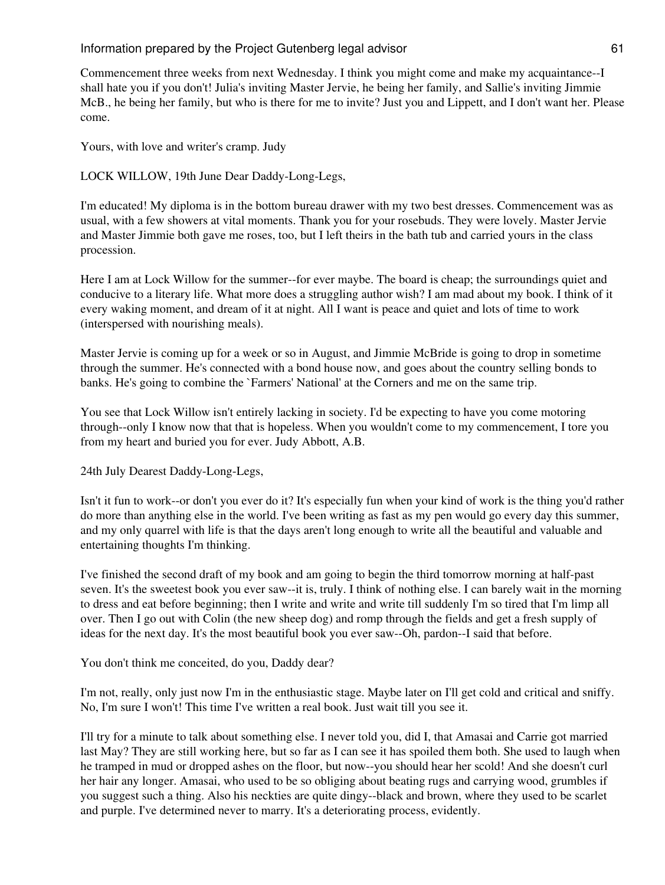Commencement three weeks from next Wednesday. I think you might come and make my acquaintance--I shall hate you if you don't! Julia's inviting Master Jervie, he being her family, and Sallie's inviting Jimmie McB., he being her family, but who is there for me to invite? Just you and Lippett, and I don't want her. Please come.

Yours, with love and writer's cramp. Judy

LOCK WILLOW, 19th June Dear Daddy-Long-Legs,

I'm educated! My diploma is in the bottom bureau drawer with my two best dresses. Commencement was as usual, with a few showers at vital moments. Thank you for your rosebuds. They were lovely. Master Jervie and Master Jimmie both gave me roses, too, but I left theirs in the bath tub and carried yours in the class procession.

Here I am at Lock Willow for the summer--for ever maybe. The board is cheap; the surroundings quiet and conducive to a literary life. What more does a struggling author wish? I am mad about my book. I think of it every waking moment, and dream of it at night. All I want is peace and quiet and lots of time to work (interspersed with nourishing meals).

Master Jervie is coming up for a week or so in August, and Jimmie McBride is going to drop in sometime through the summer. He's connected with a bond house now, and goes about the country selling bonds to banks. He's going to combine the `Farmers' National' at the Corners and me on the same trip.

You see that Lock Willow isn't entirely lacking in society. I'd be expecting to have you come motoring through--only I know now that that is hopeless. When you wouldn't come to my commencement, I tore you from my heart and buried you for ever. Judy Abbott, A.B.

24th July Dearest Daddy-Long-Legs,

Isn't it fun to work--or don't you ever do it? It's especially fun when your kind of work is the thing you'd rather do more than anything else in the world. I've been writing as fast as my pen would go every day this summer, and my only quarrel with life is that the days aren't long enough to write all the beautiful and valuable and entertaining thoughts I'm thinking.

I've finished the second draft of my book and am going to begin the third tomorrow morning at half-past seven. It's the sweetest book you ever saw--it is, truly. I think of nothing else. I can barely wait in the morning to dress and eat before beginning; then I write and write and write till suddenly I'm so tired that I'm limp all over. Then I go out with Colin (the new sheep dog) and romp through the fields and get a fresh supply of ideas for the next day. It's the most beautiful book you ever saw--Oh, pardon--I said that before.

You don't think me conceited, do you, Daddy dear?

I'm not, really, only just now I'm in the enthusiastic stage. Maybe later on I'll get cold and critical and sniffy. No, I'm sure I won't! This time I've written a real book. Just wait till you see it.

I'll try for a minute to talk about something else. I never told you, did I, that Amasai and Carrie got married last May? They are still working here, but so far as I can see it has spoiled them both. She used to laugh when he tramped in mud or dropped ashes on the floor, but now--you should hear her scold! And she doesn't curl her hair any longer. Amasai, who used to be so obliging about beating rugs and carrying wood, grumbles if you suggest such a thing. Also his neckties are quite dingy--black and brown, where they used to be scarlet and purple. I've determined never to marry. It's a deteriorating process, evidently.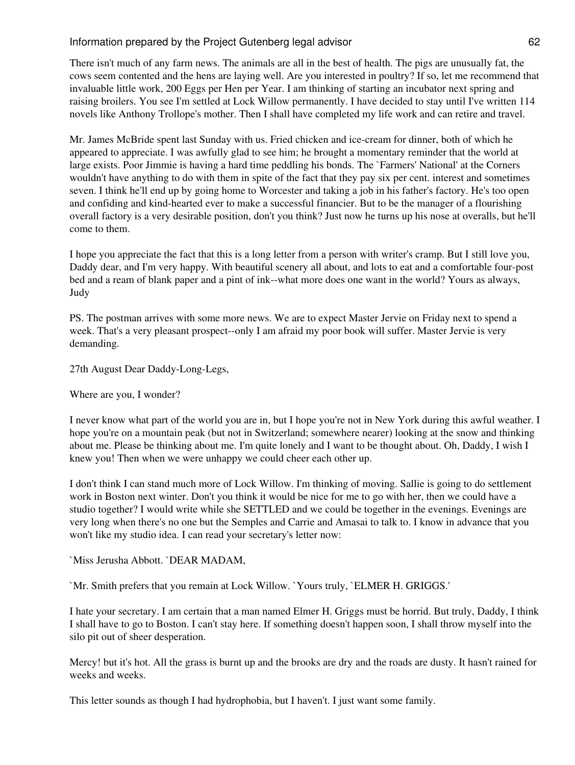There isn't much of any farm news. The animals are all in the best of health. The pigs are unusually fat, the cows seem contented and the hens are laying well. Are you interested in poultry? If so, let me recommend that invaluable little work, 200 Eggs per Hen per Year. I am thinking of starting an incubator next spring and raising broilers. You see I'm settled at Lock Willow permanently. I have decided to stay until I've written 114 novels like Anthony Trollope's mother. Then I shall have completed my life work and can retire and travel.

Mr. James McBride spent last Sunday with us. Fried chicken and ice-cream for dinner, both of which he appeared to appreciate. I was awfully glad to see him; he brought a momentary reminder that the world at large exists. Poor Jimmie is having a hard time peddling his bonds. The `Farmers' National' at the Corners wouldn't have anything to do with them in spite of the fact that they pay six per cent. interest and sometimes seven. I think he'll end up by going home to Worcester and taking a job in his father's factory. He's too open and confiding and kind-hearted ever to make a successful financier. But to be the manager of a flourishing overall factory is a very desirable position, don't you think? Just now he turns up his nose at overalls, but he'll come to them.

I hope you appreciate the fact that this is a long letter from a person with writer's cramp. But I still love you, Daddy dear, and I'm very happy. With beautiful scenery all about, and lots to eat and a comfortable four-post bed and a ream of blank paper and a pint of ink--what more does one want in the world? Yours as always, Judy

PS. The postman arrives with some more news. We are to expect Master Jervie on Friday next to spend a week. That's a very pleasant prospect--only I am afraid my poor book will suffer. Master Jervie is very demanding.

27th August Dear Daddy-Long-Legs,

Where are you, I wonder?

I never know what part of the world you are in, but I hope you're not in New York during this awful weather. I hope you're on a mountain peak (but not in Switzerland; somewhere nearer) looking at the snow and thinking about me. Please be thinking about me. I'm quite lonely and I want to be thought about. Oh, Daddy, I wish I knew you! Then when we were unhappy we could cheer each other up.

I don't think I can stand much more of Lock Willow. I'm thinking of moving. Sallie is going to do settlement work in Boston next winter. Don't you think it would be nice for me to go with her, then we could have a studio together? I would write while she SETTLED and we could be together in the evenings. Evenings are very long when there's no one but the Semples and Carrie and Amasai to talk to. I know in advance that you won't like my studio idea. I can read your secretary's letter now:

`Miss Jerusha Abbott. `DEAR MADAM,

`Mr. Smith prefers that you remain at Lock Willow. `Yours truly, `ELMER H. GRIGGS.'

I hate your secretary. I am certain that a man named Elmer H. Griggs must be horrid. But truly, Daddy, I think I shall have to go to Boston. I can't stay here. If something doesn't happen soon, I shall throw myself into the silo pit out of sheer desperation.

Mercy! but it's hot. All the grass is burnt up and the brooks are dry and the roads are dusty. It hasn't rained for weeks and weeks.

This letter sounds as though I had hydrophobia, but I haven't. I just want some family.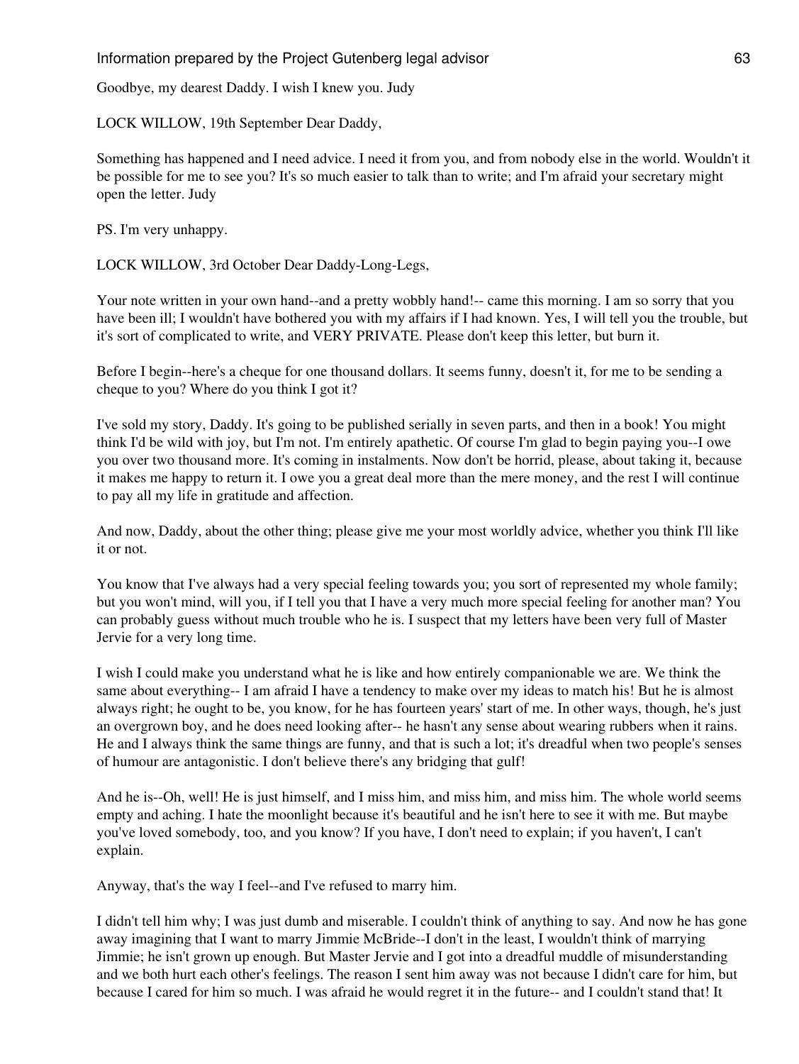Goodbye, my dearest Daddy. I wish I knew you. Judy

LOCK WILLOW, 19th September Dear Daddy,

Something has happened and I need advice. I need it from you, and from nobody else in the world. Wouldn't it be possible for me to see you? It's so much easier to talk than to write; and I'm afraid your secretary might open the letter. Judy

PS. I'm very unhappy.

LOCK WILLOW, 3rd October Dear Daddy-Long-Legs,

Your note written in your own hand--and a pretty wobbly hand!-- came this morning. I am so sorry that you have been ill; I wouldn't have bothered you with my affairs if I had known. Yes, I will tell you the trouble, but it's sort of complicated to write, and VERY PRIVATE. Please don't keep this letter, but burn it.

Before I begin--here's a cheque for one thousand dollars. It seems funny, doesn't it, for me to be sending a cheque to you? Where do you think I got it?

I've sold my story, Daddy. It's going to be published serially in seven parts, and then in a book! You might think I'd be wild with joy, but I'm not. I'm entirely apathetic. Of course I'm glad to begin paying you--I owe you over two thousand more. It's coming in instalments. Now don't be horrid, please, about taking it, because it makes me happy to return it. I owe you a great deal more than the mere money, and the rest I will continue to pay all my life in gratitude and affection.

And now, Daddy, about the other thing; please give me your most worldly advice, whether you think I'll like it or not.

You know that I've always had a very special feeling towards you; you sort of represented my whole family; but you won't mind, will you, if I tell you that I have a very much more special feeling for another man? You can probably guess without much trouble who he is. I suspect that my letters have been very full of Master Jervie for a very long time.

I wish I could make you understand what he is like and how entirely companionable we are. We think the same about everything-- I am afraid I have a tendency to make over my ideas to match his! But he is almost always right; he ought to be, you know, for he has fourteen years' start of me. In other ways, though, he's just an overgrown boy, and he does need looking after-- he hasn't any sense about wearing rubbers when it rains. He and I always think the same things are funny, and that is such a lot; it's dreadful when two people's senses of humour are antagonistic. I don't believe there's any bridging that gulf!

And he is--Oh, well! He is just himself, and I miss him, and miss him, and miss him. The whole world seems empty and aching. I hate the moonlight because it's beautiful and he isn't here to see it with me. But maybe you've loved somebody, too, and you know? If you have, I don't need to explain; if you haven't, I can't explain.

Anyway, that's the way I feel--and I've refused to marry him.

I didn't tell him why; I was just dumb and miserable. I couldn't think of anything to say. And now he has gone away imagining that I want to marry Jimmie McBride--I don't in the least, I wouldn't think of marrying Jimmie; he isn't grown up enough. But Master Jervie and I got into a dreadful muddle of misunderstanding and we both hurt each other's feelings. The reason I sent him away was not because I didn't care for him, but because I cared for him so much. I was afraid he would regret it in the future-- and I couldn't stand that! It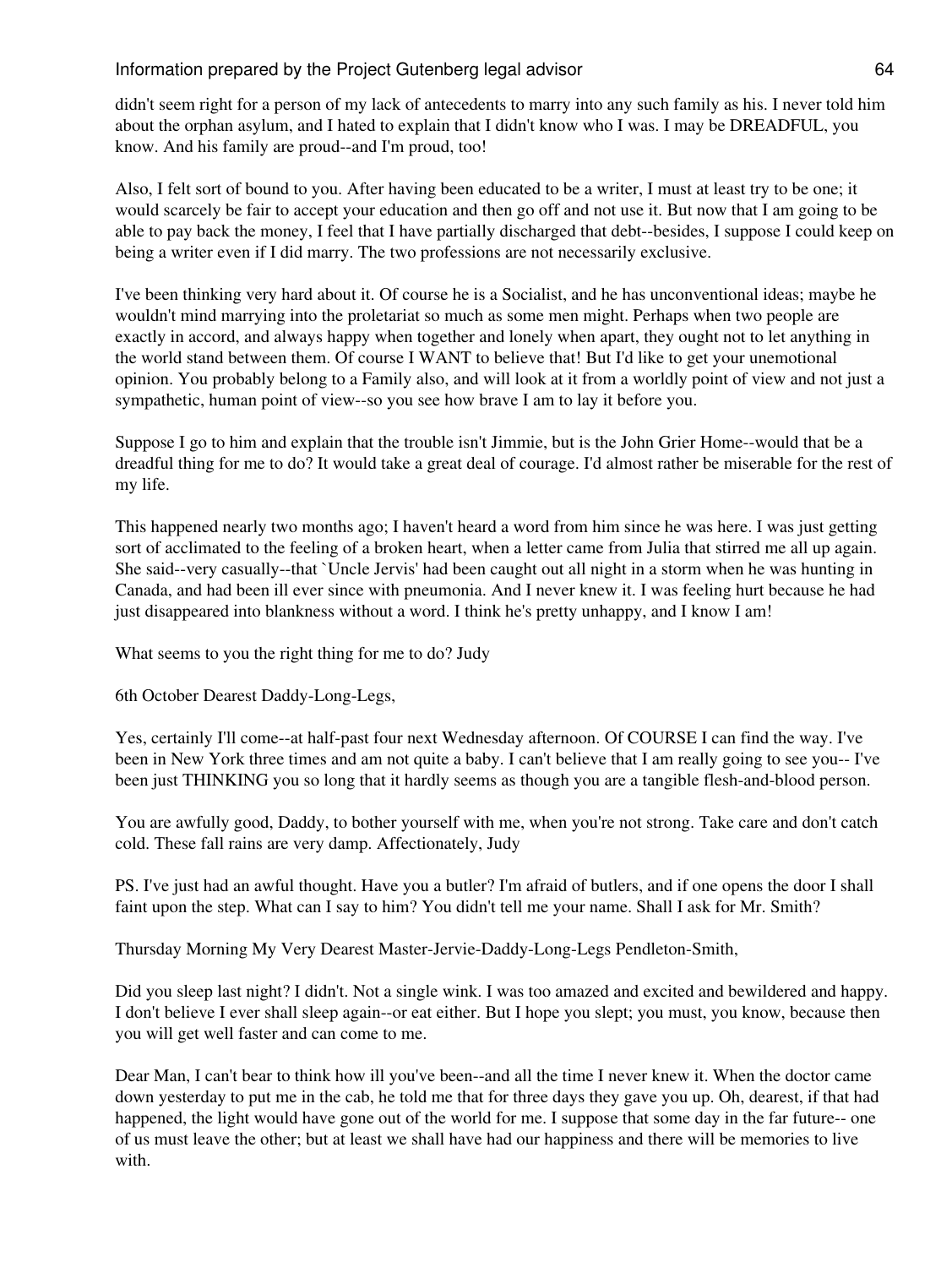didn't seem right for a person of my lack of antecedents to marry into any such family as his. I never told him about the orphan asylum, and I hated to explain that I didn't know who I was. I may be DREADFUL, you know. And his family are proud--and I'm proud, too!

Also, I felt sort of bound to you. After having been educated to be a writer, I must at least try to be one; it would scarcely be fair to accept your education and then go off and not use it. But now that I am going to be able to pay back the money, I feel that I have partially discharged that debt--besides, I suppose I could keep on being a writer even if I did marry. The two professions are not necessarily exclusive.

I've been thinking very hard about it. Of course he is a Socialist, and he has unconventional ideas; maybe he wouldn't mind marrying into the proletariat so much as some men might. Perhaps when two people are exactly in accord, and always happy when together and lonely when apart, they ought not to let anything in the world stand between them. Of course I WANT to believe that! But I'd like to get your unemotional opinion. You probably belong to a Family also, and will look at it from a worldly point of view and not just a sympathetic, human point of view--so you see how brave I am to lay it before you.

Suppose I go to him and explain that the trouble isn't Jimmie, but is the John Grier Home--would that be a dreadful thing for me to do? It would take a great deal of courage. I'd almost rather be miserable for the rest of my life.

This happened nearly two months ago; I haven't heard a word from him since he was here. I was just getting sort of acclimated to the feeling of a broken heart, when a letter came from Julia that stirred me all up again. She said--very casually--that `Uncle Jervis' had been caught out all night in a storm when he was hunting in Canada, and had been ill ever since with pneumonia. And I never knew it. I was feeling hurt because he had just disappeared into blankness without a word. I think he's pretty unhappy, and I know I am!

What seems to you the right thing for me to do? Judy

6th October Dearest Daddy-Long-Legs,

Yes, certainly I'll come--at half-past four next Wednesday afternoon. Of COURSE I can find the way. I've been in New York three times and am not quite a baby. I can't believe that I am really going to see you-- I've been just THINKING you so long that it hardly seems as though you are a tangible flesh-and-blood person.

You are awfully good, Daddy, to bother yourself with me, when you're not strong. Take care and don't catch cold. These fall rains are very damp. Affectionately, Judy

PS. I've just had an awful thought. Have you a butler? I'm afraid of butlers, and if one opens the door I shall faint upon the step. What can I say to him? You didn't tell me your name. Shall I ask for Mr. Smith?

Thursday Morning My Very Dearest Master-Jervie-Daddy-Long-Legs Pendleton-Smith,

Did you sleep last night? I didn't. Not a single wink. I was too amazed and excited and bewildered and happy. I don't believe I ever shall sleep again--or eat either. But I hope you slept; you must, you know, because then you will get well faster and can come to me.

Dear Man, I can't bear to think how ill you've been--and all the time I never knew it. When the doctor came down yesterday to put me in the cab, he told me that for three days they gave you up. Oh, dearest, if that had happened, the light would have gone out of the world for me. I suppose that some day in the far future-- one of us must leave the other; but at least we shall have had our happiness and there will be memories to live with.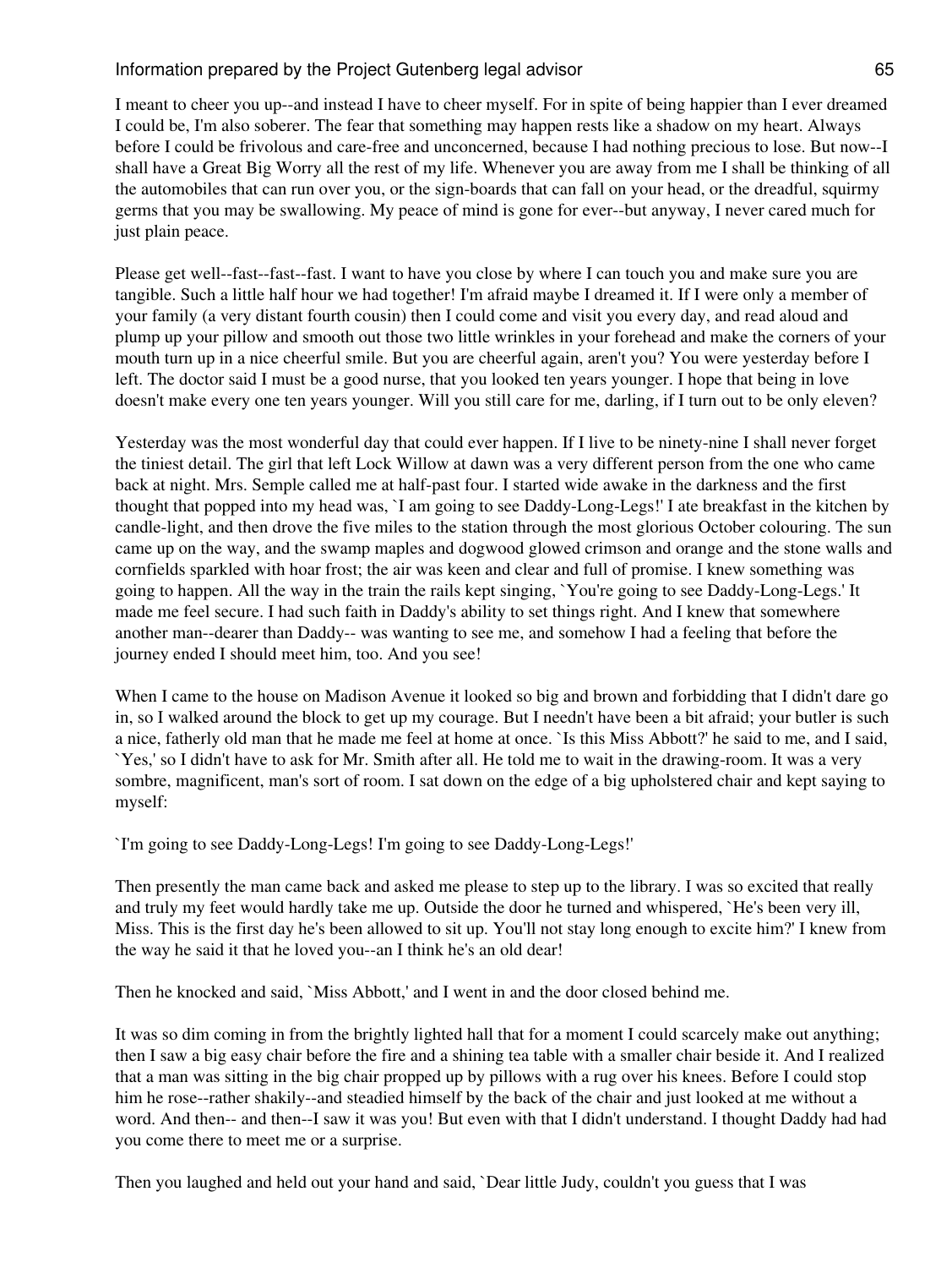I meant to cheer you up--and instead I have to cheer myself. For in spite of being happier than I ever dreamed I could be, I'm also soberer. The fear that something may happen rests like a shadow on my heart. Always before I could be frivolous and care-free and unconcerned, because I had nothing precious to lose. But now--I shall have a Great Big Worry all the rest of my life. Whenever you are away from me I shall be thinking of all the automobiles that can run over you, or the sign-boards that can fall on your head, or the dreadful, squirmy germs that you may be swallowing. My peace of mind is gone for ever--but anyway, I never cared much for just plain peace.

Please get well--fast--fast--fast. I want to have you close by where I can touch you and make sure you are tangible. Such a little half hour we had together! I'm afraid maybe I dreamed it. If I were only a member of your family (a very distant fourth cousin) then I could come and visit you every day, and read aloud and plump up your pillow and smooth out those two little wrinkles in your forehead and make the corners of your mouth turn up in a nice cheerful smile. But you are cheerful again, aren't you? You were yesterday before I left. The doctor said I must be a good nurse, that you looked ten years younger. I hope that being in love doesn't make every one ten years younger. Will you still care for me, darling, if I turn out to be only eleven?

Yesterday was the most wonderful day that could ever happen. If I live to be ninety-nine I shall never forget the tiniest detail. The girl that left Lock Willow at dawn was a very different person from the one who came back at night. Mrs. Semple called me at half-past four. I started wide awake in the darkness and the first thought that popped into my head was, `I am going to see Daddy-Long-Legs!' I ate breakfast in the kitchen by candle-light, and then drove the five miles to the station through the most glorious October colouring. The sun came up on the way, and the swamp maples and dogwood glowed crimson and orange and the stone walls and cornfields sparkled with hoar frost; the air was keen and clear and full of promise. I knew something was going to happen. All the way in the train the rails kept singing, `You're going to see Daddy-Long-Legs.' It made me feel secure. I had such faith in Daddy's ability to set things right. And I knew that somewhere another man--dearer than Daddy-- was wanting to see me, and somehow I had a feeling that before the journey ended I should meet him, too. And you see!

When I came to the house on Madison Avenue it looked so big and brown and forbidding that I didn't dare go in, so I walked around the block to get up my courage. But I needn't have been a bit afraid; your butler is such a nice, fatherly old man that he made me feel at home at once. `Is this Miss Abbott?' he said to me, and I said, `Yes,' so I didn't have to ask for Mr. Smith after all. He told me to wait in the drawing-room. It was a very sombre, magnificent, man's sort of room. I sat down on the edge of a big upholstered chair and kept saying to myself:

`I'm going to see Daddy-Long-Legs! I'm going to see Daddy-Long-Legs!'

Then presently the man came back and asked me please to step up to the library. I was so excited that really and truly my feet would hardly take me up. Outside the door he turned and whispered, `He's been very ill, Miss. This is the first day he's been allowed to sit up. You'll not stay long enough to excite him?' I knew from the way he said it that he loved you--an I think he's an old dear!

Then he knocked and said, `Miss Abbott,' and I went in and the door closed behind me.

It was so dim coming in from the brightly lighted hall that for a moment I could scarcely make out anything; then I saw a big easy chair before the fire and a shining tea table with a smaller chair beside it. And I realized that a man was sitting in the big chair propped up by pillows with a rug over his knees. Before I could stop him he rose--rather shakily--and steadied himself by the back of the chair and just looked at me without a word. And then-- and then--I saw it was you! But even with that I didn't understand. I thought Daddy had had you come there to meet me or a surprise.

Then you laughed and held out your hand and said, `Dear little Judy, couldn't you guess that I was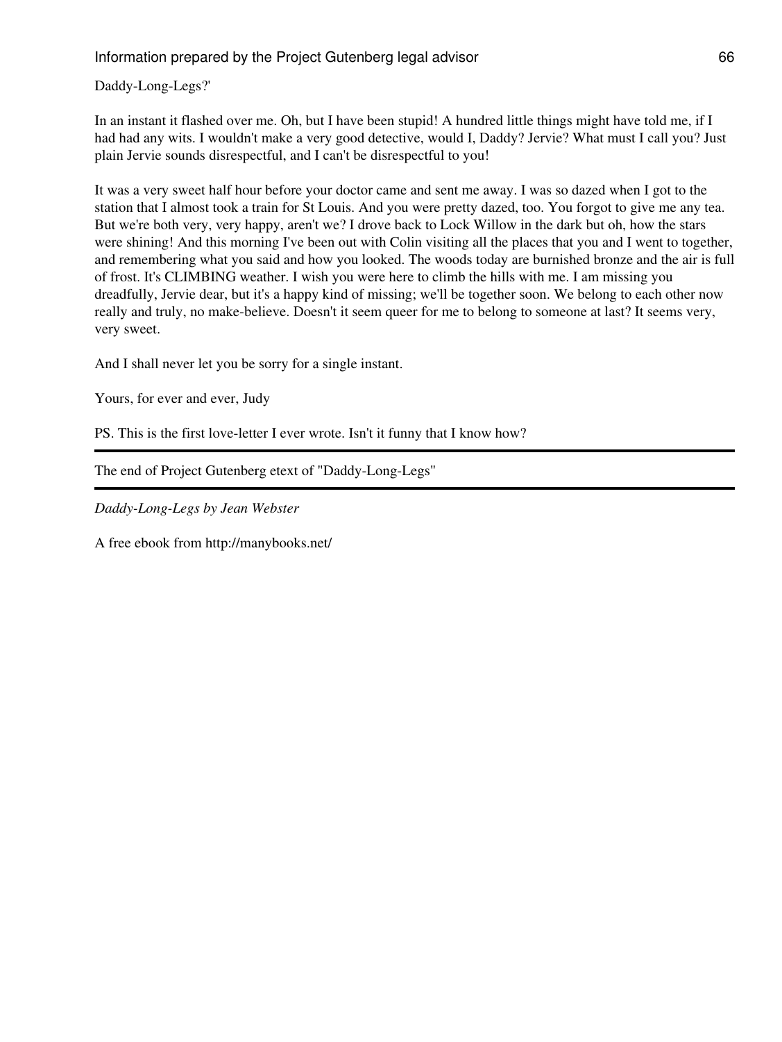Daddy-Long-Legs?'

In an instant it flashed over me. Oh, but I have been stupid! A hundred little things might have told me, if I had had any wits. I wouldn't make a very good detective, would I, Daddy? Jervie? What must I call you? Just plain Jervie sounds disrespectful, and I can't be disrespectful to you!

It was a very sweet half hour before your doctor came and sent me away. I was so dazed when I got to the station that I almost took a train for St Louis. And you were pretty dazed, too. You forgot to give me any tea. But we're both very, very happy, aren't we? I drove back to Lock Willow in the dark but oh, how the stars were shining! And this morning I've been out with Colin visiting all the places that you and I went to together, and remembering what you said and how you looked. The woods today are burnished bronze and the air is full of frost. It's CLIMBING weather. I wish you were here to climb the hills with me. I am missing you dreadfully, Jervie dear, but it's a happy kind of missing; we'll be together soon. We belong to each other now really and truly, no make-believe. Doesn't it seem queer for me to belong to someone at last? It seems very, very sweet.

And I shall never let you be sorry for a single instant.

Yours, for ever and ever, Judy

PS. This is the first love-letter I ever wrote. Isn't it funny that I know how?

---

The end of Project Gutenberg etext of "Daddy-Long-Legs"

---

*Daddy-Long-Legs by Jean Webster*

A free ebook from http://manybooks.net/